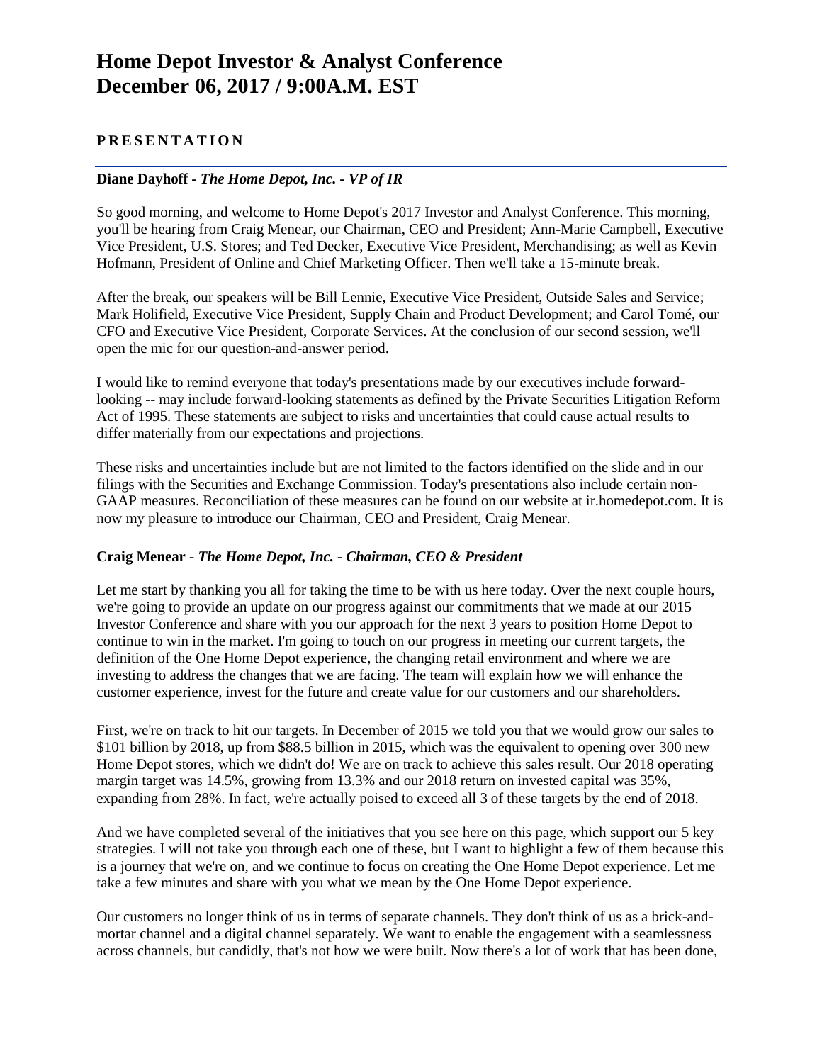# Home Depot Investor & Analyst Conference
# December 06, 2017 / 9:00A.M. EST

## PRESENTATION

### Diane Dayhoff - *The Home Depot, Inc. - VP of IR*

So good morning, and welcome to Home Depot's 2017 Investor and Analyst Conference. This morning, you'll be hearing from Craig Menear, our Chairman, CEO and President; Ann-Marie Campbell, Executive Vice President, U.S. Stores; and Ted Decker, Executive Vice President, Merchandising; as well as Kevin Hofmann, President of Online and Chief Marketing Officer. Then we'll take a 15-minute break.

After the break, our speakers will be Bill Lennie, Executive Vice President, Outside Sales and Service; Mark Holifield, Executive Vice President, Supply Chain and Product Development; and Carol Tomé, our CFO and Executive Vice President, Corporate Services. At the conclusion of our second session, we'll open the mic for our question-and-answer period.

I would like to remind everyone that today's presentations made by our executives include forward-looking -- may include forward-looking statements as defined by the Private Securities Litigation Reform Act of 1995. These statements are subject to risks and uncertainties that could cause actual results to differ materially from our expectations and projections.

These risks and uncertainties include but are not limited to the factors identified on the slide and in our filings with the Securities and Exchange Commission. Today's presentations also include certain non-GAAP measures. Reconciliation of these measures can be found on our website at ir.homedepot.com. It is now my pleasure to introduce our Chairman, CEO and President, Craig Menear.

### Craig Menear - *The Home Depot, Inc. - Chairman, CEO & President*

Let me start by thanking you all for taking the time to be with us here today. Over the next couple hours, we're going to provide an update on our progress against our commitments that we made at our 2015 Investor Conference and share with you our approach for the next 3 years to position Home Depot to continue to win in the market. I'm going to touch on our progress in meeting our current targets, the definition of the One Home Depot experience, the changing retail environment and where we are investing to address the changes that we are facing. The team will explain how we will enhance the customer experience, invest for the future and create value for our customers and our shareholders.

First, we're on track to hit our targets. In December of 2015 we told you that we would grow our sales to $101 billion by 2018, up from $88.5 billion in 2015, which was the equivalent to opening over 300 new Home Depot stores, which we didn't do! We are on track to achieve this sales result. Our 2018 operating margin target was 14.5%, growing from 13.3% and our 2018 return on invested capital was 35%, expanding from 28%. In fact, we're actually poised to exceed all 3 of these targets by the end of 2018.

And we have completed several of the initiatives that you see here on this page, which support our 5 key strategies. I will not take you through each one of these, but I want to highlight a few of them because this is a journey that we're on, and we continue to focus on creating the One Home Depot experience. Let me take a few minutes and share with you what we mean by the One Home Depot experience.

Our customers no longer think of us in terms of separate channels. They don't think of us as a brick-and-mortar channel and a digital channel separately. We want to enable the engagement with a seamlessness across channels, but candidly, that's not how we were built. Now there's a lot of work that has been done,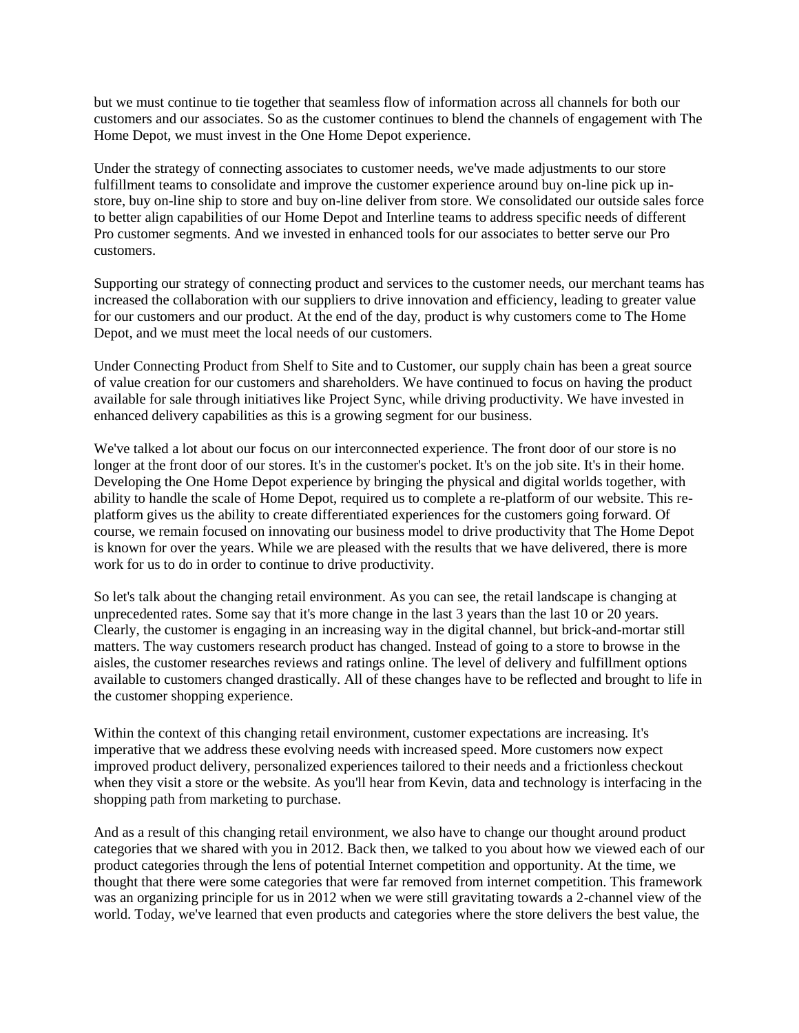but we must continue to tie together that seamless flow of information across all channels for both our customers and our associates. So as the customer continues to blend the channels of engagement with The Home Depot, we must invest in the One Home Depot experience.

Under the strategy of connecting associates to customer needs, we've made adjustments to our store fulfillment teams to consolidate and improve the customer experience around buy on-line pick up in-store, buy on-line ship to store and buy on-line deliver from store. We consolidated our outside sales force to better align capabilities of our Home Depot and Interline teams to address specific needs of different Pro customer segments. And we invested in enhanced tools for our associates to better serve our Pro customers.

Supporting our strategy of connecting product and services to the customer needs, our merchant teams has increased the collaboration with our suppliers to drive innovation and efficiency, leading to greater value for our customers and our product. At the end of the day, product is why customers come to The Home Depot, and we must meet the local needs of our customers.

Under Connecting Product from Shelf to Site and to Customer, our supply chain has been a great source of value creation for our customers and shareholders. We have continued to focus on having the product available for sale through initiatives like Project Sync, while driving productivity. We have invested in enhanced delivery capabilities as this is a growing segment for our business.

We've talked a lot about our focus on our interconnected experience. The front door of our store is no longer at the front door of our stores. It's in the customer's pocket. It's on the job site. It's in their home. Developing the One Home Depot experience by bringing the physical and digital worlds together, with ability to handle the scale of Home Depot, required us to complete a re-platform of our website. This re-platform gives us the ability to create differentiated experiences for the customers going forward. Of course, we remain focused on innovating our business model to drive productivity that The Home Depot is known for over the years. While we are pleased with the results that we have delivered, there is more work for us to do in order to continue to drive productivity.

So let's talk about the changing retail environment. As you can see, the retail landscape is changing at unprecedented rates. Some say that it's more change in the last 3 years than the last 10 or 20 years. Clearly, the customer is engaging in an increasing way in the digital channel, but brick-and-mortar still matters. The way customers research product has changed. Instead of going to a store to browse in the aisles, the customer researches reviews and ratings online. The level of delivery and fulfillment options available to customers changed drastically. All of these changes have to be reflected and brought to life in the customer shopping experience.

Within the context of this changing retail environment, customer expectations are increasing. It's imperative that we address these evolving needs with increased speed. More customers now expect improved product delivery, personalized experiences tailored to their needs and a frictionless checkout when they visit a store or the website. As you'll hear from Kevin, data and technology is interfacing in the shopping path from marketing to purchase.

And as a result of this changing retail environment, we also have to change our thought around product categories that we shared with you in 2012. Back then, we talked to you about how we viewed each of our product categories through the lens of potential Internet competition and opportunity. At the time, we thought that there were some categories that were far removed from internet competition. This framework was an organizing principle for us in 2012 when we were still gravitating towards a 2-channel view of the world. Today, we've learned that even products and categories where the store delivers the best value, the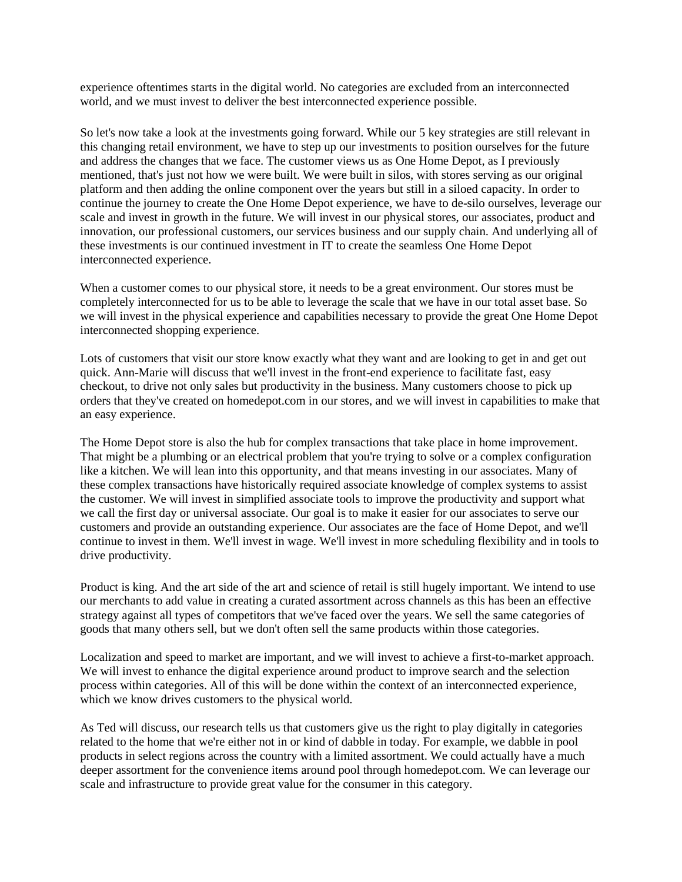experience oftentimes starts in the digital world. No categories are excluded from an interconnected world, and we must invest to deliver the best interconnected experience possible.

So let's now take a look at the investments going forward. While our 5 key strategies are still relevant in this changing retail environment, we have to step up our investments to position ourselves for the future and address the changes that we face. The customer views us as One Home Depot, as I previously mentioned, that's just not how we were built. We were built in silos, with stores serving as our original platform and then adding the online component over the years but still in a siloed capacity. In order to continue the journey to create the One Home Depot experience, we have to de-silo ourselves, leverage our scale and invest in growth in the future. We will invest in our physical stores, our associates, product and innovation, our professional customers, our services business and our supply chain. And underlying all of these investments is our continued investment in IT to create the seamless One Home Depot interconnected experience.

When a customer comes to our physical store, it needs to be a great environment. Our stores must be completely interconnected for us to be able to leverage the scale that we have in our total asset base. So we will invest in the physical experience and capabilities necessary to provide the great One Home Depot interconnected shopping experience.

Lots of customers that visit our store know exactly what they want and are looking to get in and get out quick. Ann-Marie will discuss that we'll invest in the front-end experience to facilitate fast, easy checkout, to drive not only sales but productivity in the business. Many customers choose to pick up orders that they've created on homedepot.com in our stores, and we will invest in capabilities to make that an easy experience.

The Home Depot store is also the hub for complex transactions that take place in home improvement. That might be a plumbing or an electrical problem that you're trying to solve or a complex configuration like a kitchen. We will lean into this opportunity, and that means investing in our associates. Many of these complex transactions have historically required associate knowledge of complex systems to assist the customer. We will invest in simplified associate tools to improve the productivity and support what we call the first day or universal associate. Our goal is to make it easier for our associates to serve our customers and provide an outstanding experience. Our associates are the face of Home Depot, and we'll continue to invest in them. We'll invest in wage. We'll invest in more scheduling flexibility and in tools to drive productivity.

Product is king. And the art side of the art and science of retail is still hugely important. We intend to use our merchants to add value in creating a curated assortment across channels as this has been an effective strategy against all types of competitors that we've faced over the years. We sell the same categories of goods that many others sell, but we don't often sell the same products within those categories.

Localization and speed to market are important, and we will invest to achieve a first-to-market approach. We will invest to enhance the digital experience around product to improve search and the selection process within categories. All of this will be done within the context of an interconnected experience, which we know drives customers to the physical world.

As Ted will discuss, our research tells us that customers give us the right to play digitally in categories related to the home that we're either not in or kind of dabble in today. For example, we dabble in pool products in select regions across the country with a limited assortment. We could actually have a much deeper assortment for the convenience items around pool through homedepot.com. We can leverage our scale and infrastructure to provide great value for the consumer in this category.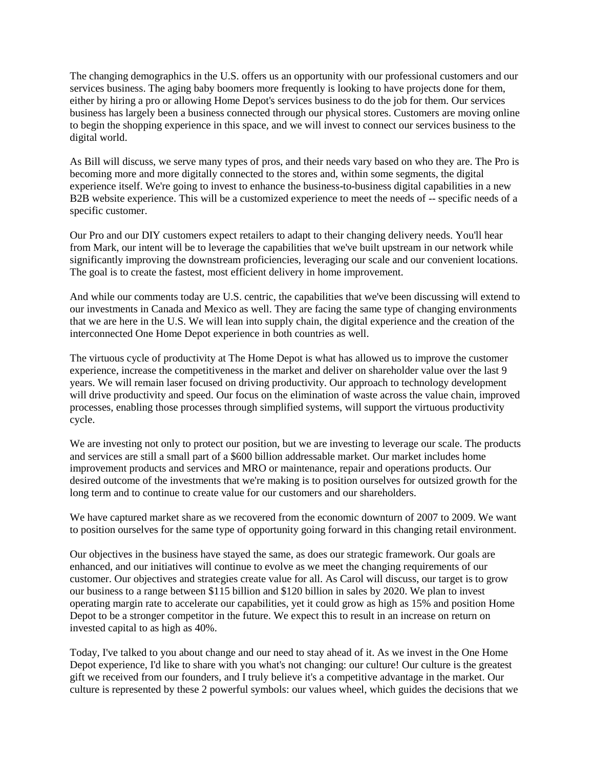The changing demographics in the U.S. offers us an opportunity with our professional customers and our services business. The aging baby boomers more frequently is looking to have projects done for them, either by hiring a pro or allowing Home Depot's services business to do the job for them. Our services business has largely been a business connected through our physical stores. Customers are moving online to begin the shopping experience in this space, and we will invest to connect our services business to the digital world.

As Bill will discuss, we serve many types of pros, and their needs vary based on who they are. The Pro is becoming more and more digitally connected to the stores and, within some segments, the digital experience itself. We're going to invest to enhance the business-to-business digital capabilities in a new B2B website experience. This will be a customized experience to meet the needs of -- specific needs of a specific customer.

Our Pro and our DIY customers expect retailers to adapt to their changing delivery needs. You'll hear from Mark, our intent will be to leverage the capabilities that we've built upstream in our network while significantly improving the downstream proficiencies, leveraging our scale and our convenient locations. The goal is to create the fastest, most efficient delivery in home improvement.

And while our comments today are U.S. centric, the capabilities that we've been discussing will extend to our investments in Canada and Mexico as well. They are facing the same type of changing environments that we are here in the U.S. We will lean into supply chain, the digital experience and the creation of the interconnected One Home Depot experience in both countries as well.

The virtuous cycle of productivity at The Home Depot is what has allowed us to improve the customer experience, increase the competitiveness in the market and deliver on shareholder value over the last 9 years. We will remain laser focused on driving productivity. Our approach to technology development will drive productivity and speed. Our focus on the elimination of waste across the value chain, improved processes, enabling those processes through simplified systems, will support the virtuous productivity cycle.

We are investing not only to protect our position, but we are investing to leverage our scale. The products and services are still a small part of a $600 billion addressable market. Our market includes home improvement products and services and MRO or maintenance, repair and operations products. Our desired outcome of the investments that we're making is to position ourselves for outsized growth for the long term and to continue to create value for our customers and our shareholders.

We have captured market share as we recovered from the economic downturn of 2007 to 2009. We want to position ourselves for the same type of opportunity going forward in this changing retail environment.

Our objectives in the business have stayed the same, as does our strategic framework. Our goals are enhanced, and our initiatives will continue to evolve as we meet the changing requirements of our customer. Our objectives and strategies create value for all. As Carol will discuss, our target is to grow our business to a range between $115 billion and $120 billion in sales by 2020. We plan to invest operating margin rate to accelerate our capabilities, yet it could grow as high as 15% and position Home Depot to be a stronger competitor in the future. We expect this to result in an increase on return on invested capital to as high as 40%.

Today, I've talked to you about change and our need to stay ahead of it. As we invest in the One Home Depot experience, I'd like to share with you what's not changing: our culture! Our culture is the greatest gift we received from our founders, and I truly believe it's a competitive advantage in the market. Our culture is represented by these 2 powerful symbols: our values wheel, which guides the decisions that we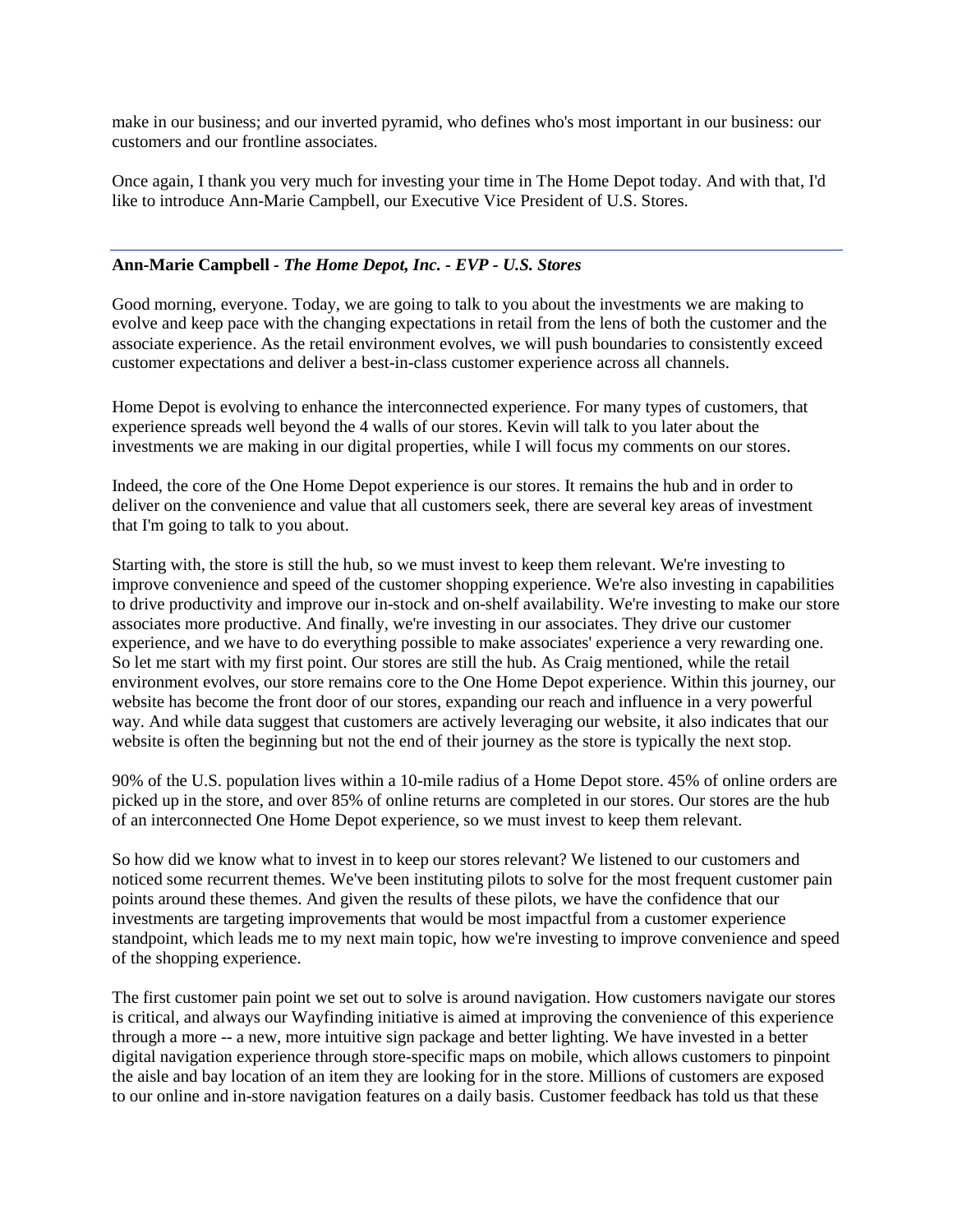make in our business; and our inverted pyramid, who defines who's most important in our business: our customers and our frontline associates.

Once again, I thank you very much for investing your time in The Home Depot today. And with that, I'd like to introduce Ann-Marie Campbell, our Executive Vice President of U.S. Stores.

---

**Ann-Marie Campbell** - ***The Home Depot, Inc. - EVP - U.S. Stores***

Good morning, everyone. Today, we are going to talk to you about the investments we are making to evolve and keep pace with the changing expectations in retail from the lens of both the customer and the associate experience. As the retail environment evolves, we will push boundaries to consistently exceed customer expectations and deliver a best-in-class customer experience across all channels.

Home Depot is evolving to enhance the interconnected experience. For many types of customers, that experience spreads well beyond the 4 walls of our stores. Kevin will talk to you later about the investments we are making in our digital properties, while I will focus my comments on our stores.

Indeed, the core of the One Home Depot experience is our stores. It remains the hub and in order to deliver on the convenience and value that all customers seek, there are several key areas of investment that I'm going to talk to you about.

Starting with, the store is still the hub, so we must invest to keep them relevant. We're investing to improve convenience and speed of the customer shopping experience. We're also investing in capabilities to drive productivity and improve our in-stock and on-shelf availability. We're investing to make our store associates more productive. And finally, we're investing in our associates. They drive our customer experience, and we have to do everything possible to make associates' experience a very rewarding one. So let me start with my first point. Our stores are still the hub. As Craig mentioned, while the retail environment evolves, our store remains core to the One Home Depot experience. Within this journey, our website has become the front door of our stores, expanding our reach and influence in a very powerful way. And while data suggest that customers are actively leveraging our website, it also indicates that our website is often the beginning but not the end of their journey as the store is typically the next stop.

90% of the U.S. population lives within a 10-mile radius of a Home Depot store. 45% of online orders are picked up in the store, and over 85% of online returns are completed in our stores. Our stores are the hub of an interconnected One Home Depot experience, so we must invest to keep them relevant.

So how did we know what to invest in to keep our stores relevant? We listened to our customers and noticed some recurrent themes. We've been instituting pilots to solve for the most frequent customer pain points around these themes. And given the results of these pilots, we have the confidence that our investments are targeting improvements that would be most impactful from a customer experience standpoint, which leads me to my next main topic, how we're investing to improve convenience and speed of the shopping experience.

The first customer pain point we set out to solve is around navigation. How customers navigate our stores is critical, and always our Wayfinding initiative is aimed at improving the convenience of this experience through a more -- a new, more intuitive sign package and better lighting. We have invested in a better digital navigation experience through store-specific maps on mobile, which allows customers to pinpoint the aisle and bay location of an item they are looking for in the store. Millions of customers are exposed to our online and in-store navigation features on a daily basis. Customer feedback has told us that these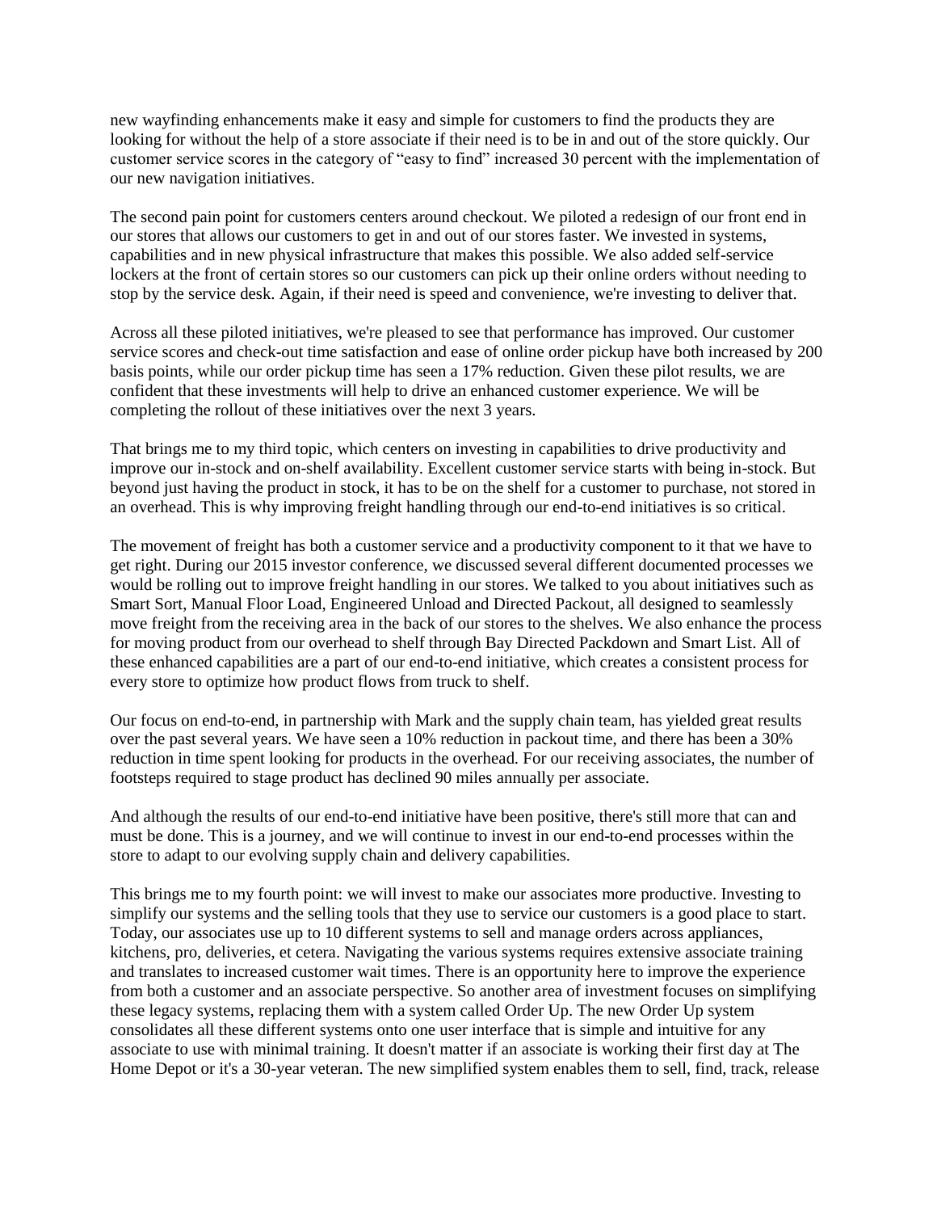new wayfinding enhancements make it easy and simple for customers to find the products they are looking for without the help of a store associate if their need is to be in and out of the store quickly. Our customer service scores in the category of "easy to find" increased 30 percent with the implementation of our new navigation initiatives.

The second pain point for customers centers around checkout. We piloted a redesign of our front end in our stores that allows our customers to get in and out of our stores faster. We invested in systems, capabilities and in new physical infrastructure that makes this possible. We also added self-service lockers at the front of certain stores so our customers can pick up their online orders without needing to stop by the service desk. Again, if their need is speed and convenience, we're investing to deliver that.

Across all these piloted initiatives, we're pleased to see that performance has improved. Our customer service scores and check-out time satisfaction and ease of online order pickup have both increased by 200 basis points, while our order pickup time has seen a 17% reduction. Given these pilot results, we are confident that these investments will help to drive an enhanced customer experience. We will be completing the rollout of these initiatives over the next 3 years.

That brings me to my third topic, which centers on investing in capabilities to drive productivity and improve our in-stock and on-shelf availability. Excellent customer service starts with being in-stock. But beyond just having the product in stock, it has to be on the shelf for a customer to purchase, not stored in an overhead. This is why improving freight handling through our end-to-end initiatives is so critical.

The movement of freight has both a customer service and a productivity component to it that we have to get right. During our 2015 investor conference, we discussed several different documented processes we would be rolling out to improve freight handling in our stores. We talked to you about initiatives such as Smart Sort, Manual Floor Load, Engineered Unload and Directed Packout, all designed to seamlessly move freight from the receiving area in the back of our stores to the shelves. We also enhance the process for moving product from our overhead to shelf through Bay Directed Packdown and Smart List. All of these enhanced capabilities are a part of our end-to-end initiative, which creates a consistent process for every store to optimize how product flows from truck to shelf.

Our focus on end-to-end, in partnership with Mark and the supply chain team, has yielded great results over the past several years. We have seen a 10% reduction in packout time, and there has been a 30% reduction in time spent looking for products in the overhead. For our receiving associates, the number of footsteps required to stage product has declined 90 miles annually per associate.

And although the results of our end-to-end initiative have been positive, there's still more that can and must be done. This is a journey, and we will continue to invest in our end-to-end processes within the store to adapt to our evolving supply chain and delivery capabilities.

This brings me to my fourth point: we will invest to make our associates more productive. Investing to simplify our systems and the selling tools that they use to service our customers is a good place to start. Today, our associates use up to 10 different systems to sell and manage orders across appliances, kitchens, pro, deliveries, et cetera. Navigating the various systems requires extensive associate training and translates to increased customer wait times. There is an opportunity here to improve the experience from both a customer and an associate perspective. So another area of investment focuses on simplifying these legacy systems, replacing them with a system called Order Up. The new Order Up system consolidates all these different systems onto one user interface that is simple and intuitive for any associate to use with minimal training. It doesn't matter if an associate is working their first day at The Home Depot or it's a 30-year veteran. The new simplified system enables them to sell, find, track, release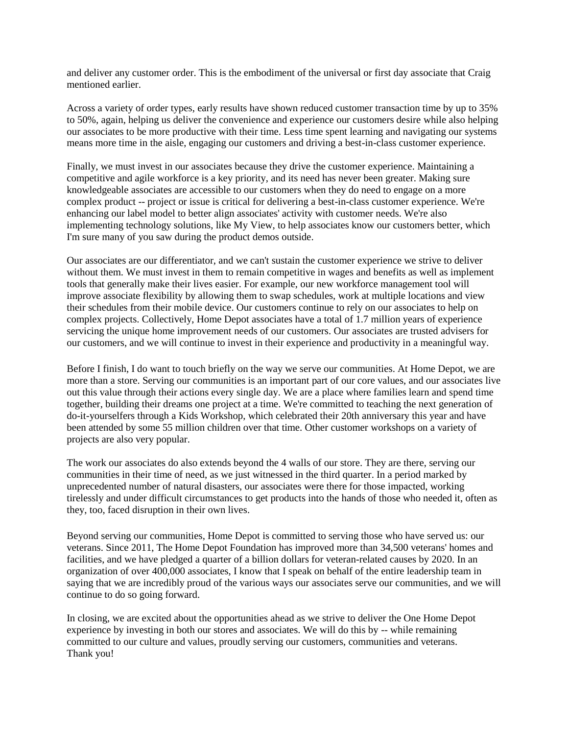and deliver any customer order. This is the embodiment of the universal or first day associate that Craig mentioned earlier.

Across a variety of order types, early results have shown reduced customer transaction time by up to 35% to 50%, again, helping us deliver the convenience and experience our customers desire while also helping our associates to be more productive with their time. Less time spent learning and navigating our systems means more time in the aisle, engaging our customers and driving a best-in-class customer experience.

Finally, we must invest in our associates because they drive the customer experience. Maintaining a competitive and agile workforce is a key priority, and its need has never been greater. Making sure knowledgeable associates are accessible to our customers when they do need to engage on a more complex product -- project or issue is critical for delivering a best-in-class customer experience. We're enhancing our label model to better align associates' activity with customer needs. We're also implementing technology solutions, like My View, to help associates know our customers better, which I'm sure many of you saw during the product demos outside.

Our associates are our differentiator, and we can't sustain the customer experience we strive to deliver without them. We must invest in them to remain competitive in wages and benefits as well as implement tools that generally make their lives easier. For example, our new workforce management tool will improve associate flexibility by allowing them to swap schedules, work at multiple locations and view their schedules from their mobile device. Our customers continue to rely on our associates to help on complex projects. Collectively, Home Depot associates have a total of 1.7 million years of experience servicing the unique home improvement needs of our customers. Our associates are trusted advisers for our customers, and we will continue to invest in their experience and productivity in a meaningful way.

Before I finish, I do want to touch briefly on the way we serve our communities. At Home Depot, we are more than a store. Serving our communities is an important part of our core values, and our associates live out this value through their actions every single day. We are a place where families learn and spend time together, building their dreams one project at a time. We're committed to teaching the next generation of do-it-yourselfers through a Kids Workshop, which celebrated their 20th anniversary this year and have been attended by some 55 million children over that time. Other customer workshops on a variety of projects are also very popular.

The work our associates do also extends beyond the 4 walls of our store. They are there, serving our communities in their time of need, as we just witnessed in the third quarter. In a period marked by unprecedented number of natural disasters, our associates were there for those impacted, working tirelessly and under difficult circumstances to get products into the hands of those who needed it, often as they, too, faced disruption in their own lives.

Beyond serving our communities, Home Depot is committed to serving those who have served us: our veterans. Since 2011, The Home Depot Foundation has improved more than 34,500 veterans' homes and facilities, and we have pledged a quarter of a billion dollars for veteran-related causes by 2020. In an organization of over 400,000 associates, I know that I speak on behalf of the entire leadership team in saying that we are incredibly proud of the various ways our associates serve our communities, and we will continue to do so going forward.

In closing, we are excited about the opportunities ahead as we strive to deliver the One Home Depot experience by investing in both our stores and associates. We will do this by -- while remaining committed to our culture and values, proudly serving our customers, communities and veterans.
Thank you!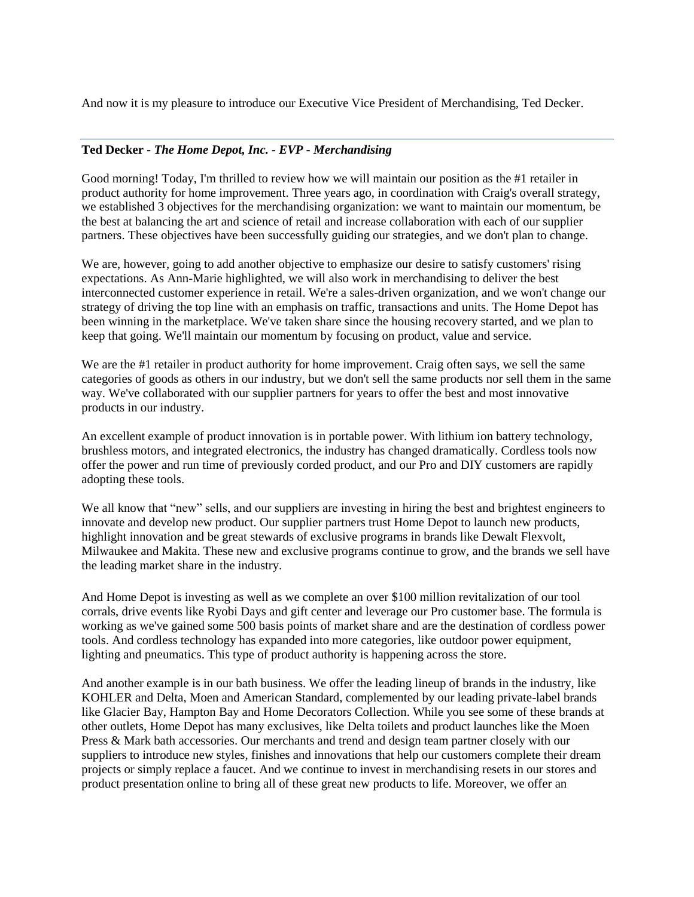And now it is my pleasure to introduce our Executive Vice President of Merchandising, Ted Decker.

---

**Ted Decker** - ***The Home Depot, Inc. - EVP - Merchandising***

Good morning! Today, I'm thrilled to review how we will maintain our position as the #1 retailer in product authority for home improvement. Three years ago, in coordination with Craig's overall strategy, we established 3 objectives for the merchandising organization: we want to maintain our momentum, be the best at balancing the art and science of retail and increase collaboration with each of our supplier partners. These objectives have been successfully guiding our strategies, and we don't plan to change.

We are, however, going to add another objective to emphasize our desire to satisfy customers' rising expectations. As Ann-Marie highlighted, we will also work in merchandising to deliver the best interconnected customer experience in retail. We're a sales-driven organization, and we won't change our strategy of driving the top line with an emphasis on traffic, transactions and units. The Home Depot has been winning in the marketplace. We've taken share since the housing recovery started, and we plan to keep that going. We'll maintain our momentum by focusing on product, value and service.

We are the #1 retailer in product authority for home improvement. Craig often says, we sell the same categories of goods as others in our industry, but we don't sell the same products nor sell them in the same way. We've collaborated with our supplier partners for years to offer the best and most innovative products in our industry.

An excellent example of product innovation is in portable power. With lithium ion battery technology, brushless motors, and integrated electronics, the industry has changed dramatically. Cordless tools now offer the power and run time of previously corded product, and our Pro and DIY customers are rapidly adopting these tools.

We all know that "new" sells, and our suppliers are investing in hiring the best and brightest engineers to innovate and develop new product. Our supplier partners trust Home Depot to launch new products, highlight innovation and be great stewards of exclusive programs in brands like Dewalt Flexvolt, Milwaukee and Makita. These new and exclusive programs continue to grow, and the brands we sell have the leading market share in the industry.

And Home Depot is investing as well as we complete an over $100 million revitalization of our tool corrals, drive events like Ryobi Days and gift center and leverage our Pro customer base. The formula is working as we've gained some 500 basis points of market share and are the destination of cordless power tools. And cordless technology has expanded into more categories, like outdoor power equipment, lighting and pneumatics. This type of product authority is happening across the store.

And another example is in our bath business. We offer the leading lineup of brands in the industry, like KOHLER and Delta, Moen and American Standard, complemented by our leading private-label brands like Glacier Bay, Hampton Bay and Home Decorators Collection. While you see some of these brands at other outlets, Home Depot has many exclusives, like Delta toilets and product launches like the Moen Press & Mark bath accessories. Our merchants and trend and design team partner closely with our suppliers to introduce new styles, finishes and innovations that help our customers complete their dream projects or simply replace a faucet. And we continue to invest in merchandising resets in our stores and product presentation online to bring all of these great new products to life. Moreover, we offer an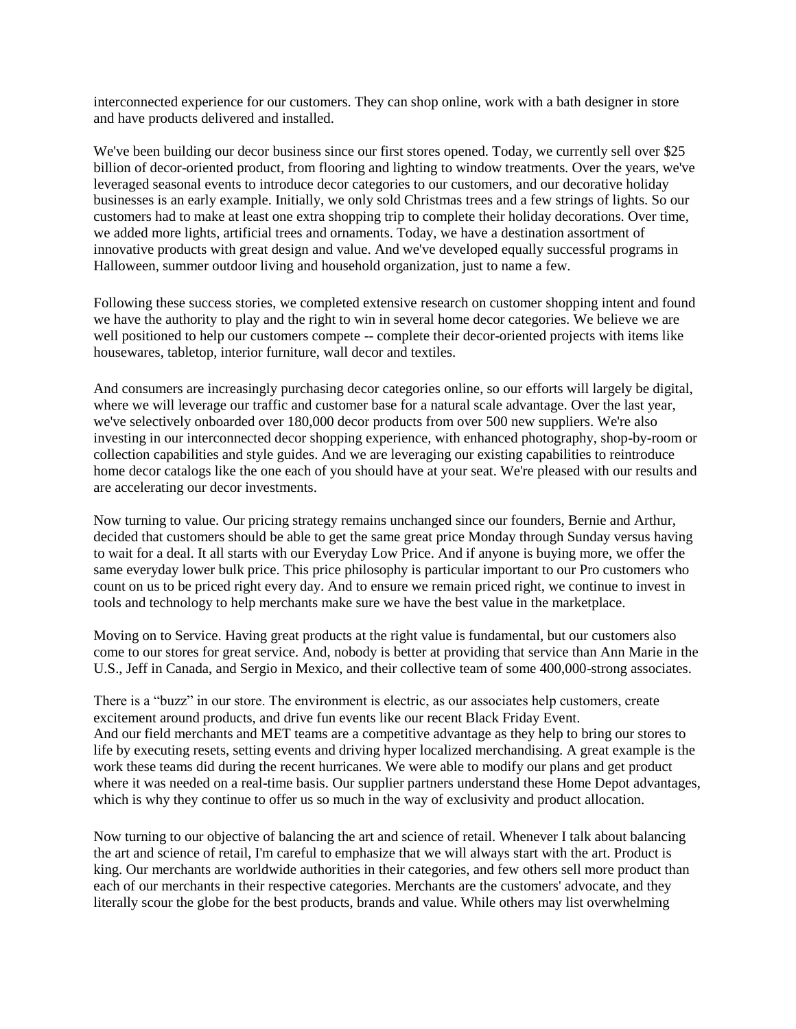interconnected experience for our customers. They can shop online, work with a bath designer in store and have products delivered and installed.

We've been building our decor business since our first stores opened. Today, we currently sell over $25 billion of decor-oriented product, from flooring and lighting to window treatments. Over the years, we've leveraged seasonal events to introduce decor categories to our customers, and our decorative holiday businesses is an early example. Initially, we only sold Christmas trees and a few strings of lights. So our customers had to make at least one extra shopping trip to complete their holiday decorations. Over time, we added more lights, artificial trees and ornaments. Today, we have a destination assortment of innovative products with great design and value. And we've developed equally successful programs in Halloween, summer outdoor living and household organization, just to name a few.

Following these success stories, we completed extensive research on customer shopping intent and found we have the authority to play and the right to win in several home decor categories. We believe we are well positioned to help our customers compete -- complete their decor-oriented projects with items like housewares, tabletop, interior furniture, wall decor and textiles.

And consumers are increasingly purchasing decor categories online, so our efforts will largely be digital, where we will leverage our traffic and customer base for a natural scale advantage. Over the last year, we've selectively onboarded over 180,000 decor products from over 500 new suppliers. We're also investing in our interconnected decor shopping experience, with enhanced photography, shop-by-room or collection capabilities and style guides. And we are leveraging our existing capabilities to reintroduce home decor catalogs like the one each of you should have at your seat. We're pleased with our results and are accelerating our decor investments.

Now turning to value. Our pricing strategy remains unchanged since our founders, Bernie and Arthur, decided that customers should be able to get the same great price Monday through Sunday versus having to wait for a deal. It all starts with our Everyday Low Price. And if anyone is buying more, we offer the same everyday lower bulk price. This price philosophy is particular important to our Pro customers who count on us to be priced right every day. And to ensure we remain priced right, we continue to invest in tools and technology to help merchants make sure we have the best value in the marketplace.

Moving on to Service. Having great products at the right value is fundamental, but our customers also come to our stores for great service. And, nobody is better at providing that service than Ann Marie in the U.S., Jeff in Canada, and Sergio in Mexico, and their collective team of some 400,000-strong associates.

There is a "buzz" in our store. The environment is electric, as our associates help customers, create excitement around products, and drive fun events like our recent Black Friday Event.
And our field merchants and MET teams are a competitive advantage as they help to bring our stores to life by executing resets, setting events and driving hyper localized merchandising. A great example is the work these teams did during the recent hurricanes. We were able to modify our plans and get product where it was needed on a real-time basis. Our supplier partners understand these Home Depot advantages, which is why they continue to offer us so much in the way of exclusivity and product allocation.

Now turning to our objective of balancing the art and science of retail. Whenever I talk about balancing the art and science of retail, I'm careful to emphasize that we will always start with the art. Product is king. Our merchants are worldwide authorities in their categories, and few others sell more product than each of our merchants in their respective categories. Merchants are the customers' advocate, and they literally scour the globe for the best products, brands and value. While others may list overwhelming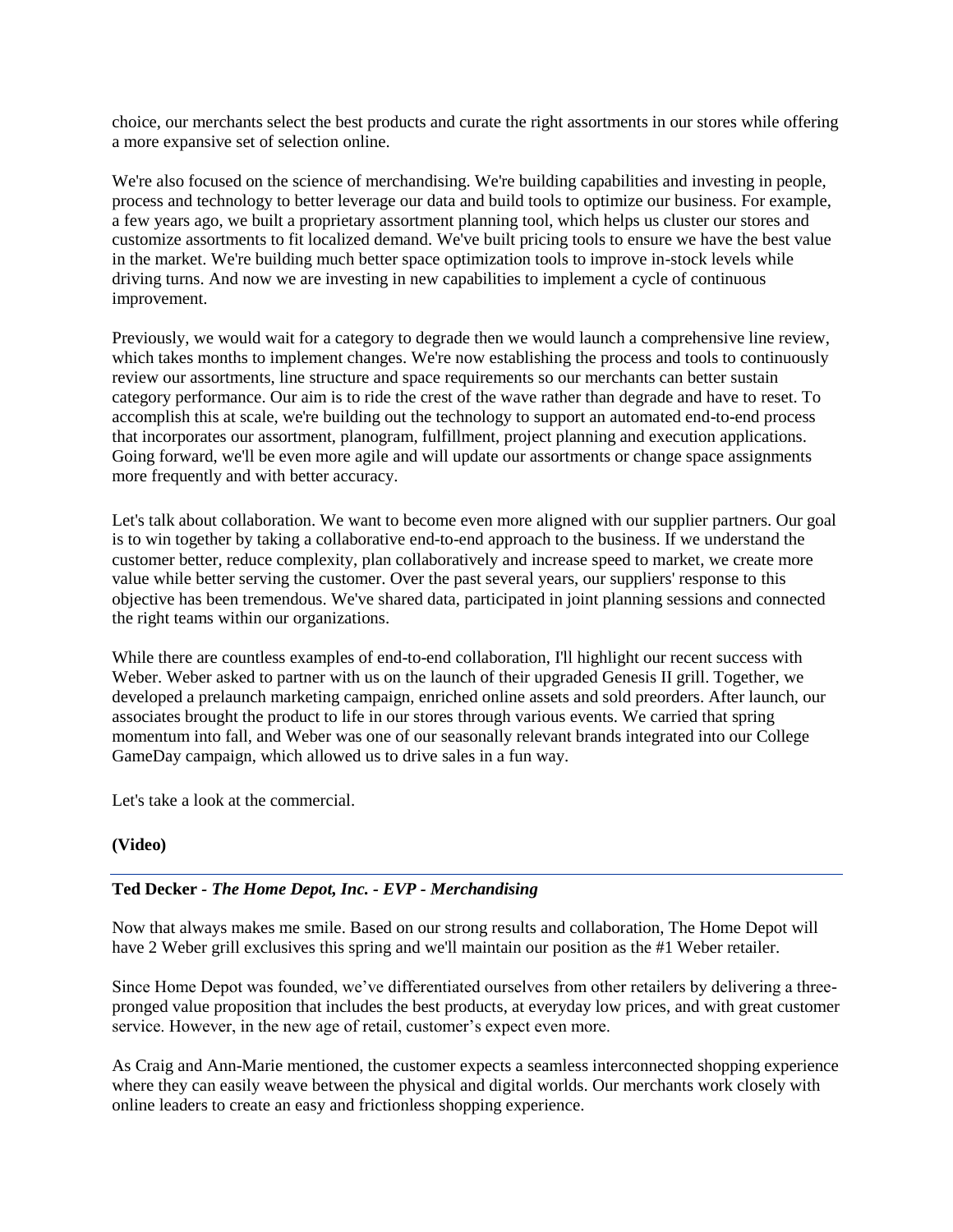choice, our merchants select the best products and curate the right assortments in our stores while offering a more expansive set of selection online.

We're also focused on the science of merchandising. We're building capabilities and investing in people, process and technology to better leverage our data and build tools to optimize our business. For example, a few years ago, we built a proprietary assortment planning tool, which helps us cluster our stores and customize assortments to fit localized demand. We've built pricing tools to ensure we have the best value in the market. We're building much better space optimization tools to improve in-stock levels while driving turns. And now we are investing in new capabilities to implement a cycle of continuous improvement.

Previously, we would wait for a category to degrade then we would launch a comprehensive line review, which takes months to implement changes. We're now establishing the process and tools to continuously review our assortments, line structure and space requirements so our merchants can better sustain category performance. Our aim is to ride the crest of the wave rather than degrade and have to reset. To accomplish this at scale, we're building out the technology to support an automated end-to-end process that incorporates our assortment, planogram, fulfillment, project planning and execution applications. Going forward, we'll be even more agile and will update our assortments or change space assignments more frequently and with better accuracy.

Let's talk about collaboration. We want to become even more aligned with our supplier partners. Our goal is to win together by taking a collaborative end-to-end approach to the business. If we understand the customer better, reduce complexity, plan collaboratively and increase speed to market, we create more value while better serving the customer. Over the past several years, our suppliers' response to this objective has been tremendous. We've shared data, participated in joint planning sessions and connected the right teams within our organizations.

While there are countless examples of end-to-end collaboration, I'll highlight our recent success with Weber. Weber asked to partner with us on the launch of their upgraded Genesis II grill. Together, we developed a prelaunch marketing campaign, enriched online assets and sold preorders. After launch, our associates brought the product to life in our stores through various events. We carried that spring momentum into fall, and Weber was one of our seasonally relevant brands integrated into our College GameDay campaign, which allowed us to drive sales in a fun way.

Let's take a look at the commercial.

**(Video)**

**Ted Decker** - *The Home Depot, Inc. - EVP - Merchandising*

Now that always makes me smile. Based on our strong results and collaboration, The Home Depot will have 2 Weber grill exclusives this spring and we'll maintain our position as the #1 Weber retailer.

Since Home Depot was founded, we've differentiated ourselves from other retailers by delivering a three-pronged value proposition that includes the best products, at everyday low prices, and with great customer service. However, in the new age of retail, customer's expect even more.

As Craig and Ann-Marie mentioned, the customer expects a seamless interconnected shopping experience where they can easily weave between the physical and digital worlds. Our merchants work closely with online leaders to create an easy and frictionless shopping experience.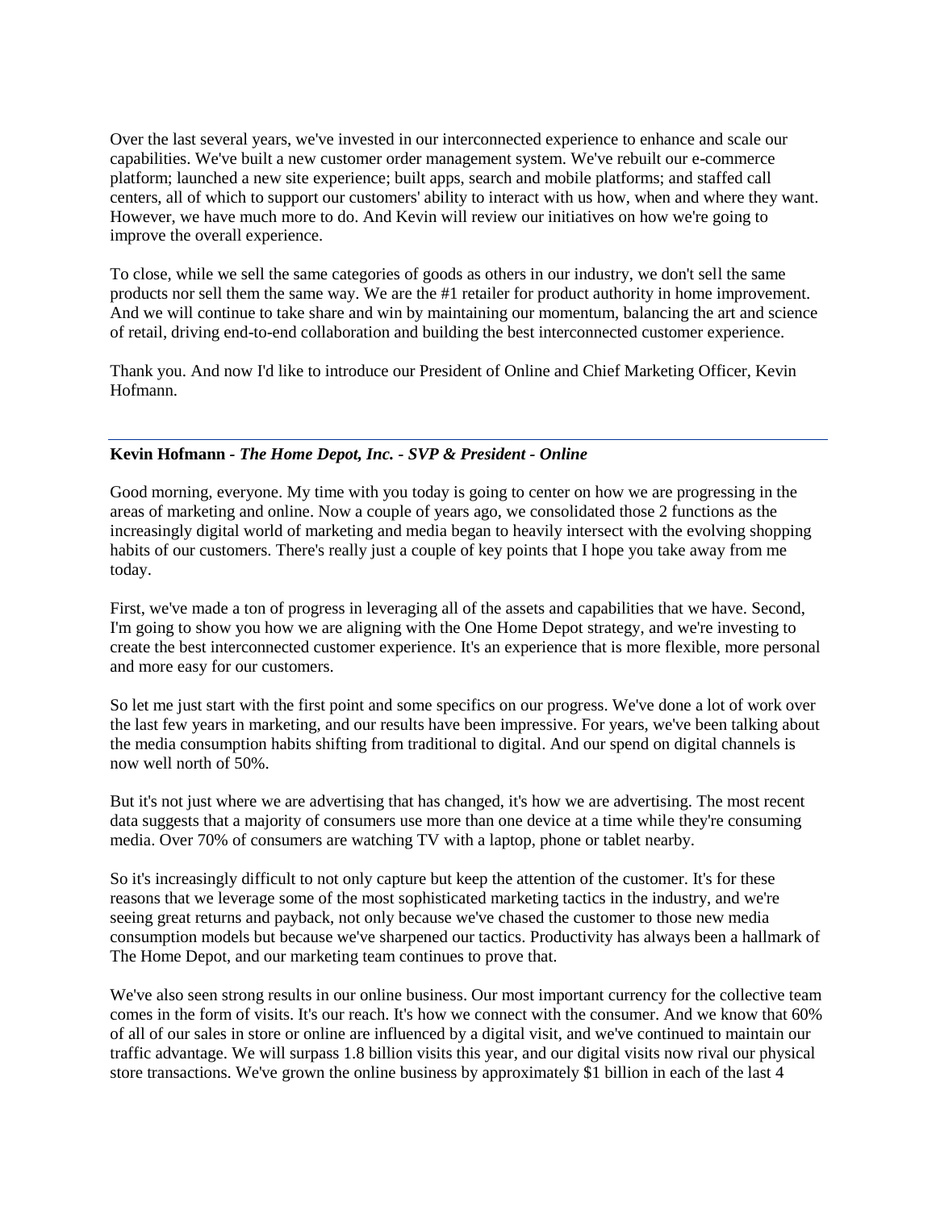Over the last several years, we've invested in our interconnected experience to enhance and scale our capabilities. We've built a new customer order management system. We've rebuilt our e-commerce platform; launched a new site experience; built apps, search and mobile platforms; and staffed call centers, all of which to support our customers' ability to interact with us how, when and where they want. However, we have much more to do. And Kevin will review our initiatives on how we're going to improve the overall experience.

To close, while we sell the same categories of goods as others in our industry, we don't sell the same products nor sell them the same way. We are the #1 retailer for product authority in home improvement. And we will continue to take share and win by maintaining our momentum, balancing the art and science of retail, driving end-to-end collaboration and building the best interconnected customer experience.

Thank you. And now I'd like to introduce our President of Online and Chief Marketing Officer, Kevin Hofmann.

---

**Kevin Hofmann -** ***The Home Depot, Inc. - SVP & President - Online***

Good morning, everyone. My time with you today is going to center on how we are progressing in the areas of marketing and online. Now a couple of years ago, we consolidated those 2 functions as the increasingly digital world of marketing and media began to heavily intersect with the evolving shopping habits of our customers. There's really just a couple of key points that I hope you take away from me today.

First, we've made a ton of progress in leveraging all of the assets and capabilities that we have. Second, I'm going to show you how we are aligning with the One Home Depot strategy, and we're investing to create the best interconnected customer experience. It's an experience that is more flexible, more personal and more easy for our customers.

So let me just start with the first point and some specifics on our progress. We've done a lot of work over the last few years in marketing, and our results have been impressive. For years, we've been talking about the media consumption habits shifting from traditional to digital. And our spend on digital channels is now well north of 50%.

But it's not just where we are advertising that has changed, it's how we are advertising. The most recent data suggests that a majority of consumers use more than one device at a time while they're consuming media. Over 70% of consumers are watching TV with a laptop, phone or tablet nearby.

So it's increasingly difficult to not only capture but keep the attention of the customer. It's for these reasons that we leverage some of the most sophisticated marketing tactics in the industry, and we're seeing great returns and payback, not only because we've chased the customer to those new media consumption models but because we've sharpened our tactics. Productivity has always been a hallmark of The Home Depot, and our marketing team continues to prove that.

We've also seen strong results in our online business. Our most important currency for the collective team comes in the form of visits. It's our reach. It's how we connect with the consumer. And we know that 60% of all of our sales in store or online are influenced by a digital visit, and we've continued to maintain our traffic advantage. We will surpass 1.8 billion visits this year, and our digital visits now rival our physical store transactions. We've grown the online business by approximately $1 billion in each of the last 4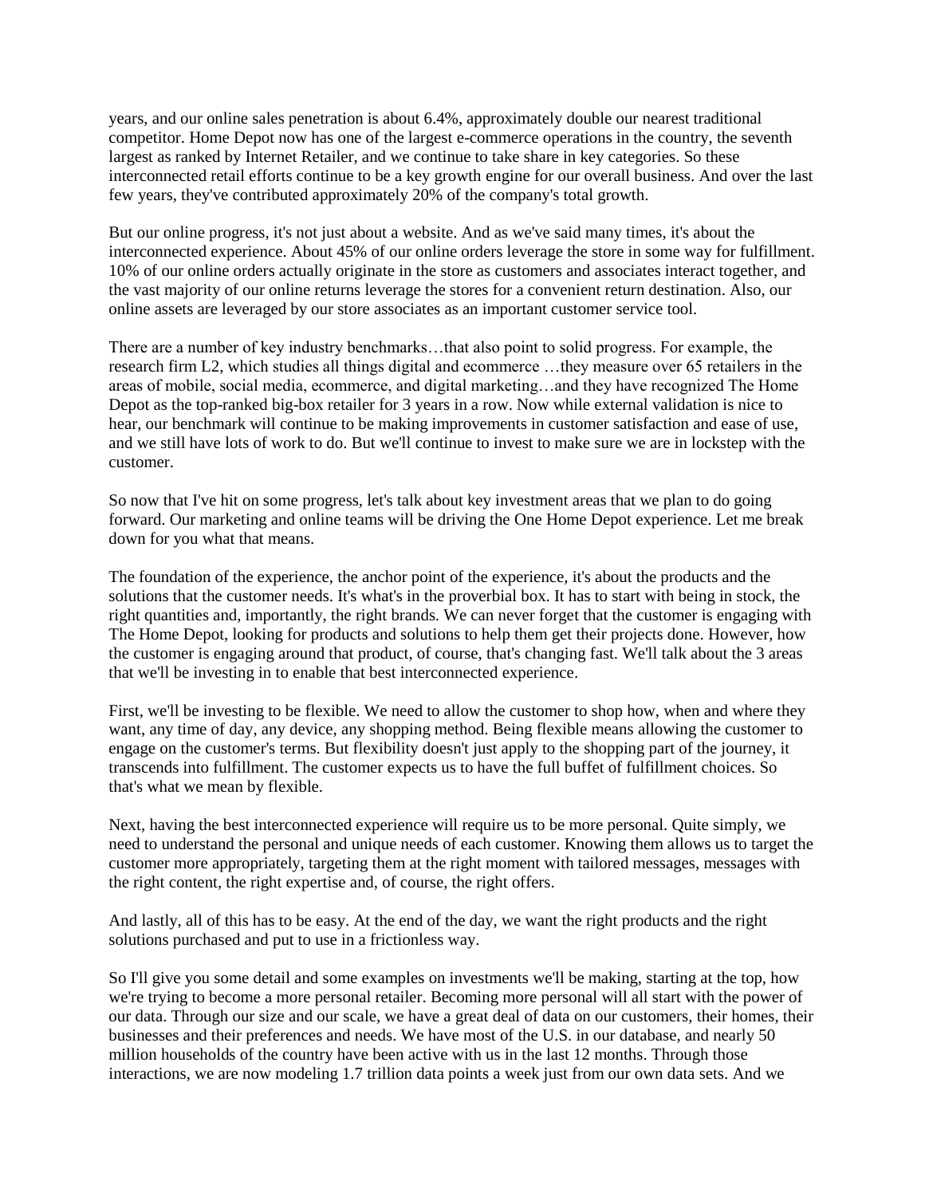years, and our online sales penetration is about 6.4%, approximately double our nearest traditional competitor. Home Depot now has one of the largest e-commerce operations in the country, the seventh largest as ranked by Internet Retailer, and we continue to take share in key categories. So these interconnected retail efforts continue to be a key growth engine for our overall business. And over the last few years, they've contributed approximately 20% of the company's total growth.

But our online progress, it's not just about a website. And as we've said many times, it's about the interconnected experience. About 45% of our online orders leverage the store in some way for fulfillment. 10% of our online orders actually originate in the store as customers and associates interact together, and the vast majority of our online returns leverage the stores for a convenient return destination. Also, our online assets are leveraged by our store associates as an important customer service tool.

There are a number of key industry benchmarks…that also point to solid progress. For example, the research firm L2, which studies all things digital and ecommerce …they measure over 65 retailers in the areas of mobile, social media, ecommerce, and digital marketing…and they have recognized The Home Depot as the top-ranked big-box retailer for 3 years in a row. Now while external validation is nice to hear, our benchmark will continue to be making improvements in customer satisfaction and ease of use, and we still have lots of work to do. But we'll continue to invest to make sure we are in lockstep with the customer.

So now that I've hit on some progress, let's talk about key investment areas that we plan to do going forward. Our marketing and online teams will be driving the One Home Depot experience. Let me break down for you what that means.

The foundation of the experience, the anchor point of the experience, it's about the products and the solutions that the customer needs. It's what's in the proverbial box. It has to start with being in stock, the right quantities and, importantly, the right brands. We can never forget that the customer is engaging with The Home Depot, looking for products and solutions to help them get their projects done. However, how the customer is engaging around that product, of course, that's changing fast. We'll talk about the 3 areas that we'll be investing in to enable that best interconnected experience.

First, we'll be investing to be flexible. We need to allow the customer to shop how, when and where they want, any time of day, any device, any shopping method. Being flexible means allowing the customer to engage on the customer's terms. But flexibility doesn't just apply to the shopping part of the journey, it transcends into fulfillment. The customer expects us to have the full buffet of fulfillment choices. So that's what we mean by flexible.

Next, having the best interconnected experience will require us to be more personal. Quite simply, we need to understand the personal and unique needs of each customer. Knowing them allows us to target the customer more appropriately, targeting them at the right moment with tailored messages, messages with the right content, the right expertise and, of course, the right offers.

And lastly, all of this has to be easy. At the end of the day, we want the right products and the right solutions purchased and put to use in a frictionless way.

So I'll give you some detail and some examples on investments we'll be making, starting at the top, how we're trying to become a more personal retailer. Becoming more personal will all start with the power of our data. Through our size and our scale, we have a great deal of data on our customers, their homes, their businesses and their preferences and needs. We have most of the U.S. in our database, and nearly 50 million households of the country have been active with us in the last 12 months. Through those interactions, we are now modeling 1.7 trillion data points a week just from our own data sets. And we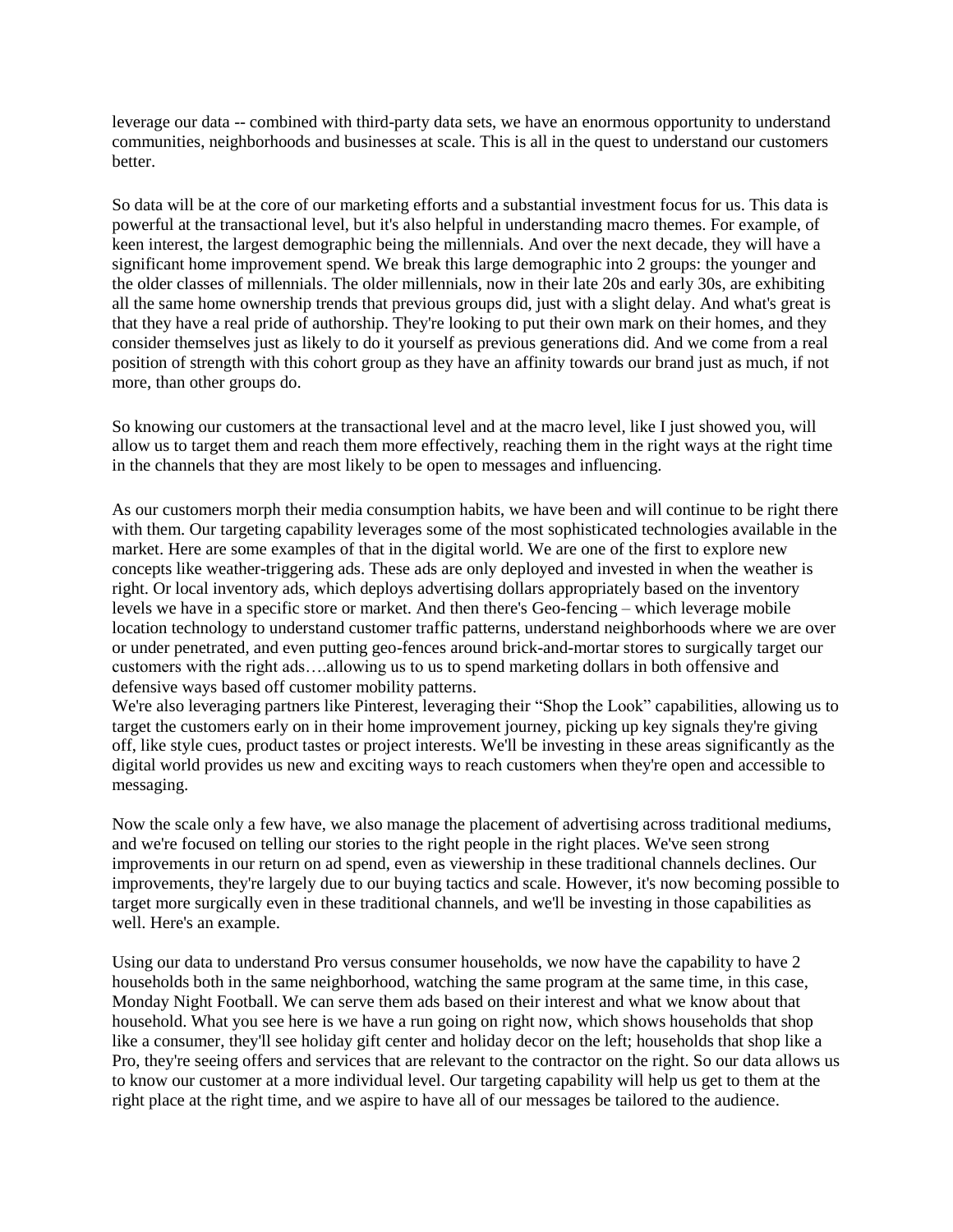leverage our data -- combined with third-party data sets, we have an enormous opportunity to understand communities, neighborhoods and businesses at scale. This is all in the quest to understand our customers better.

So data will be at the core of our marketing efforts and a substantial investment focus for us. This data is powerful at the transactional level, but it's also helpful in understanding macro themes. For example, of keen interest, the largest demographic being the millennials. And over the next decade, they will have a significant home improvement spend. We break this large demographic into 2 groups: the younger and the older classes of millennials. The older millennials, now in their late 20s and early 30s, are exhibiting all the same home ownership trends that previous groups did, just with a slight delay. And what's great is that they have a real pride of authorship. They're looking to put their own mark on their homes, and they consider themselves just as likely to do it yourself as previous generations did. And we come from a real position of strength with this cohort group as they have an affinity towards our brand just as much, if not more, than other groups do.

So knowing our customers at the transactional level and at the macro level, like I just showed you, will allow us to target them and reach them more effectively, reaching them in the right ways at the right time in the channels that they are most likely to be open to messages and influencing.

As our customers morph their media consumption habits, we have been and will continue to be right there with them. Our targeting capability leverages some of the most sophisticated technologies available in the market. Here are some examples of that in the digital world. We are one of the first to explore new concepts like weather-triggering ads. These ads are only deployed and invested in when the weather is right. Or local inventory ads, which deploys advertising dollars appropriately based on the inventory levels we have in a specific store or market. And then there's Geo-fencing – which leverage mobile location technology to understand customer traffic patterns, understand neighborhoods where we are over or under penetrated, and even putting geo-fences around brick-and-mortar stores to surgically target our customers with the right ads….allowing us to us to spend marketing dollars in both offensive and defensive ways based off customer mobility patterns.
We're also leveraging partners like Pinterest, leveraging their "Shop the Look" capabilities, allowing us to target the customers early on in their home improvement journey, picking up key signals they're giving off, like style cues, product tastes or project interests. We'll be investing in these areas significantly as the digital world provides us new and exciting ways to reach customers when they're open and accessible to messaging.

Now the scale only a few have, we also manage the placement of advertising across traditional mediums, and we're focused on telling our stories to the right people in the right places. We've seen strong improvements in our return on ad spend, even as viewership in these traditional channels declines. Our improvements, they're largely due to our buying tactics and scale. However, it's now becoming possible to target more surgically even in these traditional channels, and we'll be investing in those capabilities as well. Here's an example.

Using our data to understand Pro versus consumer households, we now have the capability to have 2 households both in the same neighborhood, watching the same program at the same time, in this case, Monday Night Football. We can serve them ads based on their interest and what we know about that household. What you see here is we have a run going on right now, which shows households that shop like a consumer, they'll see holiday gift center and holiday decor on the left; households that shop like a Pro, they're seeing offers and services that are relevant to the contractor on the right. So our data allows us to know our customer at a more individual level. Our targeting capability will help us get to them at the right place at the right time, and we aspire to have all of our messages be tailored to the audience.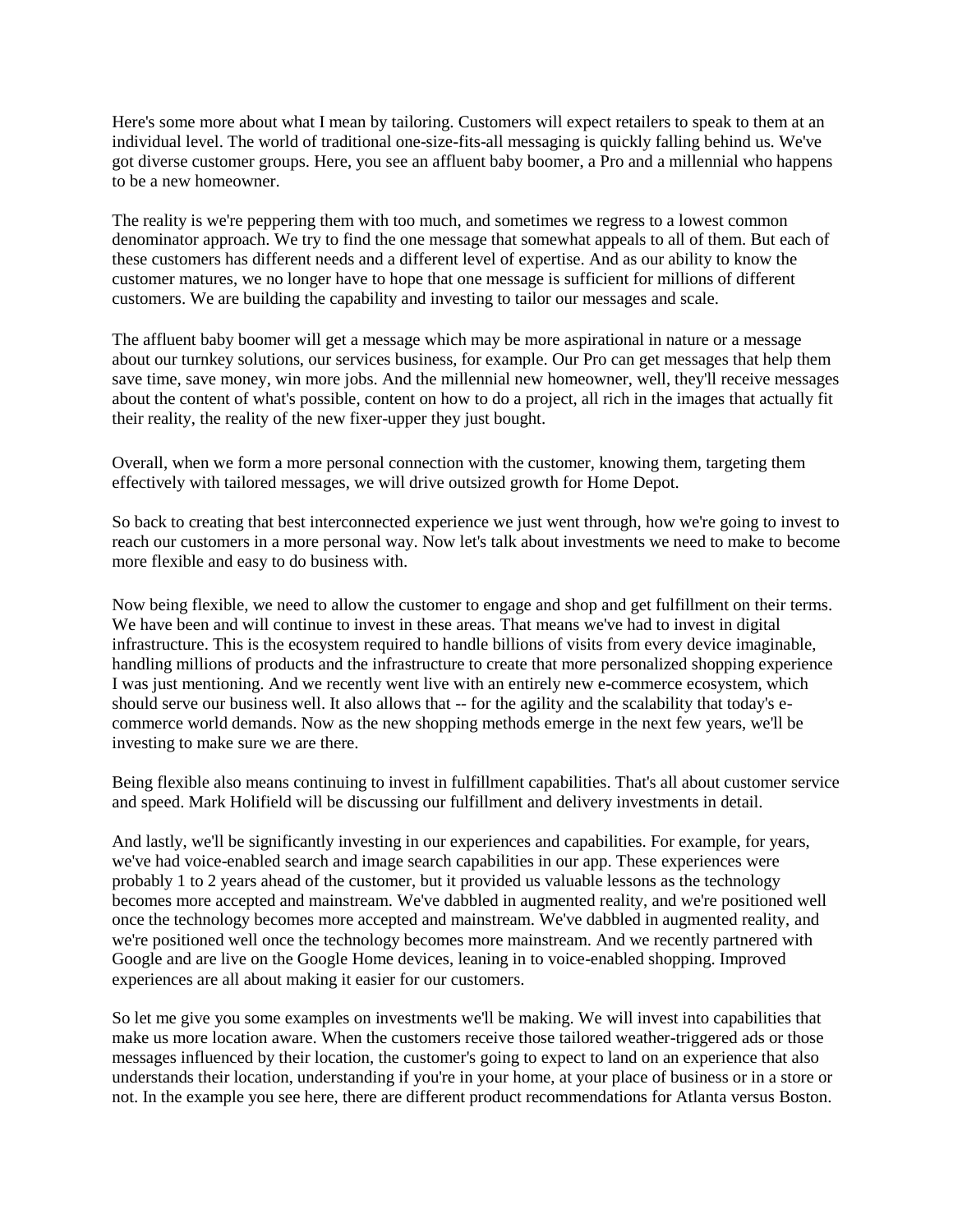Here's some more about what I mean by tailoring. Customers will expect retailers to speak to them at an individual level. The world of traditional one-size-fits-all messaging is quickly falling behind us. We've got diverse customer groups. Here, you see an affluent baby boomer, a Pro and a millennial who happens to be a new homeowner.

The reality is we're peppering them with too much, and sometimes we regress to a lowest common denominator approach. We try to find the one message that somewhat appeals to all of them. But each of these customers has different needs and a different level of expertise. And as our ability to know the customer matures, we no longer have to hope that one message is sufficient for millions of different customers. We are building the capability and investing to tailor our messages and scale.

The affluent baby boomer will get a message which may be more aspirational in nature or a message about our turnkey solutions, our services business, for example. Our Pro can get messages that help them save time, save money, win more jobs. And the millennial new homeowner, well, they'll receive messages about the content of what's possible, content on how to do a project, all rich in the images that actually fit their reality, the reality of the new fixer-upper they just bought.

Overall, when we form a more personal connection with the customer, knowing them, targeting them effectively with tailored messages, we will drive outsized growth for Home Depot.

So back to creating that best interconnected experience we just went through, how we're going to invest to reach our customers in a more personal way. Now let's talk about investments we need to make to become more flexible and easy to do business with.

Now being flexible, we need to allow the customer to engage and shop and get fulfillment on their terms. We have been and will continue to invest in these areas. That means we've had to invest in digital infrastructure. This is the ecosystem required to handle billions of visits from every device imaginable, handling millions of products and the infrastructure to create that more personalized shopping experience I was just mentioning. And we recently went live with an entirely new e-commerce ecosystem, which should serve our business well. It also allows that -- for the agility and the scalability that today's e-commerce world demands. Now as the new shopping methods emerge in the next few years, we'll be investing to make sure we are there.

Being flexible also means continuing to invest in fulfillment capabilities. That's all about customer service and speed. Mark Holifield will be discussing our fulfillment and delivery investments in detail.

And lastly, we'll be significantly investing in our experiences and capabilities. For example, for years, we've had voice-enabled search and image search capabilities in our app. These experiences were probably 1 to 2 years ahead of the customer, but it provided us valuable lessons as the technology becomes more accepted and mainstream. We've dabbled in augmented reality, and we're positioned well once the technology becomes more accepted and mainstream. We've dabbled in augmented reality, and we're positioned well once the technology becomes more mainstream. And we recently partnered with Google and are live on the Google Home devices, leaning in to voice-enabled shopping. Improved experiences are all about making it easier for our customers.

So let me give you some examples on investments we'll be making. We will invest into capabilities that make us more location aware. When the customers receive those tailored weather-triggered ads or those messages influenced by their location, the customer's going to expect to land on an experience that also understands their location, understanding if you're in your home, at your place of business or in a store or not. In the example you see here, there are different product recommendations for Atlanta versus Boston.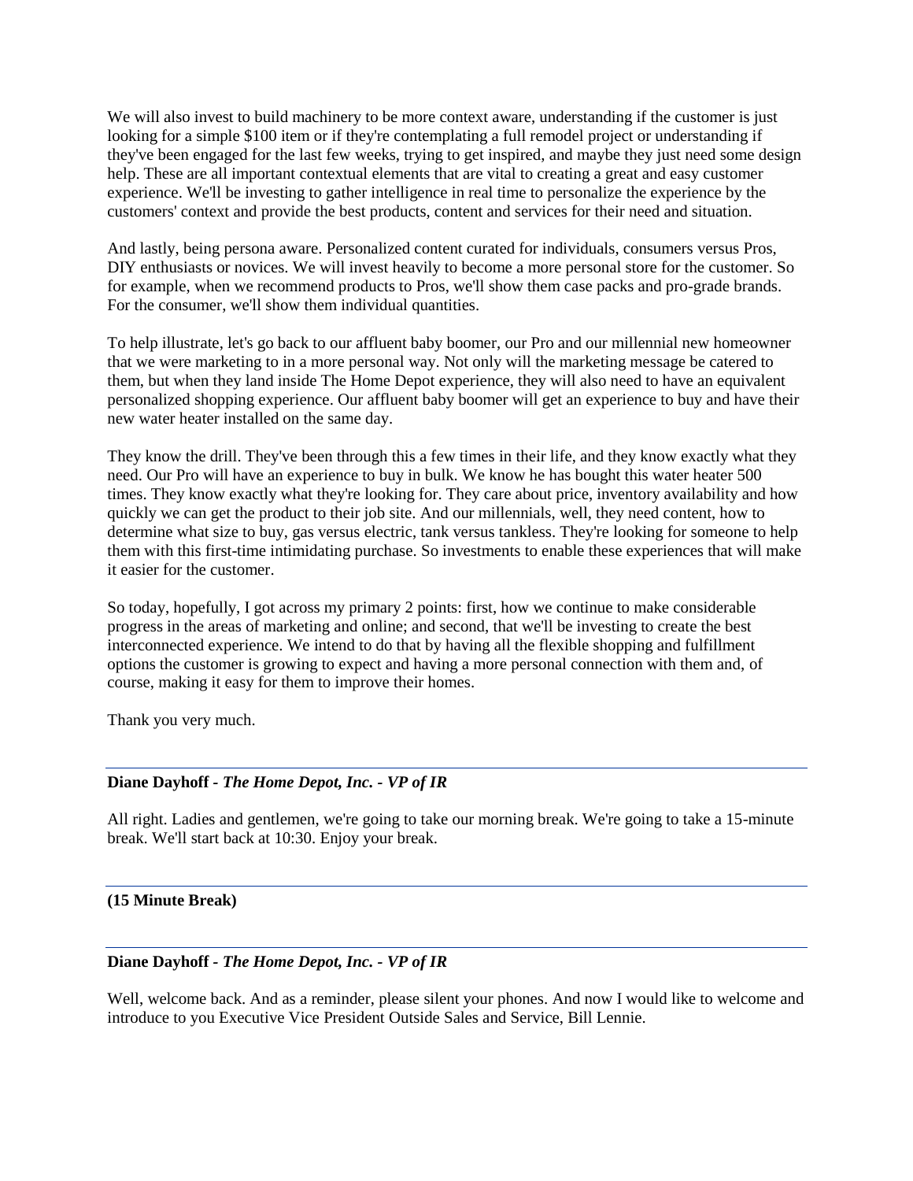We will also invest to build machinery to be more context aware, understanding if the customer is just looking for a simple $100 item or if they're contemplating a full remodel project or understanding if they've been engaged for the last few weeks, trying to get inspired, and maybe they just need some design help. These are all important contextual elements that are vital to creating a great and easy customer experience. We'll be investing to gather intelligence in real time to personalize the experience by the customers' context and provide the best products, content and services for their need and situation.

And lastly, being persona aware. Personalized content curated for individuals, consumers versus Pros, DIY enthusiasts or novices. We will invest heavily to become a more personal store for the customer. So for example, when we recommend products to Pros, we'll show them case packs and pro-grade brands. For the consumer, we'll show them individual quantities.

To help illustrate, let's go back to our affluent baby boomer, our Pro and our millennial new homeowner that we were marketing to in a more personal way. Not only will the marketing message be catered to them, but when they land inside The Home Depot experience, they will also need to have an equivalent personalized shopping experience. Our affluent baby boomer will get an experience to buy and have their new water heater installed on the same day.

They know the drill. They've been through this a few times in their life, and they know exactly what they need. Our Pro will have an experience to buy in bulk. We know he has bought this water heater 500 times. They know exactly what they're looking for. They care about price, inventory availability and how quickly we can get the product to their job site. And our millennials, well, they need content, how to determine what size to buy, gas versus electric, tank versus tankless. They're looking for someone to help them with this first-time intimidating purchase. So investments to enable these experiences that will make it easier for the customer.

So today, hopefully, I got across my primary 2 points: first, how we continue to make considerable progress in the areas of marketing and online; and second, that we'll be investing to create the best interconnected experience. We intend to do that by having all the flexible shopping and fulfillment options the customer is growing to expect and having a more personal connection with them and, of course, making it easy for them to improve their homes.

Thank you very much.

---

**Diane Dayhoff -** ***The Home Depot, Inc. - VP of IR***

All right. Ladies and gentlemen, we're going to take our morning break. We're going to take a 15-minute break. We'll start back at 10:30. Enjoy your break.

---

**(15 Minute Break)**

---

**Diane Dayhoff -** ***The Home Depot, Inc. - VP of IR***

Well, welcome back. And as a reminder, please silent your phones. And now I would like to welcome and introduce to you Executive Vice President Outside Sales and Service, Bill Lennie.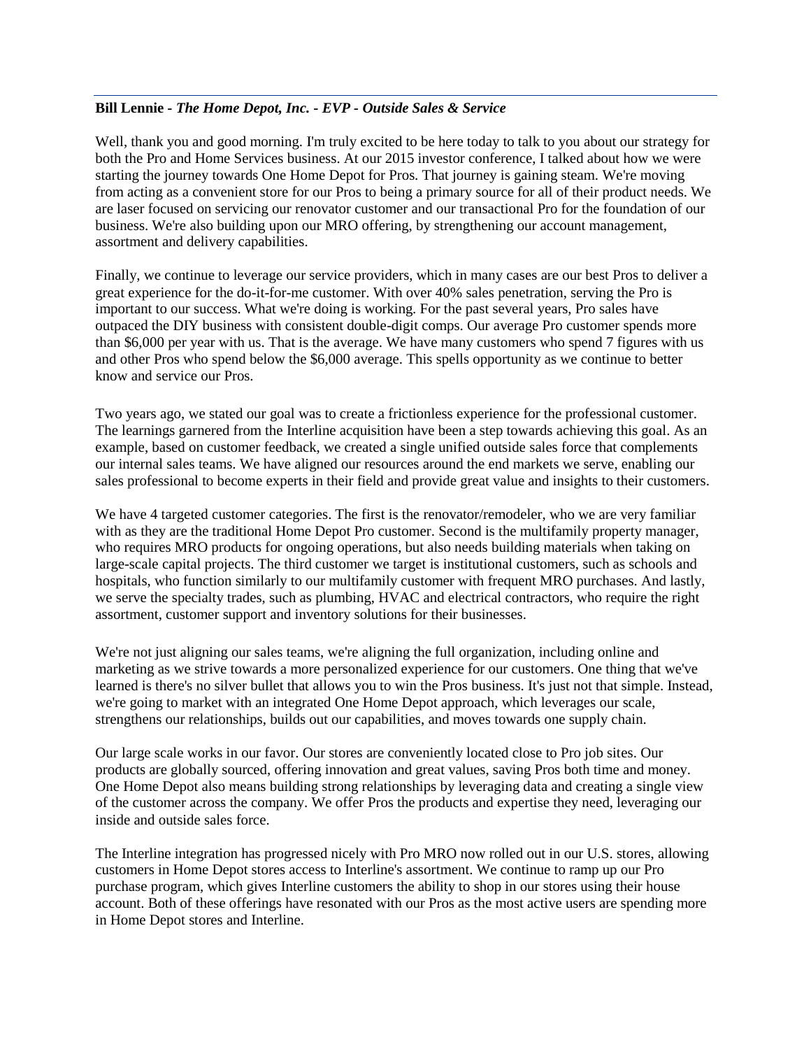**Bill Lennie** - *The Home Depot, Inc. - EVP - Outside Sales & Service*

Well, thank you and good morning. I'm truly excited to be here today to talk to you about our strategy for both the Pro and Home Services business. At our 2015 investor conference, I talked about how we were starting the journey towards One Home Depot for Pros. That journey is gaining steam. We're moving from acting as a convenient store for our Pros to being a primary source for all of their product needs. We are laser focused on servicing our renovator customer and our transactional Pro for the foundation of our business. We're also building upon our MRO offering, by strengthening our account management, assortment and delivery capabilities.

Finally, we continue to leverage our service providers, which in many cases are our best Pros to deliver a great experience for the do-it-for-me customer. With over 40% sales penetration, serving the Pro is important to our success. What we're doing is working. For the past several years, Pro sales have outpaced the DIY business with consistent double-digit comps. Our average Pro customer spends more than $6,000 per year with us. That is the average. We have many customers who spend 7 figures with us and other Pros who spend below the $6,000 average. This spells opportunity as we continue to better know and service our Pros.

Two years ago, we stated our goal was to create a frictionless experience for the professional customer. The learnings garnered from the Interline acquisition have been a step towards achieving this goal. As an example, based on customer feedback, we created a single unified outside sales force that complements our internal sales teams. We have aligned our resources around the end markets we serve, enabling our sales professional to become experts in their field and provide great value and insights to their customers.

We have 4 targeted customer categories. The first is the renovator/remodeler, who we are very familiar with as they are the traditional Home Depot Pro customer. Second is the multifamily property manager, who requires MRO products for ongoing operations, but also needs building materials when taking on large-scale capital projects. The third customer we target is institutional customers, such as schools and hospitals, who function similarly to our multifamily customer with frequent MRO purchases. And lastly, we serve the specialty trades, such as plumbing, HVAC and electrical contractors, who require the right assortment, customer support and inventory solutions for their businesses.

We're not just aligning our sales teams, we're aligning the full organization, including online and marketing as we strive towards a more personalized experience for our customers. One thing that we've learned is there's no silver bullet that allows you to win the Pros business. It's just not that simple. Instead, we're going to market with an integrated One Home Depot approach, which leverages our scale, strengthens our relationships, builds out our capabilities, and moves towards one supply chain.

Our large scale works in our favor. Our stores are conveniently located close to Pro job sites. Our products are globally sourced, offering innovation and great values, saving Pros both time and money. One Home Depot also means building strong relationships by leveraging data and creating a single view of the customer across the company. We offer Pros the products and expertise they need, leveraging our inside and outside sales force.

The Interline integration has progressed nicely with Pro MRO now rolled out in our U.S. stores, allowing customers in Home Depot stores access to Interline's assortment. We continue to ramp up our Pro purchase program, which gives Interline customers the ability to shop in our stores using their house account. Both of these offerings have resonated with our Pros as the most active users are spending more in Home Depot stores and Interline.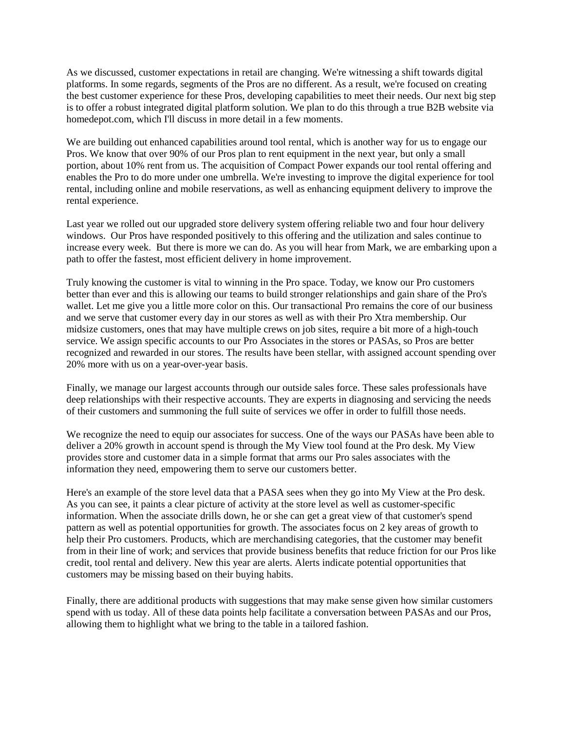As we discussed, customer expectations in retail are changing. We're witnessing a shift towards digital platforms. In some regards, segments of the Pros are no different. As a result, we're focused on creating the best customer experience for these Pros, developing capabilities to meet their needs. Our next big step is to offer a robust integrated digital platform solution. We plan to do this through a true B2B website via homedepot.com, which I'll discuss in more detail in a few moments.

We are building out enhanced capabilities around tool rental, which is another way for us to engage our Pros. We know that over 90% of our Pros plan to rent equipment in the next year, but only a small portion, about 10% rent from us. The acquisition of Compact Power expands our tool rental offering and enables the Pro to do more under one umbrella. We're investing to improve the digital experience for tool rental, including online and mobile reservations, as well as enhancing equipment delivery to improve the rental experience.

Last year we rolled out our upgraded store delivery system offering reliable two and four hour delivery windows. Our Pros have responded positively to this offering and the utilization and sales continue to increase every week. But there is more we can do. As you will hear from Mark, we are embarking upon a path to offer the fastest, most efficient delivery in home improvement.

Truly knowing the customer is vital to winning in the Pro space. Today, we know our Pro customers better than ever and this is allowing our teams to build stronger relationships and gain share of the Pro's wallet. Let me give you a little more color on this. Our transactional Pro remains the core of our business and we serve that customer every day in our stores as well as with their Pro Xtra membership. Our midsize customers, ones that may have multiple crews on job sites, require a bit more of a high-touch service. We assign specific accounts to our Pro Associates in the stores or PASAs, so Pros are better recognized and rewarded in our stores. The results have been stellar, with assigned account spending over 20% more with us on a year-over-year basis.

Finally, we manage our largest accounts through our outside sales force. These sales professionals have deep relationships with their respective accounts. They are experts in diagnosing and servicing the needs of their customers and summoning the full suite of services we offer in order to fulfill those needs.

We recognize the need to equip our associates for success. One of the ways our PASAs have been able to deliver a 20% growth in account spend is through the My View tool found at the Pro desk. My View provides store and customer data in a simple format that arms our Pro sales associates with the information they need, empowering them to serve our customers better.

Here's an example of the store level data that a PASA sees when they go into My View at the Pro desk. As you can see, it paints a clear picture of activity at the store level as well as customer-specific information. When the associate drills down, he or she can get a great view of that customer's spend pattern as well as potential opportunities for growth. The associates focus on 2 key areas of growth to help their Pro customers. Products, which are merchandising categories, that the customer may benefit from in their line of work; and services that provide business benefits that reduce friction for our Pros like credit, tool rental and delivery. New this year are alerts. Alerts indicate potential opportunities that customers may be missing based on their buying habits.

Finally, there are additional products with suggestions that may make sense given how similar customers spend with us today. All of these data points help facilitate a conversation between PASAs and our Pros, allowing them to highlight what we bring to the table in a tailored fashion.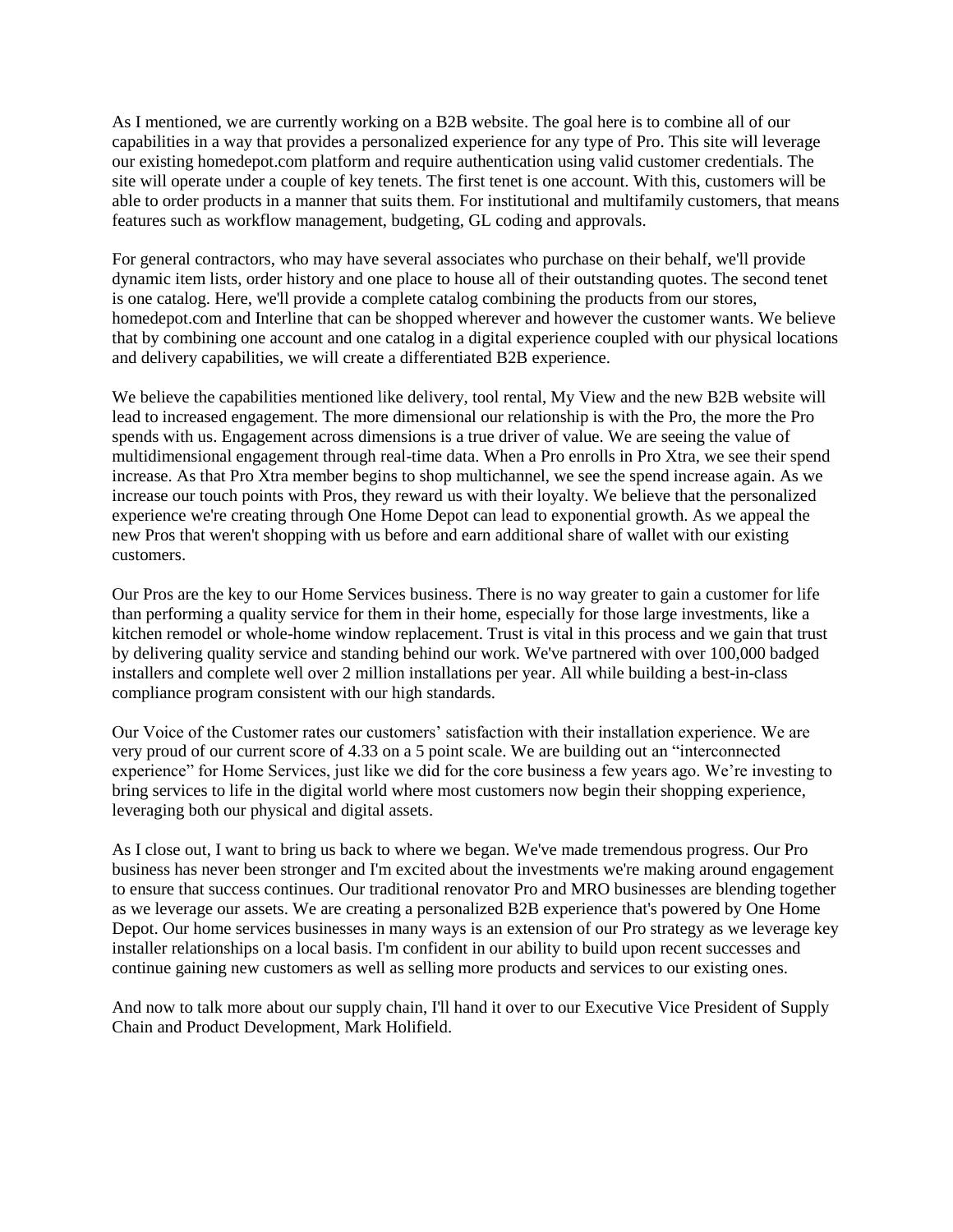As I mentioned, we are currently working on a B2B website. The goal here is to combine all of our capabilities in a way that provides a personalized experience for any type of Pro. This site will leverage our existing homedepot.com platform and require authentication using valid customer credentials. The site will operate under a couple of key tenets. The first tenet is one account. With this, customers will be able to order products in a manner that suits them. For institutional and multifamily customers, that means features such as workflow management, budgeting, GL coding and approvals.

For general contractors, who may have several associates who purchase on their behalf, we'll provide dynamic item lists, order history and one place to house all of their outstanding quotes. The second tenet is one catalog. Here, we'll provide a complete catalog combining the products from our stores, homedepot.com and Interline that can be shopped wherever and however the customer wants. We believe that by combining one account and one catalog in a digital experience coupled with our physical locations and delivery capabilities, we will create a differentiated B2B experience.

We believe the capabilities mentioned like delivery, tool rental, My View and the new B2B website will lead to increased engagement. The more dimensional our relationship is with the Pro, the more the Pro spends with us. Engagement across dimensions is a true driver of value. We are seeing the value of multidimensional engagement through real-time data. When a Pro enrolls in Pro Xtra, we see their spend increase. As that Pro Xtra member begins to shop multichannel, we see the spend increase again. As we increase our touch points with Pros, they reward us with their loyalty. We believe that the personalized experience we're creating through One Home Depot can lead to exponential growth. As we appeal the new Pros that weren't shopping with us before and earn additional share of wallet with our existing customers.

Our Pros are the key to our Home Services business. There is no way greater to gain a customer for life than performing a quality service for them in their home, especially for those large investments, like a kitchen remodel or whole-home window replacement. Trust is vital in this process and we gain that trust by delivering quality service and standing behind our work. We've partnered with over 100,000 badged installers and complete well over 2 million installations per year. All while building a best-in-class compliance program consistent with our high standards.

Our Voice of the Customer rates our customers' satisfaction with their installation experience. We are very proud of our current score of 4.33 on a 5 point scale. We are building out an "interconnected experience" for Home Services, just like we did for the core business a few years ago. We're investing to bring services to life in the digital world where most customers now begin their shopping experience, leveraging both our physical and digital assets.

As I close out, I want to bring us back to where we began. We've made tremendous progress. Our Pro business has never been stronger and I'm excited about the investments we're making around engagement to ensure that success continues. Our traditional renovator Pro and MRO businesses are blending together as we leverage our assets. We are creating a personalized B2B experience that's powered by One Home Depot. Our home services businesses in many ways is an extension of our Pro strategy as we leverage key installer relationships on a local basis. I'm confident in our ability to build upon recent successes and continue gaining new customers as well as selling more products and services to our existing ones.

And now to talk more about our supply chain, I'll hand it over to our Executive Vice President of Supply Chain and Product Development, Mark Holifield.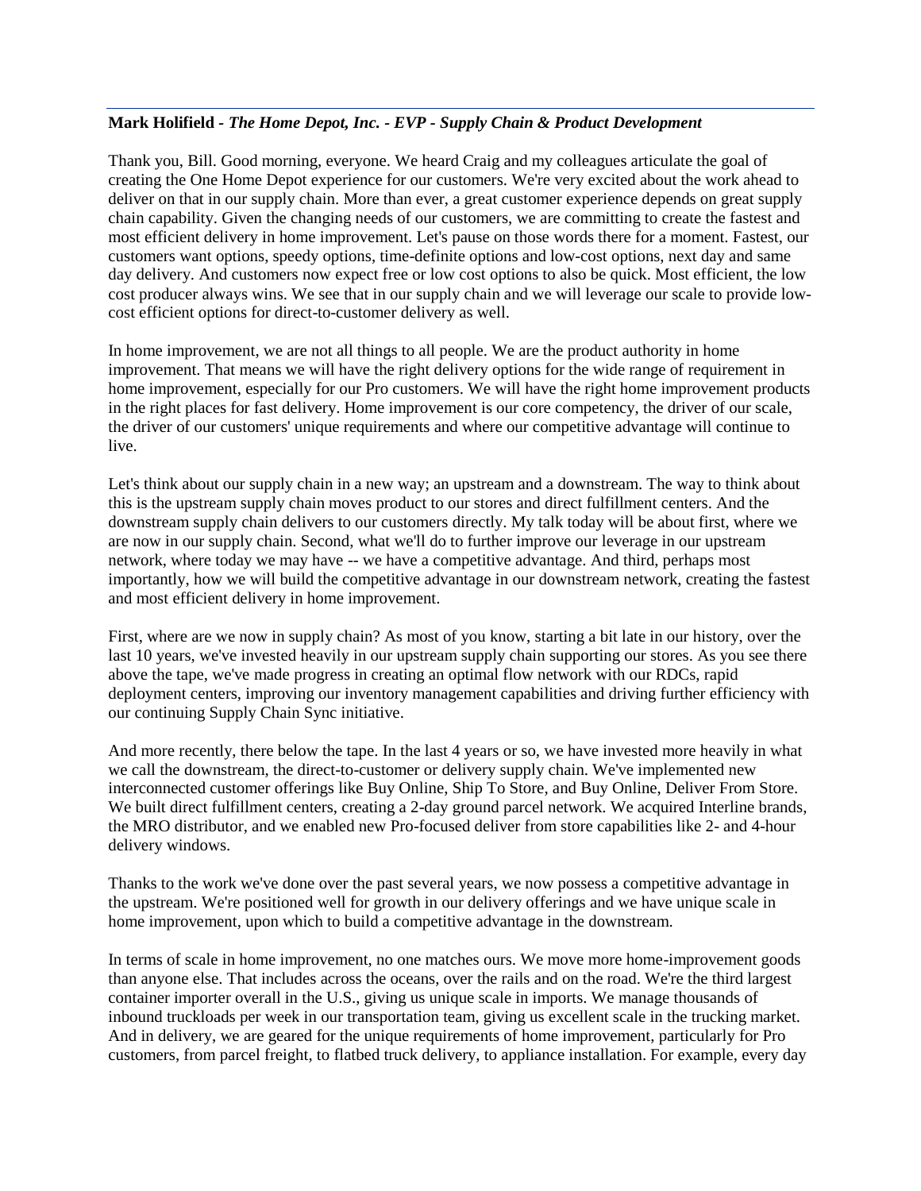**Mark Holifield** - *The Home Depot, Inc. - EVP - Supply Chain & Product Development*

Thank you, Bill. Good morning, everyone. We heard Craig and my colleagues articulate the goal of creating the One Home Depot experience for our customers. We're very excited about the work ahead to deliver on that in our supply chain. More than ever, a great customer experience depends on great supply chain capability. Given the changing needs of our customers, we are committing to create the fastest and most efficient delivery in home improvement. Let's pause on those words there for a moment. Fastest, our customers want options, speedy options, time-definite options and low-cost options, next day and same day delivery. And customers now expect free or low cost options to also be quick. Most efficient, the low cost producer always wins. We see that in our supply chain and we will leverage our scale to provide low-cost efficient options for direct-to-customer delivery as well.

In home improvement, we are not all things to all people. We are the product authority in home improvement. That means we will have the right delivery options for the wide range of requirement in home improvement, especially for our Pro customers. We will have the right home improvement products in the right places for fast delivery. Home improvement is our core competency, the driver of our scale, the driver of our customers' unique requirements and where our competitive advantage will continue to live.

Let's think about our supply chain in a new way; an upstream and a downstream. The way to think about this is the upstream supply chain moves product to our stores and direct fulfillment centers. And the downstream supply chain delivers to our customers directly. My talk today will be about first, where we are now in our supply chain. Second, what we'll do to further improve our leverage in our upstream network, where today we may have -- we have a competitive advantage. And third, perhaps most importantly, how we will build the competitive advantage in our downstream network, creating the fastest and most efficient delivery in home improvement.

First, where are we now in supply chain? As most of you know, starting a bit late in our history, over the last 10 years, we've invested heavily in our upstream supply chain supporting our stores. As you see there above the tape, we've made progress in creating an optimal flow network with our RDCs, rapid deployment centers, improving our inventory management capabilities and driving further efficiency with our continuing Supply Chain Sync initiative.

And more recently, there below the tape. In the last 4 years or so, we have invested more heavily in what we call the downstream, the direct-to-customer or delivery supply chain. We've implemented new interconnected customer offerings like Buy Online, Ship To Store, and Buy Online, Deliver From Store. We built direct fulfillment centers, creating a 2-day ground parcel network. We acquired Interline brands, the MRO distributor, and we enabled new Pro-focused deliver from store capabilities like 2- and 4-hour delivery windows.

Thanks to the work we've done over the past several years, we now possess a competitive advantage in the upstream. We're positioned well for growth in our delivery offerings and we have unique scale in home improvement, upon which to build a competitive advantage in the downstream.

In terms of scale in home improvement, no one matches ours. We move more home-improvement goods than anyone else. That includes across the oceans, over the rails and on the road. We're the third largest container importer overall in the U.S., giving us unique scale in imports. We manage thousands of inbound truckloads per week in our transportation team, giving us excellent scale in the trucking market. And in delivery, we are geared for the unique requirements of home improvement, particularly for Pro customers, from parcel freight, to flatbed truck delivery, to appliance installation. For example, every day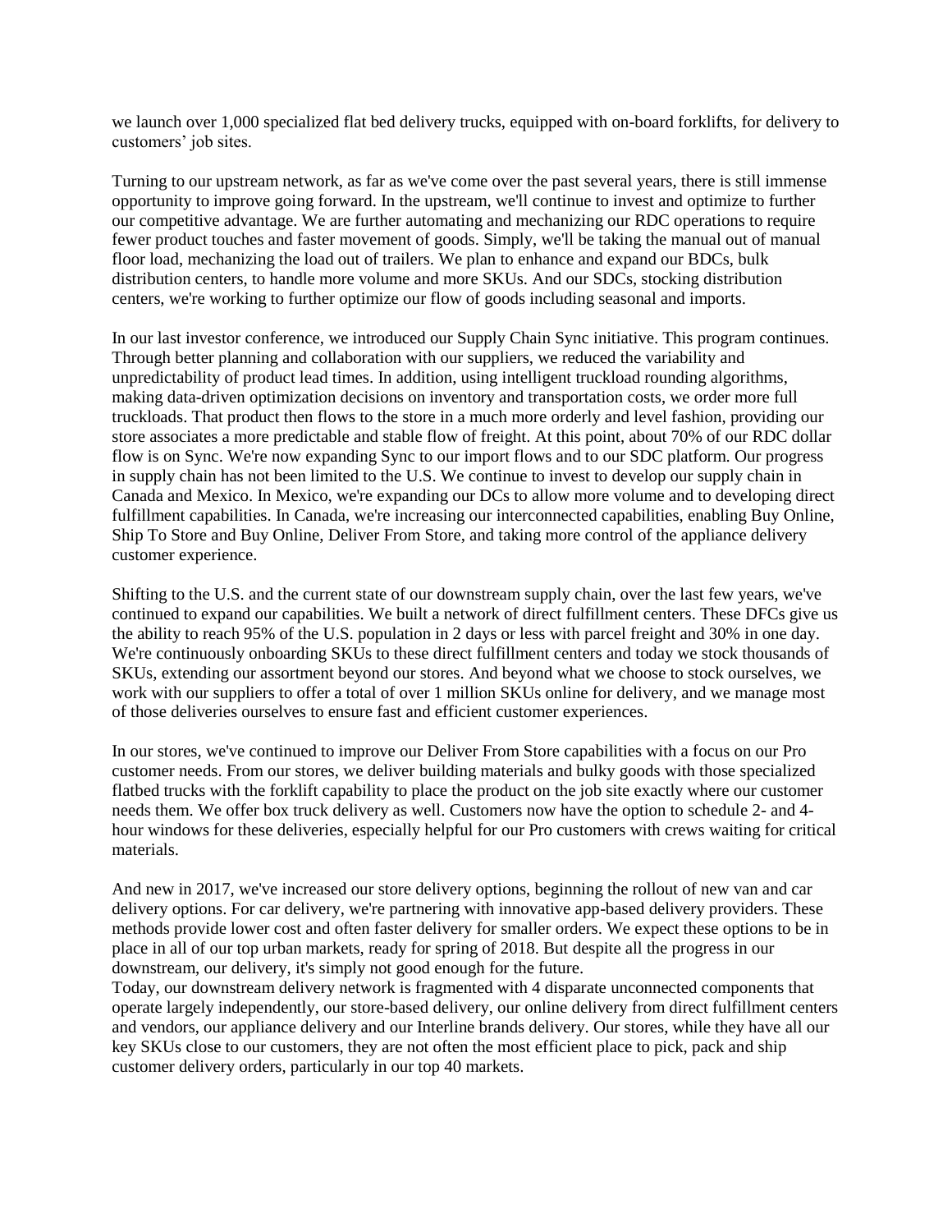we launch over 1,000 specialized flat bed delivery trucks, equipped with on-board forklifts, for delivery to customers' job sites.

Turning to our upstream network, as far as we've come over the past several years, there is still immense opportunity to improve going forward. In the upstream, we'll continue to invest and optimize to further our competitive advantage. We are further automating and mechanizing our RDC operations to require fewer product touches and faster movement of goods. Simply, we'll be taking the manual out of manual floor load, mechanizing the load out of trailers. We plan to enhance and expand our BDCs, bulk distribution centers, to handle more volume and more SKUs. And our SDCs, stocking distribution centers, we're working to further optimize our flow of goods including seasonal and imports.

In our last investor conference, we introduced our Supply Chain Sync initiative. This program continues. Through better planning and collaboration with our suppliers, we reduced the variability and unpredictability of product lead times. In addition, using intelligent truckload rounding algorithms, making data-driven optimization decisions on inventory and transportation costs, we order more full truckloads. That product then flows to the store in a much more orderly and level fashion, providing our store associates a more predictable and stable flow of freight. At this point, about 70% of our RDC dollar flow is on Sync. We're now expanding Sync to our import flows and to our SDC platform. Our progress in supply chain has not been limited to the U.S. We continue to invest to develop our supply chain in Canada and Mexico. In Mexico, we're expanding our DCs to allow more volume and to developing direct fulfillment capabilities. In Canada, we're increasing our interconnected capabilities, enabling Buy Online, Ship To Store and Buy Online, Deliver From Store, and taking more control of the appliance delivery customer experience.

Shifting to the U.S. and the current state of our downstream supply chain, over the last few years, we've continued to expand our capabilities. We built a network of direct fulfillment centers. These DFCs give us the ability to reach 95% of the U.S. population in 2 days or less with parcel freight and 30% in one day. We're continuously onboarding SKUs to these direct fulfillment centers and today we stock thousands of SKUs, extending our assortment beyond our stores. And beyond what we choose to stock ourselves, we work with our suppliers to offer a total of over 1 million SKUs online for delivery, and we manage most of those deliveries ourselves to ensure fast and efficient customer experiences.

In our stores, we've continued to improve our Deliver From Store capabilities with a focus on our Pro customer needs. From our stores, we deliver building materials and bulky goods with those specialized flatbed trucks with the forklift capability to place the product on the job site exactly where our customer needs them. We offer box truck delivery as well. Customers now have the option to schedule 2- and 4-hour windows for these deliveries, especially helpful for our Pro customers with crews waiting for critical materials.

And new in 2017, we've increased our store delivery options, beginning the rollout of new van and car delivery options. For car delivery, we're partnering with innovative app-based delivery providers. These methods provide lower cost and often faster delivery for smaller orders. We expect these options to be in place in all of our top urban markets, ready for spring of 2018. But despite all the progress in our downstream, our delivery, it's simply not good enough for the future.

Today, our downstream delivery network is fragmented with 4 disparate unconnected components that operate largely independently, our store-based delivery, our online delivery from direct fulfillment centers and vendors, our appliance delivery and our Interline brands delivery. Our stores, while they have all our key SKUs close to our customers, they are not often the most efficient place to pick, pack and ship customer delivery orders, particularly in our top 40 markets.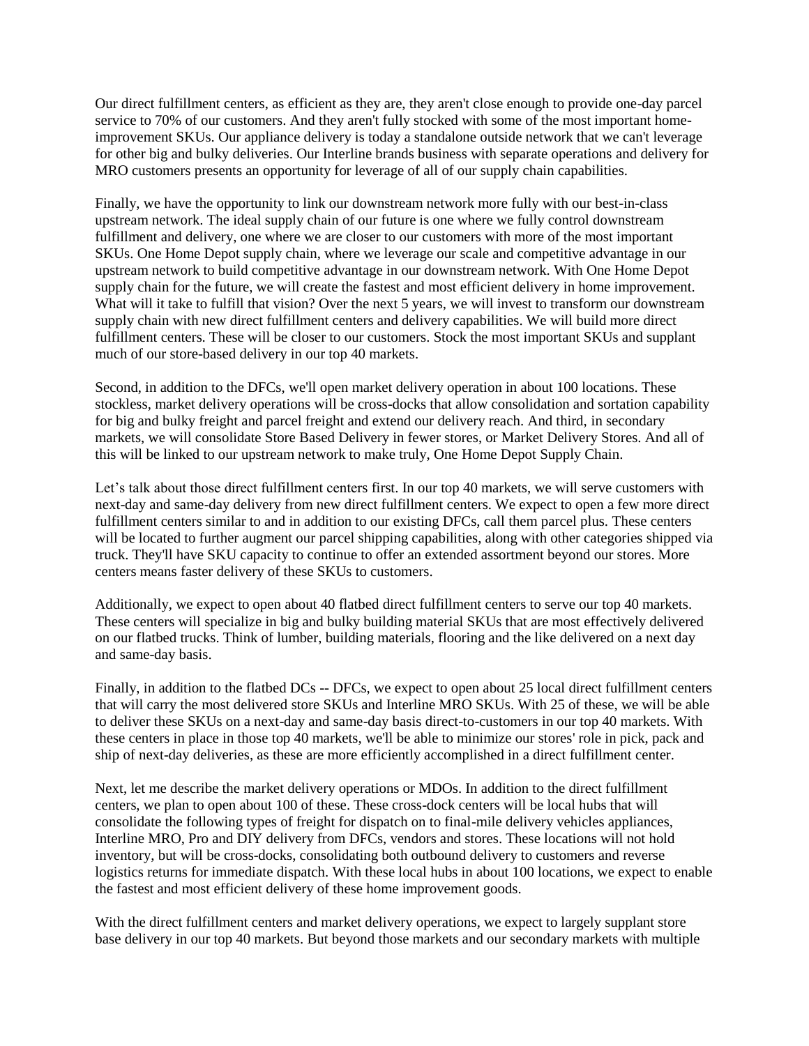Our direct fulfillment centers, as efficient as they are, they aren't close enough to provide one-day parcel service to 70% of our customers. And they aren't fully stocked with some of the most important home-improvement SKUs. Our appliance delivery is today a standalone outside network that we can't leverage for other big and bulky deliveries. Our Interline brands business with separate operations and delivery for MRO customers presents an opportunity for leverage of all of our supply chain capabilities.

Finally, we have the opportunity to link our downstream network more fully with our best-in-class upstream network. The ideal supply chain of our future is one where we fully control downstream fulfillment and delivery, one where we are closer to our customers with more of the most important SKUs. One Home Depot supply chain, where we leverage our scale and competitive advantage in our upstream network to build competitive advantage in our downstream network. With One Home Depot supply chain for the future, we will create the fastest and most efficient delivery in home improvement. What will it take to fulfill that vision? Over the next 5 years, we will invest to transform our downstream supply chain with new direct fulfillment centers and delivery capabilities. We will build more direct fulfillment centers. These will be closer to our customers. Stock the most important SKUs and supplant much of our store-based delivery in our top 40 markets.

Second, in addition to the DFCs, we'll open market delivery operation in about 100 locations. These stockless, market delivery operations will be cross-docks that allow consolidation and sortation capability for big and bulky freight and parcel freight and extend our delivery reach. And third, in secondary markets, we will consolidate Store Based Delivery in fewer stores, or Market Delivery Stores. And all of this will be linked to our upstream network to make truly, One Home Depot Supply Chain.

Let's talk about those direct fulfillment centers first. In our top 40 markets, we will serve customers with next-day and same-day delivery from new direct fulfillment centers. We expect to open a few more direct fulfillment centers similar to and in addition to our existing DFCs, call them parcel plus. These centers will be located to further augment our parcel shipping capabilities, along with other categories shipped via truck. They'll have SKU capacity to continue to offer an extended assortment beyond our stores. More centers means faster delivery of these SKUs to customers.

Additionally, we expect to open about 40 flatbed direct fulfillment centers to serve our top 40 markets. These centers will specialize in big and bulky building material SKUs that are most effectively delivered on our flatbed trucks. Think of lumber, building materials, flooring and the like delivered on a next day and same-day basis.

Finally, in addition to the flatbed DCs -- DFCs, we expect to open about 25 local direct fulfillment centers that will carry the most delivered store SKUs and Interline MRO SKUs. With 25 of these, we will be able to deliver these SKUs on a next-day and same-day basis direct-to-customers in our top 40 markets. With these centers in place in those top 40 markets, we'll be able to minimize our stores' role in pick, pack and ship of next-day deliveries, as these are more efficiently accomplished in a direct fulfillment center.

Next, let me describe the market delivery operations or MDOs. In addition to the direct fulfillment centers, we plan to open about 100 of these. These cross-dock centers will be local hubs that will consolidate the following types of freight for dispatch on to final-mile delivery vehicles appliances, Interline MRO, Pro and DIY delivery from DFCs, vendors and stores. These locations will not hold inventory, but will be cross-docks, consolidating both outbound delivery to customers and reverse logistics returns for immediate dispatch. With these local hubs in about 100 locations, we expect to enable the fastest and most efficient delivery of these home improvement goods.

With the direct fulfillment centers and market delivery operations, we expect to largely supplant store base delivery in our top 40 markets. But beyond those markets and our secondary markets with multiple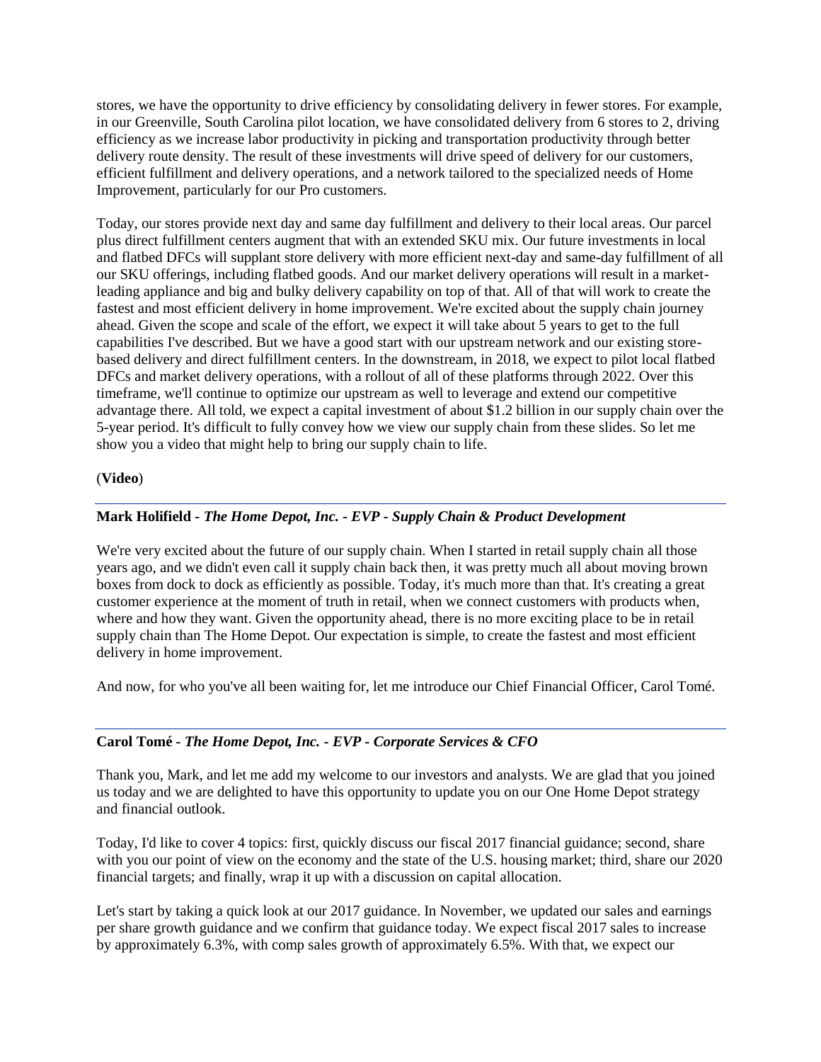stores, we have the opportunity to drive efficiency by consolidating delivery in fewer stores. For example, in our Greenville, South Carolina pilot location, we have consolidated delivery from 6 stores to 2, driving efficiency as we increase labor productivity in picking and transportation productivity through better delivery route density. The result of these investments will drive speed of delivery for our customers, efficient fulfillment and delivery operations, and a network tailored to the specialized needs of Home Improvement, particularly for our Pro customers.

Today, our stores provide next day and same day fulfillment and delivery to their local areas. Our parcel plus direct fulfillment centers augment that with an extended SKU mix. Our future investments in local and flatbed DFCs will supplant store delivery with more efficient next-day and same-day fulfillment of all our SKU offerings, including flatbed goods. And our market delivery operations will result in a market-leading appliance and big and bulky delivery capability on top of that. All of that will work to create the fastest and most efficient delivery in home improvement. We're excited about the supply chain journey ahead. Given the scope and scale of the effort, we expect it will take about 5 years to get to the full capabilities I've described. But we have a good start with our upstream network and our existing store-based delivery and direct fulfillment centers. In the downstream, in 2018, we expect to pilot local flatbed DFCs and market delivery operations, with a rollout of all of these platforms through 2022. Over this timeframe, we'll continue to optimize our upstream as well to leverage and extend our competitive advantage there. All told, we expect a capital investment of about $1.2 billion in our supply chain over the 5-year period. It's difficult to fully convey how we view our supply chain from these slides. So let me show you a video that might help to bring our supply chain to life.

(**Video**)

---

**Mark Holifield -** ***The Home Depot, Inc. - EVP - Supply Chain & Product Development***

We're very excited about the future of our supply chain. When I started in retail supply chain all those years ago, and we didn't even call it supply chain back then, it was pretty much all about moving brown boxes from dock to dock as efficiently as possible. Today, it's much more than that. It's creating a great customer experience at the moment of truth in retail, when we connect customers with products when, where and how they want. Given the opportunity ahead, there is no more exciting place to be in retail supply chain than The Home Depot. Our expectation is simple, to create the fastest and most efficient delivery in home improvement.

And now, for who you've all been waiting for, let me introduce our Chief Financial Officer, Carol Tomé.

---

**Carol Tomé -** ***The Home Depot, Inc. - EVP - Corporate Services & CFO***

Thank you, Mark, and let me add my welcome to our investors and analysts. We are glad that you joined us today and we are delighted to have this opportunity to update you on our One Home Depot strategy and financial outlook.

Today, I'd like to cover 4 topics: first, quickly discuss our fiscal 2017 financial guidance; second, share with you our point of view on the economy and the state of the U.S. housing market; third, share our 2020 financial targets; and finally, wrap it up with a discussion on capital allocation.

Let's start by taking a quick look at our 2017 guidance. In November, we updated our sales and earnings per share growth guidance and we confirm that guidance today. We expect fiscal 2017 sales to increase by approximately 6.3%, with comp sales growth of approximately 6.5%. With that, we expect our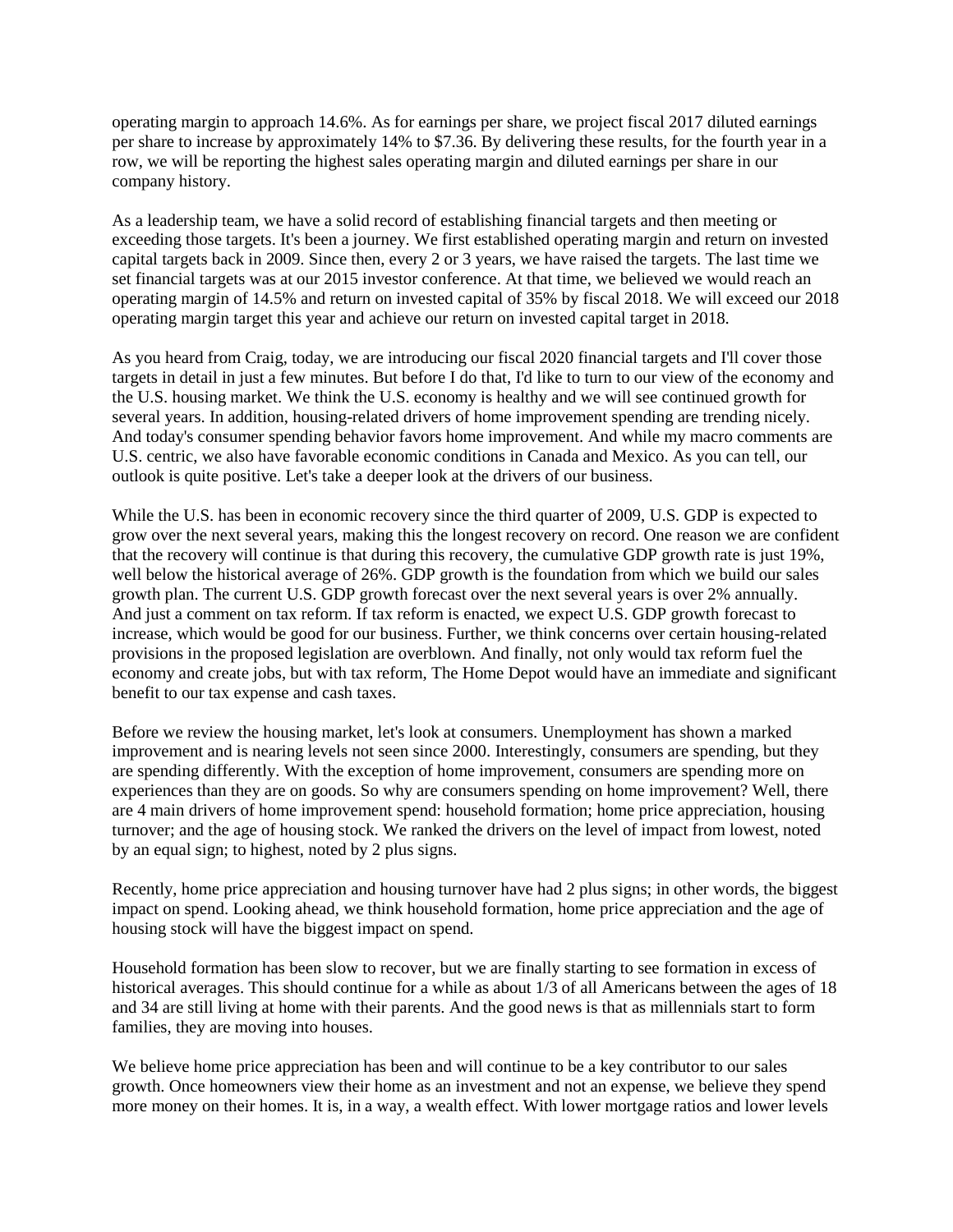operating margin to approach 14.6%. As for earnings per share, we project fiscal 2017 diluted earnings per share to increase by approximately 14% to $7.36. By delivering these results, for the fourth year in a row, we will be reporting the highest sales operating margin and diluted earnings per share in our company history.

As a leadership team, we have a solid record of establishing financial targets and then meeting or exceeding those targets. It's been a journey. We first established operating margin and return on invested capital targets back in 2009. Since then, every 2 or 3 years, we have raised the targets. The last time we set financial targets was at our 2015 investor conference. At that time, we believed we would reach an operating margin of 14.5% and return on invested capital of 35% by fiscal 2018. We will exceed our 2018 operating margin target this year and achieve our return on invested capital target in 2018.

As you heard from Craig, today, we are introducing our fiscal 2020 financial targets and I'll cover those targets in detail in just a few minutes. But before I do that, I'd like to turn to our view of the economy and the U.S. housing market. We think the U.S. economy is healthy and we will see continued growth for several years. In addition, housing-related drivers of home improvement spending are trending nicely. And today's consumer spending behavior favors home improvement. And while my macro comments are U.S. centric, we also have favorable economic conditions in Canada and Mexico. As you can tell, our outlook is quite positive. Let's take a deeper look at the drivers of our business.

While the U.S. has been in economic recovery since the third quarter of 2009, U.S. GDP is expected to grow over the next several years, making this the longest recovery on record. One reason we are confident that the recovery will continue is that during this recovery, the cumulative GDP growth rate is just 19%, well below the historical average of 26%. GDP growth is the foundation from which we build our sales growth plan. The current U.S. GDP growth forecast over the next several years is over 2% annually. And just a comment on tax reform. If tax reform is enacted, we expect U.S. GDP growth forecast to increase, which would be good for our business. Further, we think concerns over certain housing-related provisions in the proposed legislation are overblown. And finally, not only would tax reform fuel the economy and create jobs, but with tax reform, The Home Depot would have an immediate and significant benefit to our tax expense and cash taxes.

Before we review the housing market, let's look at consumers. Unemployment has shown a marked improvement and is nearing levels not seen since 2000. Interestingly, consumers are spending, but they are spending differently. With the exception of home improvement, consumers are spending more on experiences than they are on goods. So why are consumers spending on home improvement? Well, there are 4 main drivers of home improvement spend: household formation; home price appreciation, housing turnover; and the age of housing stock. We ranked the drivers on the level of impact from lowest, noted by an equal sign; to highest, noted by 2 plus signs.

Recently, home price appreciation and housing turnover have had 2 plus signs; in other words, the biggest impact on spend. Looking ahead, we think household formation, home price appreciation and the age of housing stock will have the biggest impact on spend.

Household formation has been slow to recover, but we are finally starting to see formation in excess of historical averages. This should continue for a while as about 1/3 of all Americans between the ages of 18 and 34 are still living at home with their parents. And the good news is that as millennials start to form families, they are moving into houses.

We believe home price appreciation has been and will continue to be a key contributor to our sales growth. Once homeowners view their home as an investment and not an expense, we believe they spend more money on their homes. It is, in a way, a wealth effect. With lower mortgage ratios and lower levels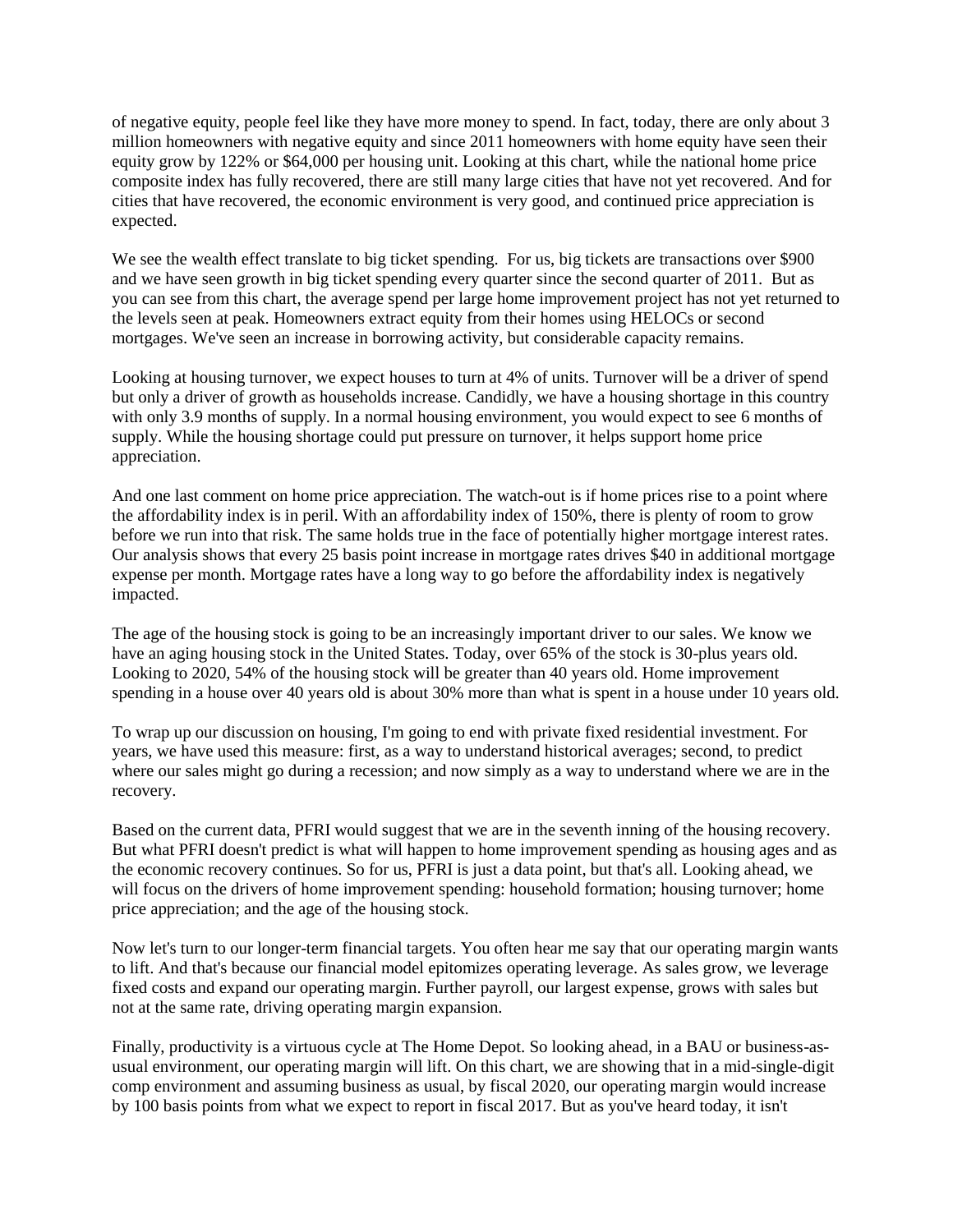of negative equity, people feel like they have more money to spend. In fact, today, there are only about 3 million homeowners with negative equity and since 2011 homeowners with home equity have seen their equity grow by 122% or $64,000 per housing unit. Looking at this chart, while the national home price composite index has fully recovered, there are still many large cities that have not yet recovered. And for cities that have recovered, the economic environment is very good, and continued price appreciation is expected.

We see the wealth effect translate to big ticket spending. For us, big tickets are transactions over $900 and we have seen growth in big ticket spending every quarter since the second quarter of 2011. But as you can see from this chart, the average spend per large home improvement project has not yet returned to the levels seen at peak. Homeowners extract equity from their homes using HELOCs or second mortgages. We've seen an increase in borrowing activity, but considerable capacity remains.

Looking at housing turnover, we expect houses to turn at 4% of units. Turnover will be a driver of spend but only a driver of growth as households increase. Candidly, we have a housing shortage in this country with only 3.9 months of supply. In a normal housing environment, you would expect to see 6 months of supply. While the housing shortage could put pressure on turnover, it helps support home price appreciation.

And one last comment on home price appreciation. The watch-out is if home prices rise to a point where the affordability index is in peril. With an affordability index of 150%, there is plenty of room to grow before we run into that risk. The same holds true in the face of potentially higher mortgage interest rates. Our analysis shows that every 25 basis point increase in mortgage rates drives $40 in additional mortgage expense per month. Mortgage rates have a long way to go before the affordability index is negatively impacted.

The age of the housing stock is going to be an increasingly important driver to our sales. We know we have an aging housing stock in the United States. Today, over 65% of the stock is 30-plus years old. Looking to 2020, 54% of the housing stock will be greater than 40 years old. Home improvement spending in a house over 40 years old is about 30% more than what is spent in a house under 10 years old.

To wrap up our discussion on housing, I'm going to end with private fixed residential investment. For years, we have used this measure: first, as a way to understand historical averages; second, to predict where our sales might go during a recession; and now simply as a way to understand where we are in the recovery.

Based on the current data, PFRI would suggest that we are in the seventh inning of the housing recovery. But what PFRI doesn't predict is what will happen to home improvement spending as housing ages and as the economic recovery continues. So for us, PFRI is just a data point, but that's all. Looking ahead, we will focus on the drivers of home improvement spending: household formation; housing turnover; home price appreciation; and the age of the housing stock.

Now let's turn to our longer-term financial targets. You often hear me say that our operating margin wants to lift. And that's because our financial model epitomizes operating leverage. As sales grow, we leverage fixed costs and expand our operating margin. Further payroll, our largest expense, grows with sales but not at the same rate, driving operating margin expansion.

Finally, productivity is a virtuous cycle at The Home Depot. So looking ahead, in a BAU or business-as-usual environment, our operating margin will lift. On this chart, we are showing that in a mid-single-digit comp environment and assuming business as usual, by fiscal 2020, our operating margin would increase by 100 basis points from what we expect to report in fiscal 2017. But as you've heard today, it isn't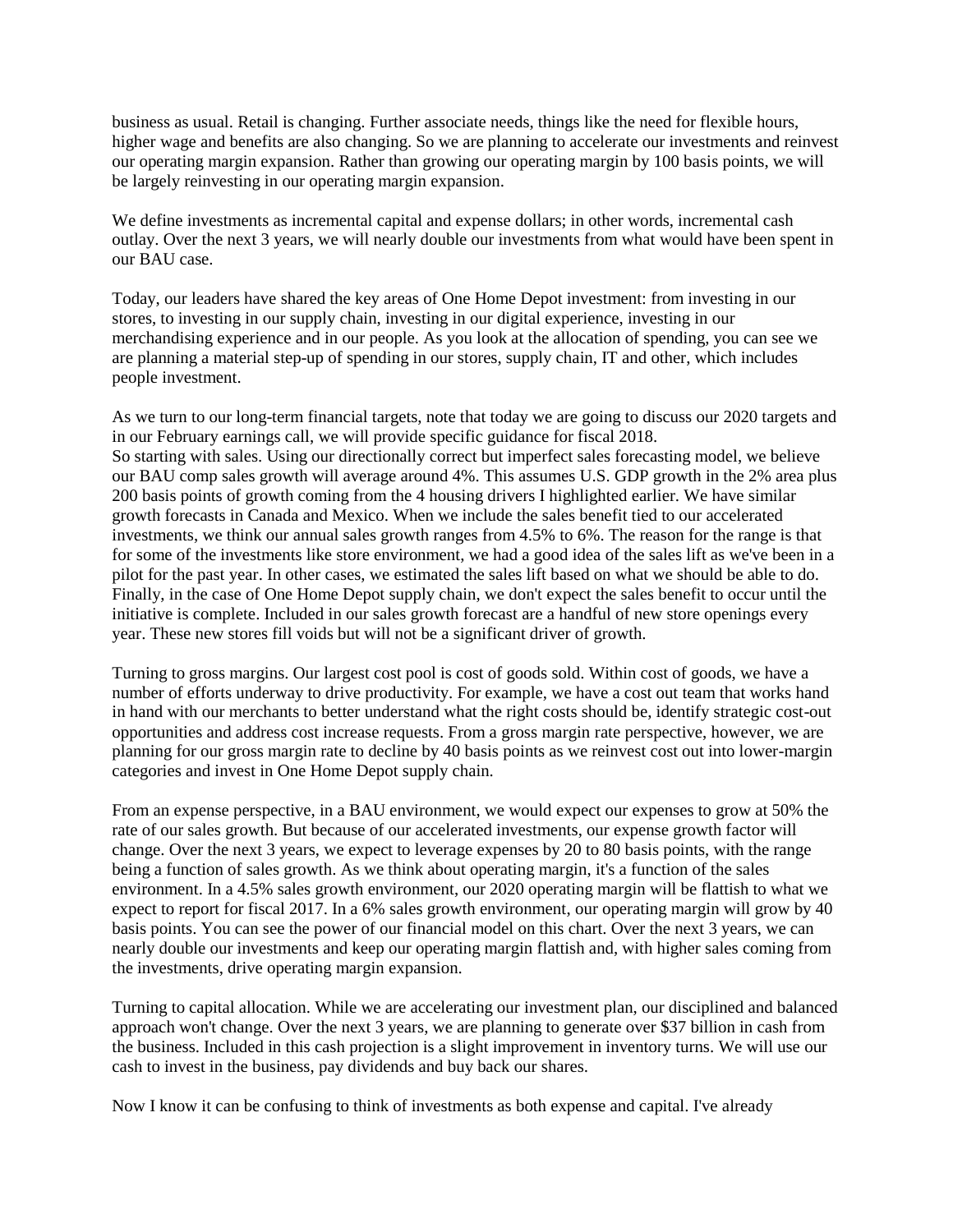business as usual. Retail is changing. Further associate needs, things like the need for flexible hours, higher wage and benefits are also changing. So we are planning to accelerate our investments and reinvest our operating margin expansion. Rather than growing our operating margin by 100 basis points, we will be largely reinvesting in our operating margin expansion.

We define investments as incremental capital and expense dollars; in other words, incremental cash outlay. Over the next 3 years, we will nearly double our investments from what would have been spent in our BAU case.

Today, our leaders have shared the key areas of One Home Depot investment: from investing in our stores, to investing in our supply chain, investing in our digital experience, investing in our merchandising experience and in our people. As you look at the allocation of spending, you can see we are planning a material step-up of spending in our stores, supply chain, IT and other, which includes people investment.

As we turn to our long-term financial targets, note that today we are going to discuss our 2020 targets and in our February earnings call, we will provide specific guidance for fiscal 2018.
So starting with sales. Using our directionally correct but imperfect sales forecasting model, we believe our BAU comp sales growth will average around 4%. This assumes U.S. GDP growth in the 2% area plus 200 basis points of growth coming from the 4 housing drivers I highlighted earlier. We have similar growth forecasts in Canada and Mexico. When we include the sales benefit tied to our accelerated investments, we think our annual sales growth ranges from 4.5% to 6%. The reason for the range is that for some of the investments like store environment, we had a good idea of the sales lift as we've been in a pilot for the past year. In other cases, we estimated the sales lift based on what we should be able to do. Finally, in the case of One Home Depot supply chain, we don't expect the sales benefit to occur until the initiative is complete. Included in our sales growth forecast are a handful of new store openings every year. These new stores fill voids but will not be a significant driver of growth.

Turning to gross margins. Our largest cost pool is cost of goods sold. Within cost of goods, we have a number of efforts underway to drive productivity. For example, we have a cost out team that works hand in hand with our merchants to better understand what the right costs should be, identify strategic cost-out opportunities and address cost increase requests. From a gross margin rate perspective, however, we are planning for our gross margin rate to decline by 40 basis points as we reinvest cost out into lower-margin categories and invest in One Home Depot supply chain.

From an expense perspective, in a BAU environment, we would expect our expenses to grow at 50% the rate of our sales growth. But because of our accelerated investments, our expense growth factor will change. Over the next 3 years, we expect to leverage expenses by 20 to 80 basis points, with the range being a function of sales growth. As we think about operating margin, it's a function of the sales environment. In a 4.5% sales growth environment, our 2020 operating margin will be flattish to what we expect to report for fiscal 2017. In a 6% sales growth environment, our operating margin will grow by 40 basis points. You can see the power of our financial model on this chart. Over the next 3 years, we can nearly double our investments and keep our operating margin flattish and, with higher sales coming from the investments, drive operating margin expansion.

Turning to capital allocation. While we are accelerating our investment plan, our disciplined and balanced approach won't change. Over the next 3 years, we are planning to generate over $37 billion in cash from the business. Included in this cash projection is a slight improvement in inventory turns. We will use our cash to invest in the business, pay dividends and buy back our shares.

Now I know it can be confusing to think of investments as both expense and capital. I've already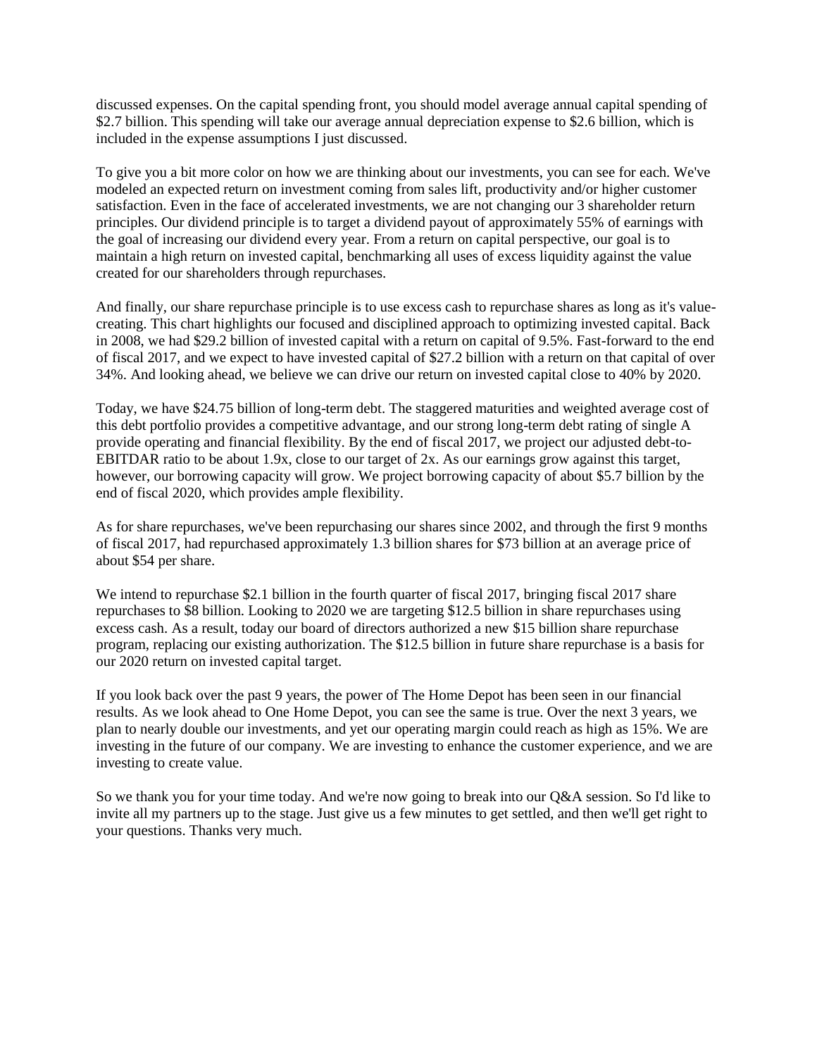discussed expenses. On the capital spending front, you should model average annual capital spending of $2.7 billion. This spending will take our average annual depreciation expense to $2.6 billion, which is included in the expense assumptions I just discussed.

To give you a bit more color on how we are thinking about our investments, you can see for each. We've modeled an expected return on investment coming from sales lift, productivity and/or higher customer satisfaction. Even in the face of accelerated investments, we are not changing our 3 shareholder return principles. Our dividend principle is to target a dividend payout of approximately 55% of earnings with the goal of increasing our dividend every year. From a return on capital perspective, our goal is to maintain a high return on invested capital, benchmarking all uses of excess liquidity against the value created for our shareholders through repurchases.

And finally, our share repurchase principle is to use excess cash to repurchase shares as long as it's value-creating. This chart highlights our focused and disciplined approach to optimizing invested capital. Back in 2008, we had $29.2 billion of invested capital with a return on capital of 9.5%. Fast-forward to the end of fiscal 2017, and we expect to have invested capital of $27.2 billion with a return on that capital of over 34%. And looking ahead, we believe we can drive our return on invested capital close to 40% by 2020.

Today, we have $24.75 billion of long-term debt. The staggered maturities and weighted average cost of this debt portfolio provides a competitive advantage, and our strong long-term debt rating of single A provide operating and financial flexibility. By the end of fiscal 2017, we project our adjusted debt-to-EBITDAR ratio to be about 1.9x, close to our target of 2x. As our earnings grow against this target, however, our borrowing capacity will grow. We project borrowing capacity of about $5.7 billion by the end of fiscal 2020, which provides ample flexibility.

As for share repurchases, we've been repurchasing our shares since 2002, and through the first 9 months of fiscal 2017, had repurchased approximately 1.3 billion shares for $73 billion at an average price of about $54 per share.

We intend to repurchase $2.1 billion in the fourth quarter of fiscal 2017, bringing fiscal 2017 share repurchases to $8 billion. Looking to 2020 we are targeting $12.5 billion in share repurchases using excess cash. As a result, today our board of directors authorized a new $15 billion share repurchase program, replacing our existing authorization. The $12.5 billion in future share repurchase is a basis for our 2020 return on invested capital target.

If you look back over the past 9 years, the power of The Home Depot has been seen in our financial results. As we look ahead to One Home Depot, you can see the same is true. Over the next 3 years, we plan to nearly double our investments, and yet our operating margin could reach as high as 15%. We are investing in the future of our company. We are investing to enhance the customer experience, and we are investing to create value.

So we thank you for your time today. And we're now going to break into our Q&A session. So I'd like to invite all my partners up to the stage. Just give us a few minutes to get settled, and then we'll get right to your questions. Thanks very much.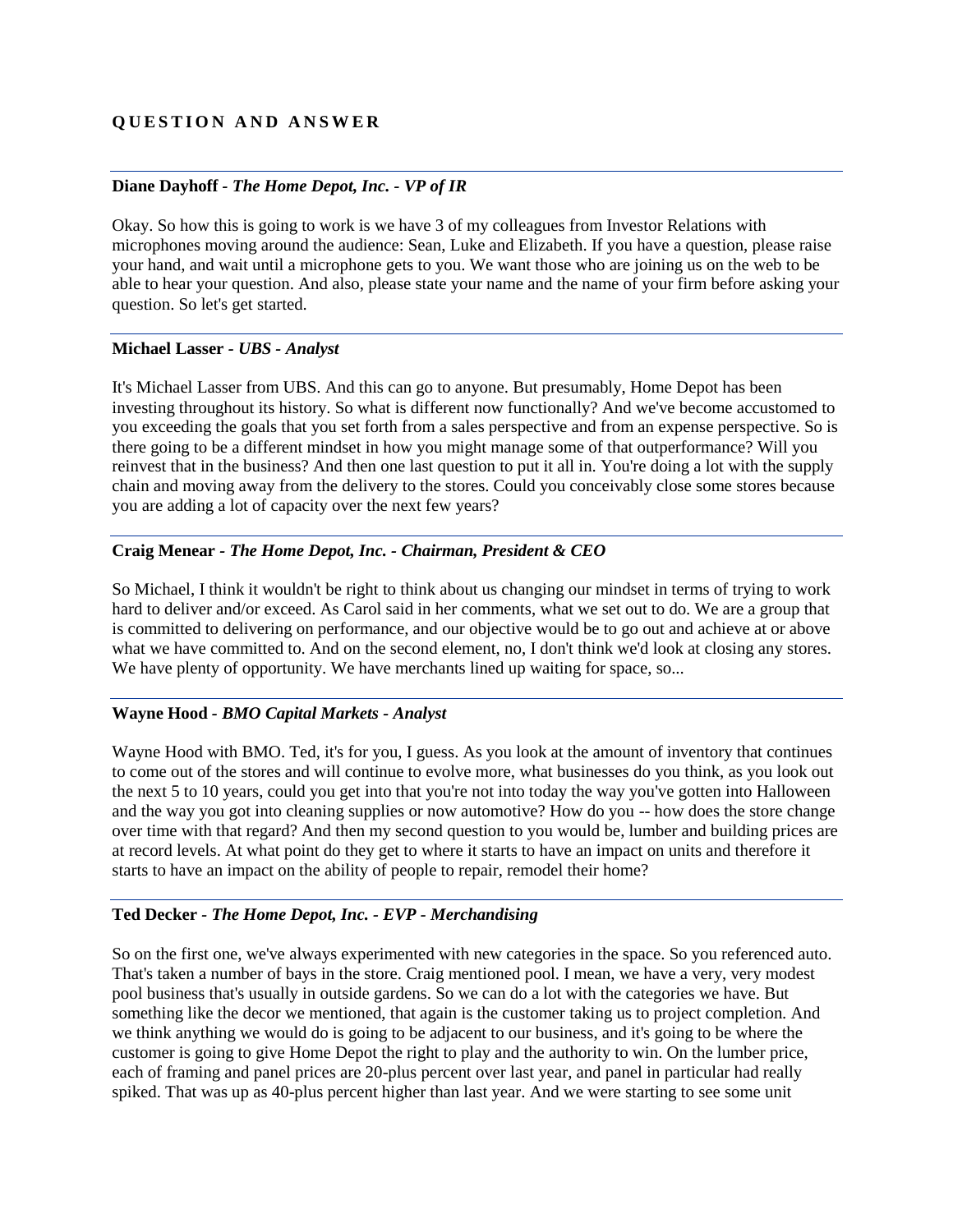## QUESTION AND ANSWER

**Diane Dayhoff** - *The Home Depot, Inc. - VP of IR*

Okay. So how this is going to work is we have 3 of my colleagues from Investor Relations with microphones moving around the audience: Sean, Luke and Elizabeth. If you have a question, please raise your hand, and wait until a microphone gets to you. We want those who are joining us on the web to be able to hear your question. And also, please state your name and the name of your firm before asking your question. So let's get started.

**Michael Lasser** - *UBS - Analyst*

It's Michael Lasser from UBS. And this can go to anyone. But presumably, Home Depot has been investing throughout its history. So what is different now functionally? And we've become accustomed to you exceeding the goals that you set forth from a sales perspective and from an expense perspective. So is there going to be a different mindset in how you might manage some of that outperformance? Will you reinvest that in the business? And then one last question to put it all in. You're doing a lot with the supply chain and moving away from the delivery to the stores. Could you conceivably close some stores because you are adding a lot of capacity over the next few years?

**Craig Menear** - *The Home Depot, Inc. - Chairman, President & CEO*

So Michael, I think it wouldn't be right to think about us changing our mindset in terms of trying to work hard to deliver and/or exceed. As Carol said in her comments, what we set out to do. We are a group that is committed to delivering on performance, and our objective would be to go out and achieve at or above what we have committed to. And on the second element, no, I don't think we'd look at closing any stores. We have plenty of opportunity. We have merchants lined up waiting for space, so...

**Wayne Hood** - *BMO Capital Markets - Analyst*

Wayne Hood with BMO. Ted, it's for you, I guess. As you look at the amount of inventory that continues to come out of the stores and will continue to evolve more, what businesses do you think, as you look out the next 5 to 10 years, could you get into that you're not into today the way you've gotten into Halloween and the way you got into cleaning supplies or now automotive? How do you -- how does the store change over time with that regard? And then my second question to you would be, lumber and building prices are at record levels. At what point do they get to where it starts to have an impact on units and therefore it starts to have an impact on the ability of people to repair, remodel their home?

**Ted Decker** - *The Home Depot, Inc. - EVP - Merchandising*

So on the first one, we've always experimented with new categories in the space. So you referenced auto. That's taken a number of bays in the store. Craig mentioned pool. I mean, we have a very, very modest pool business that's usually in outside gardens. So we can do a lot with the categories we have. But something like the decor we mentioned, that again is the customer taking us to project completion. And we think anything we would do is going to be adjacent to our business, and it's going to be where the customer is going to give Home Depot the right to play and the authority to win. On the lumber price, each of framing and panel prices are 20-plus percent over last year, and panel in particular had really spiked. That was up as 40-plus percent higher than last year. And we were starting to see some unit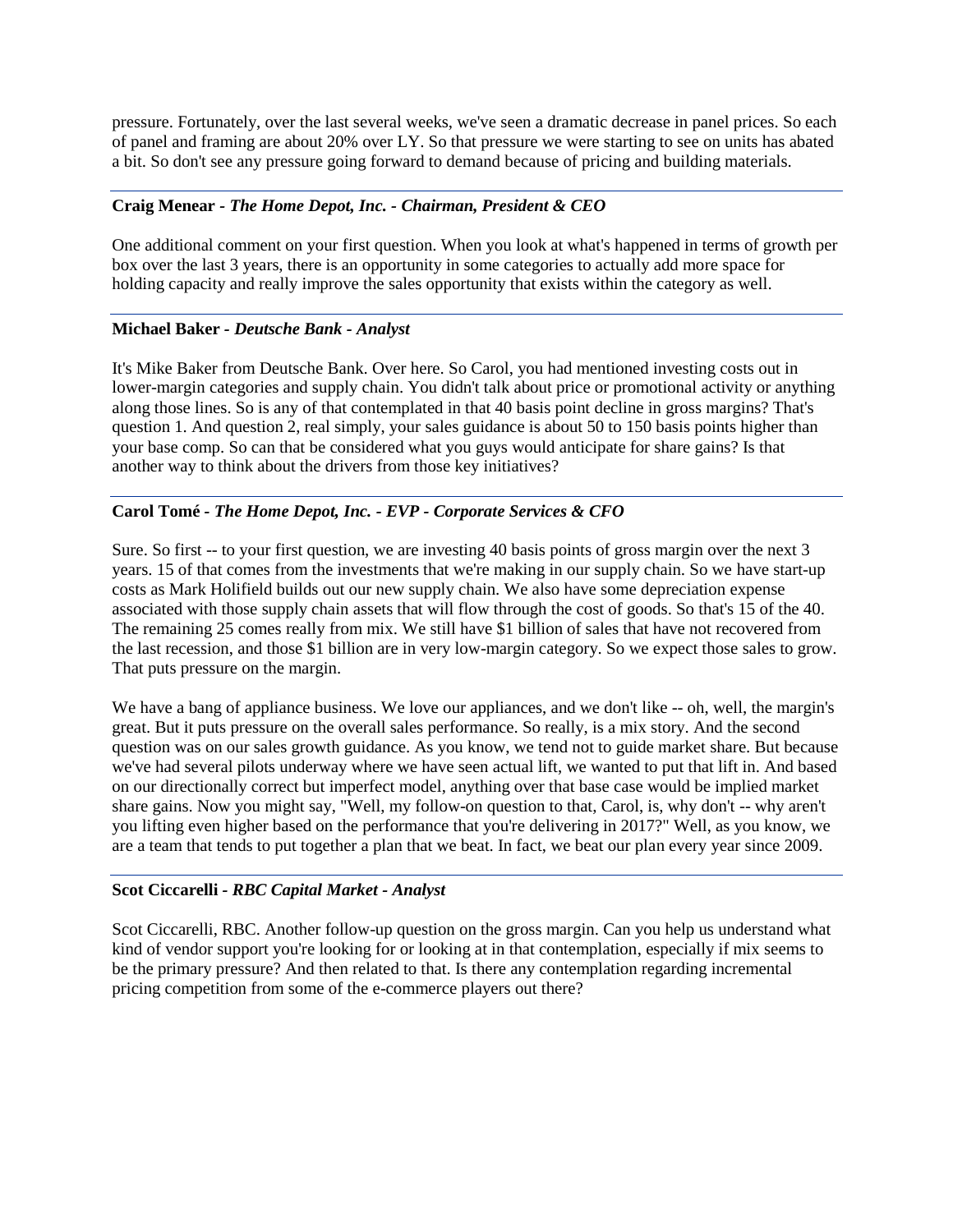pressure. Fortunately, over the last several weeks, we've seen a dramatic decrease in panel prices. So each of panel and framing are about 20% over LY. So that pressure we were starting to see on units has abated a bit. So don't see any pressure going forward to demand because of pricing and building materials.

**Craig Menear** - ***The Home Depot, Inc. - Chairman, President & CEO***

One additional comment on your first question. When you look at what's happened in terms of growth per box over the last 3 years, there is an opportunity in some categories to actually add more space for holding capacity and really improve the sales opportunity that exists within the category as well.

**Michael Baker** - ***Deutsche Bank - Analyst***

It's Mike Baker from Deutsche Bank. Over here. So Carol, you had mentioned investing costs out in lower-margin categories and supply chain. You didn't talk about price or promotional activity or anything along those lines. So is any of that contemplated in that 40 basis point decline in gross margins? That's question 1. And question 2, real simply, your sales guidance is about 50 to 150 basis points higher than your base comp. So can that be considered what you guys would anticipate for share gains? Is that another way to think about the drivers from those key initiatives?

**Carol Tomé** - ***The Home Depot, Inc. - EVP - Corporate Services & CFO***

Sure. So first -- to your first question, we are investing 40 basis points of gross margin over the next 3 years. 15 of that comes from the investments that we're making in our supply chain. So we have start-up costs as Mark Holifield builds out our new supply chain. We also have some depreciation expense associated with those supply chain assets that will flow through the cost of goods. So that's 15 of the 40. The remaining 25 comes really from mix. We still have $1 billion of sales that have not recovered from the last recession, and those $1 billion are in very low-margin category. So we expect those sales to grow. That puts pressure on the margin.

We have a bang of appliance business. We love our appliances, and we don't like -- oh, well, the margin's great. But it puts pressure on the overall sales performance. So really, is a mix story. And the second question was on our sales growth guidance. As you know, we tend not to guide market share. But because we've had several pilots underway where we have seen actual lift, we wanted to put that lift in. And based on our directionally correct but imperfect model, anything over that base case would be implied market share gains. Now you might say, "Well, my follow-on question to that, Carol, is, why don't -- why aren't you lifting even higher based on the performance that you're delivering in 2017?" Well, as you know, we are a team that tends to put together a plan that we beat. In fact, we beat our plan every year since 2009.

**Scot Ciccarelli** - ***RBC Capital Market - Analyst***

Scot Ciccarelli, RBC. Another follow-up question on the gross margin. Can you help us understand what kind of vendor support you're looking for or looking at in that contemplation, especially if mix seems to be the primary pressure? And then related to that. Is there any contemplation regarding incremental pricing competition from some of the e-commerce players out there?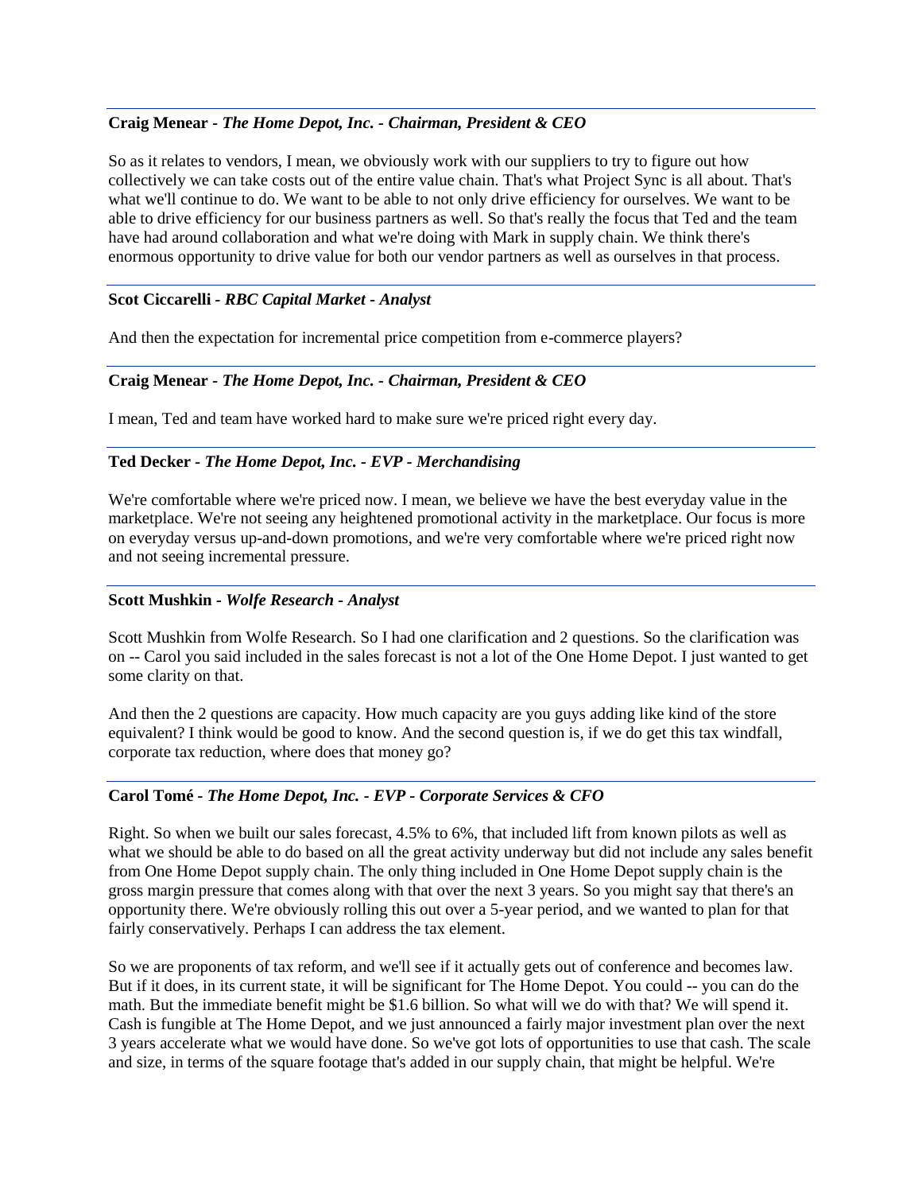**Craig Menear** - *The Home Depot, Inc. - Chairman, President & CEO*

So as it relates to vendors, I mean, we obviously work with our suppliers to try to figure out how collectively we can take costs out of the entire value chain. That's what Project Sync is all about. That's what we'll continue to do. We want to be able to not only drive efficiency for ourselves. We want to be able to drive efficiency for our business partners as well. So that's really the focus that Ted and the team have had around collaboration and what we're doing with Mark in supply chain. We think there's enormous opportunity to drive value for both our vendor partners as well as ourselves in that process.

---

**Scot Ciccarelli** - *RBC Capital Market - Analyst*

And then the expectation for incremental price competition from e-commerce players?

---

**Craig Menear** - *The Home Depot, Inc. - Chairman, President & CEO*

I mean, Ted and team have worked hard to make sure we're priced right every day.

---

**Ted Decker** - *The Home Depot, Inc. - EVP - Merchandising*

We're comfortable where we're priced now. I mean, we believe we have the best everyday value in the marketplace. We're not seeing any heightened promotional activity in the marketplace. Our focus is more on everyday versus up-and-down promotions, and we're very comfortable where we're priced right now and not seeing incremental pressure.

---

**Scott Mushkin** - *Wolfe Research - Analyst*

Scott Mushkin from Wolfe Research. So I had one clarification and 2 questions. So the clarification was on -- Carol you said included in the sales forecast is not a lot of the One Home Depot. I just wanted to get some clarity on that.

And then the 2 questions are capacity. How much capacity are you guys adding like kind of the store equivalent? I think would be good to know. And the second question is, if we do get this tax windfall, corporate tax reduction, where does that money go?

---

**Carol Tomé** - *The Home Depot, Inc. - EVP - Corporate Services & CFO*

Right. So when we built our sales forecast, 4.5% to 6%, that included lift from known pilots as well as what we should be able to do based on all the great activity underway but did not include any sales benefit from One Home Depot supply chain. The only thing included in One Home Depot supply chain is the gross margin pressure that comes along with that over the next 3 years. So you might say that there's an opportunity there. We're obviously rolling this out over a 5-year period, and we wanted to plan for that fairly conservatively. Perhaps I can address the tax element.

So we are proponents of tax reform, and we'll see if it actually gets out of conference and becomes law. But if it does, in its current state, it will be significant for The Home Depot. You could -- you can do the math. But the immediate benefit might be $1.6 billion. So what will we do with that? We will spend it. Cash is fungible at The Home Depot, and we just announced a fairly major investment plan over the next 3 years accelerate what we would have done. So we've got lots of opportunities to use that cash. The scale and size, in terms of the square footage that's added in our supply chain, that might be helpful. We're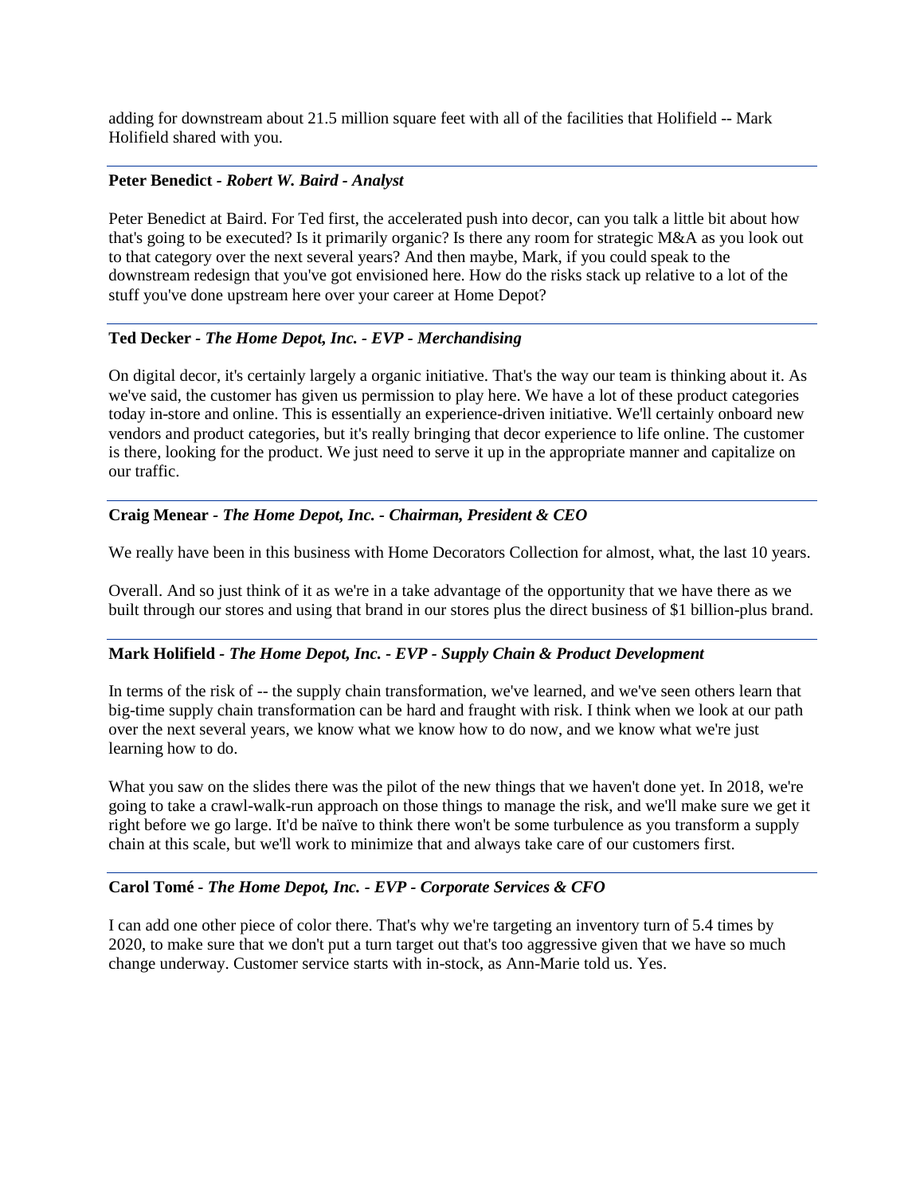adding for downstream about 21.5 million square feet with all of the facilities that Holifield -- Mark Holifield shared with you.

---

**Peter Benedict** - ***Robert W. Baird - Analyst***

Peter Benedict at Baird. For Ted first, the accelerated push into decor, can you talk a little bit about how that's going to be executed? Is it primarily organic? Is there any room for strategic M&A as you look out to that category over the next several years? And then maybe, Mark, if you could speak to the downstream redesign that you've got envisioned here. How do the risks stack up relative to a lot of the stuff you've done upstream here over your career at Home Depot?

---

**Ted Decker** - ***The Home Depot, Inc. - EVP - Merchandising***

On digital decor, it's certainly largely a organic initiative. That's the way our team is thinking about it. As we've said, the customer has given us permission to play here. We have a lot of these product categories today in-store and online. This is essentially an experience-driven initiative. We'll certainly onboard new vendors and product categories, but it's really bringing that decor experience to life online. The customer is there, looking for the product. We just need to serve it up in the appropriate manner and capitalize on our traffic.

---

**Craig Menear** - ***The Home Depot, Inc. - Chairman, President & CEO***

We really have been in this business with Home Decorators Collection for almost, what, the last 10 years.

Overall. And so just think of it as we're in a take advantage of the opportunity that we have there as we built through our stores and using that brand in our stores plus the direct business of $1 billion-plus brand.

---

**Mark Holifield** - ***The Home Depot, Inc. - EVP - Supply Chain & Product Development***

In terms of the risk of -- the supply chain transformation, we've learned, and we've seen others learn that big-time supply chain transformation can be hard and fraught with risk. I think when we look at our path over the next several years, we know what we know how to do now, and we know what we're just learning how to do.

What you saw on the slides there was the pilot of the new things that we haven't done yet. In 2018, we're going to take a crawl-walk-run approach on those things to manage the risk, and we'll make sure we get it right before we go large. It'd be naïve to think there won't be some turbulence as you transform a supply chain at this scale, but we'll work to minimize that and always take care of our customers first.

---

**Carol Tomé** - ***The Home Depot, Inc. - EVP - Corporate Services & CFO***

I can add one other piece of color there. That's why we're targeting an inventory turn of 5.4 times by 2020, to make sure that we don't put a turn target out that's too aggressive given that we have so much change underway. Customer service starts with in-stock, as Ann-Marie told us. Yes.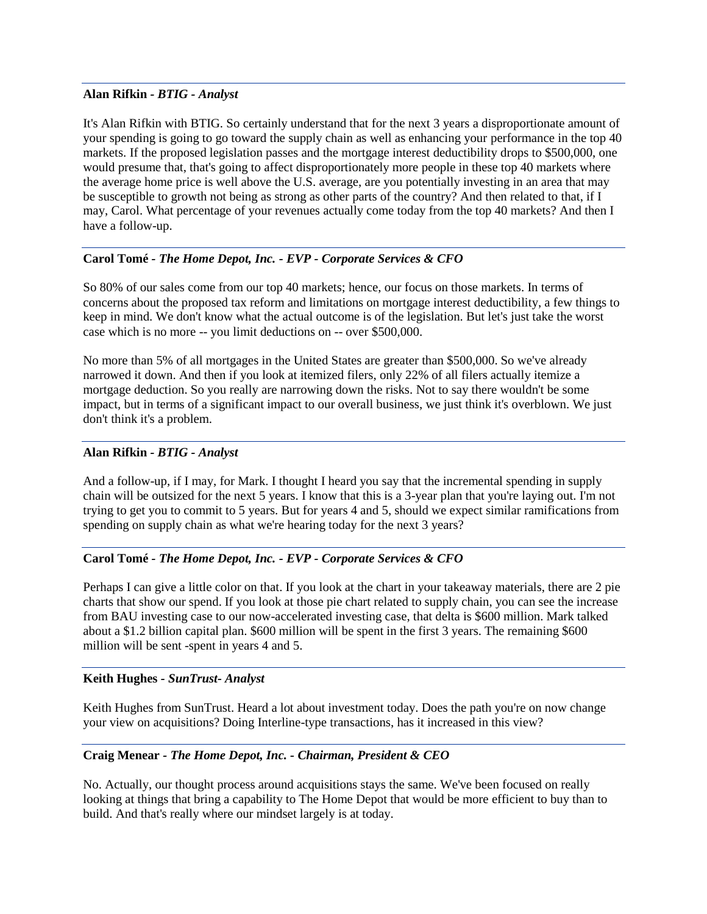**Alan Rifkin** - *BTIG - Analyst*

It's Alan Rifkin with BTIG. So certainly understand that for the next 3 years a disproportionate amount of your spending is going to go toward the supply chain as well as enhancing your performance in the top 40 markets. If the proposed legislation passes and the mortgage interest deductibility drops to $500,000, one would presume that, that's going to affect disproportionately more people in these top 40 markets where the average home price is well above the U.S. average, are you potentially investing in an area that may be susceptible to growth not being as strong as other parts of the country? And then related to that, if I may, Carol. What percentage of your revenues actually come today from the top 40 markets? And then I have a follow-up.

**Carol Tomé** - *The Home Depot, Inc. - EVP - Corporate Services & CFO*

So 80% of our sales come from our top 40 markets; hence, our focus on those markets. In terms of concerns about the proposed tax reform and limitations on mortgage interest deductibility, a few things to keep in mind. We don't know what the actual outcome is of the legislation. But let's just take the worst case which is no more -- you limit deductions on -- over $500,000.

No more than 5% of all mortgages in the United States are greater than $500,000. So we've already narrowed it down. And then if you look at itemized filers, only 22% of all filers actually itemize a mortgage deduction. So you really are narrowing down the risks. Not to say there wouldn't be some impact, but in terms of a significant impact to our overall business, we just think it's overblown. We just don't think it's a problem.

**Alan Rifkin** - *BTIG - Analyst*

And a follow-up, if I may, for Mark. I thought I heard you say that the incremental spending in supply chain will be outsized for the next 5 years. I know that this is a 3-year plan that you're laying out. I'm not trying to get you to commit to 5 years. But for years 4 and 5, should we expect similar ramifications from spending on supply chain as what we're hearing today for the next 3 years?

**Carol Tomé** - *The Home Depot, Inc. - EVP - Corporate Services & CFO*

Perhaps I can give a little color on that. If you look at the chart in your takeaway materials, there are 2 pie charts that show our spend. If you look at those pie chart related to supply chain, you can see the increase from BAU investing case to our now-accelerated investing case, that delta is $600 million. Mark talked about a $1.2 billion capital plan. $600 million will be spent in the first 3 years. The remaining $600 million will be sent -spent in years 4 and 5.

**Keith Hughes** - *SunTrust- Analyst*

Keith Hughes from SunTrust. Heard a lot about investment today. Does the path you're on now change your view on acquisitions? Doing Interline-type transactions, has it increased in this view?

**Craig Menear** - *The Home Depot, Inc. - Chairman, President & CEO*

No. Actually, our thought process around acquisitions stays the same. We've been focused on really looking at things that bring a capability to The Home Depot that would be more efficient to buy than to build. And that's really where our mindset largely is at today.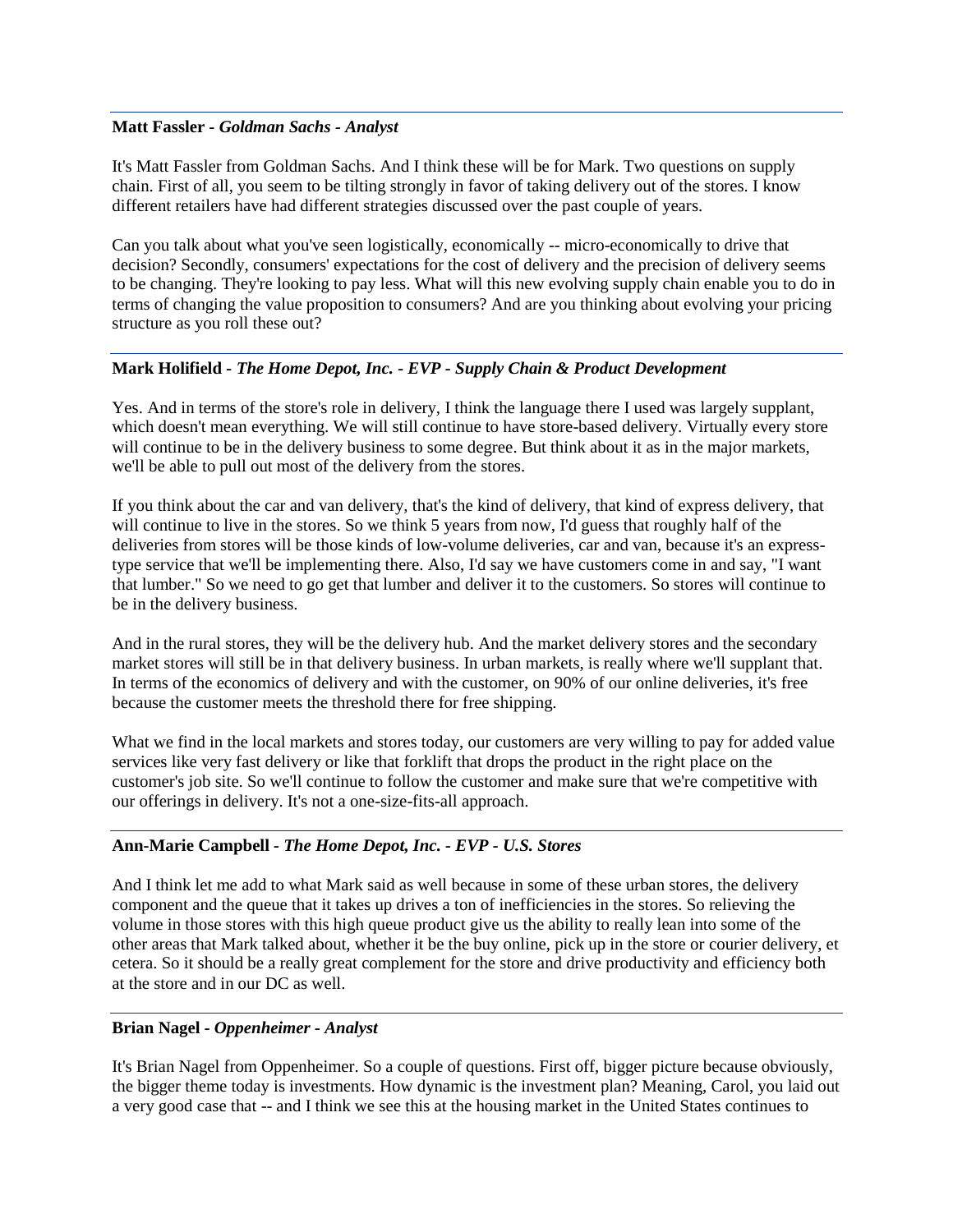**Matt Fassler** - *Goldman Sachs - Analyst*

It's Matt Fassler from Goldman Sachs. And I think these will be for Mark. Two questions on supply chain. First of all, you seem to be tilting strongly in favor of taking delivery out of the stores. I know different retailers have had different strategies discussed over the past couple of years.

Can you talk about what you've seen logistically, economically -- micro-economically to drive that decision? Secondly, consumers' expectations for the cost of delivery and the precision of delivery seems to be changing. They're looking to pay less. What will this new evolving supply chain enable you to do in terms of changing the value proposition to consumers? And are you thinking about evolving your pricing structure as you roll these out?

**Mark Holifield** - *The Home Depot, Inc. - EVP - Supply Chain & Product Development*

Yes. And in terms of the store's role in delivery, I think the language there I used was largely supplant, which doesn't mean everything. We will still continue to have store-based delivery. Virtually every store will continue to be in the delivery business to some degree. But think about it as in the major markets, we'll be able to pull out most of the delivery from the stores.

If you think about the car and van delivery, that's the kind of delivery, that kind of express delivery, that will continue to live in the stores. So we think 5 years from now, I'd guess that roughly half of the deliveries from stores will be those kinds of low-volume deliveries, car and van, because it's an express-type service that we'll be implementing there. Also, I'd say we have customers come in and say, "I want that lumber." So we need to go get that lumber and deliver it to the customers. So stores will continue to be in the delivery business.

And in the rural stores, they will be the delivery hub. And the market delivery stores and the secondary market stores will still be in that delivery business. In urban markets, is really where we'll supplant that. In terms of the economics of delivery and with the customer, on 90% of our online deliveries, it's free because the customer meets the threshold there for free shipping.

What we find in the local markets and stores today, our customers are very willing to pay for added value services like very fast delivery or like that forklift that drops the product in the right place on the customer's job site. So we'll continue to follow the customer and make sure that we're competitive with our offerings in delivery. It's not a one-size-fits-all approach.

**Ann-Marie Campbell** - *The Home Depot, Inc. - EVP - U.S. Stores*

And I think let me add to what Mark said as well because in some of these urban stores, the delivery component and the queue that it takes up drives a ton of inefficiencies in the stores. So relieving the volume in those stores with this high queue product give us the ability to really lean into some of the other areas that Mark talked about, whether it be the buy online, pick up in the store or courier delivery, et cetera. So it should be a really great complement for the store and drive productivity and efficiency both at the store and in our DC as well.

**Brian Nagel** - *Oppenheimer - Analyst*

It's Brian Nagel from Oppenheimer. So a couple of questions. First off, bigger picture because obviously, the bigger theme today is investments. How dynamic is the investment plan? Meaning, Carol, you laid out a very good case that -- and I think we see this at the housing market in the United States continues to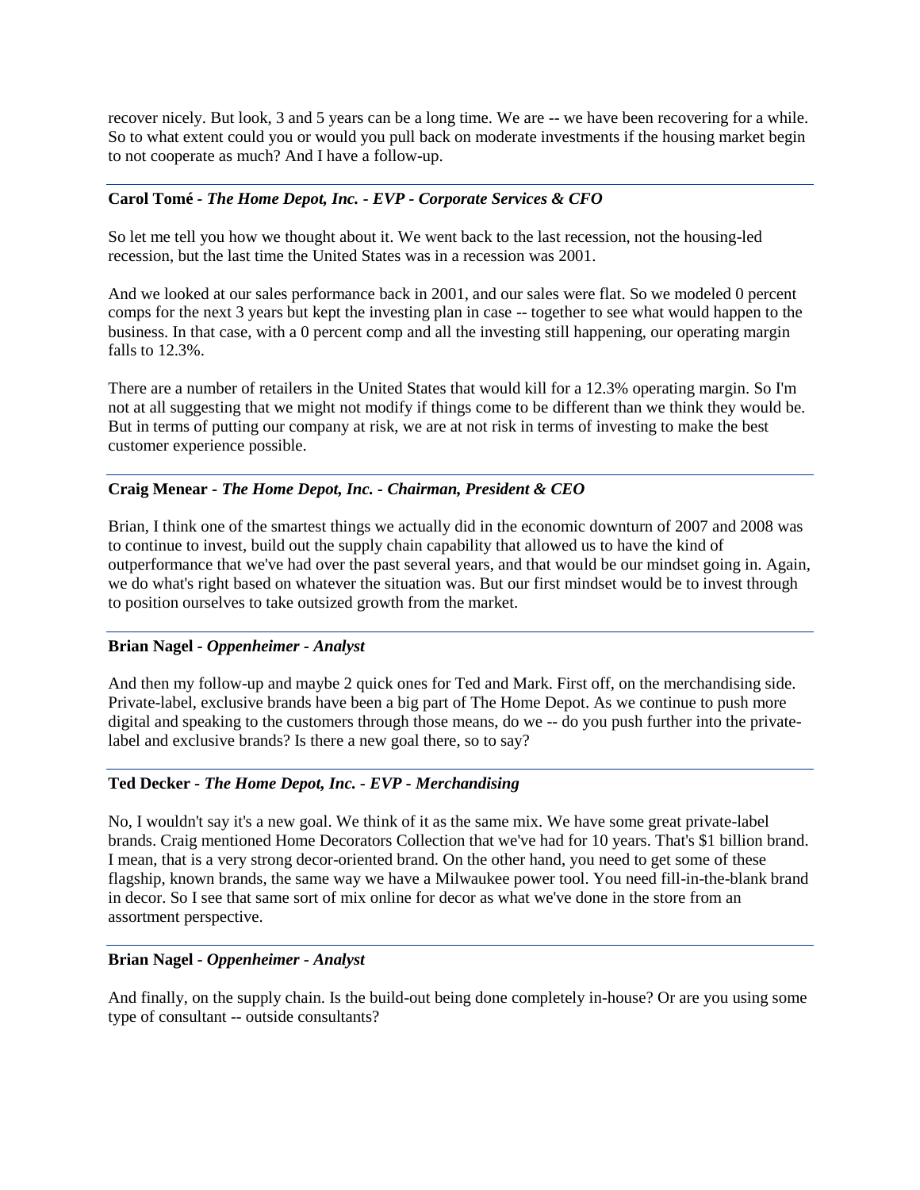recover nicely. But look, 3 and 5 years can be a long time. We are -- we have been recovering for a while. So to what extent could you or would you pull back on moderate investments if the housing market begin to not cooperate as much? And I have a follow-up.

**Carol Tomé** - ***The Home Depot, Inc. - EVP - Corporate Services & CFO***

So let me tell you how we thought about it. We went back to the last recession, not the housing-led recession, but the last time the United States was in a recession was 2001.

And we looked at our sales performance back in 2001, and our sales were flat. So we modeled 0 percent comps for the next 3 years but kept the investing plan in case -- together to see what would happen to the business. In that case, with a 0 percent comp and all the investing still happening, our operating margin falls to 12.3%.

There are a number of retailers in the United States that would kill for a 12.3% operating margin. So I'm not at all suggesting that we might not modify if things come to be different than we think they would be. But in terms of putting our company at risk, we are at not risk in terms of investing to make the best customer experience possible.

**Craig Menear** - ***The Home Depot, Inc. - Chairman, President & CEO***

Brian, I think one of the smartest things we actually did in the economic downturn of 2007 and 2008 was to continue to invest, build out the supply chain capability that allowed us to have the kind of outperformance that we've had over the past several years, and that would be our mindset going in. Again, we do what's right based on whatever the situation was. But our first mindset would be to invest through to position ourselves to take outsized growth from the market.

**Brian Nagel** - ***Oppenheimer - Analyst***

And then my follow-up and maybe 2 quick ones for Ted and Mark. First off, on the merchandising side. Private-label, exclusive brands have been a big part of The Home Depot. As we continue to push more digital and speaking to the customers through those means, do we -- do you push further into the private-label and exclusive brands? Is there a new goal there, so to say?

**Ted Decker** - ***The Home Depot, Inc. - EVP - Merchandising***

No, I wouldn't say it's a new goal. We think of it as the same mix. We have some great private-label brands. Craig mentioned Home Decorators Collection that we've had for 10 years. That's $1 billion brand. I mean, that is a very strong decor-oriented brand. On the other hand, you need to get some of these flagship, known brands, the same way we have a Milwaukee power tool. You need fill-in-the-blank brand in decor. So I see that same sort of mix online for decor as what we've done in the store from an assortment perspective.

**Brian Nagel** - ***Oppenheimer - Analyst***

And finally, on the supply chain. Is the build-out being done completely in-house? Or are you using some type of consultant -- outside consultants?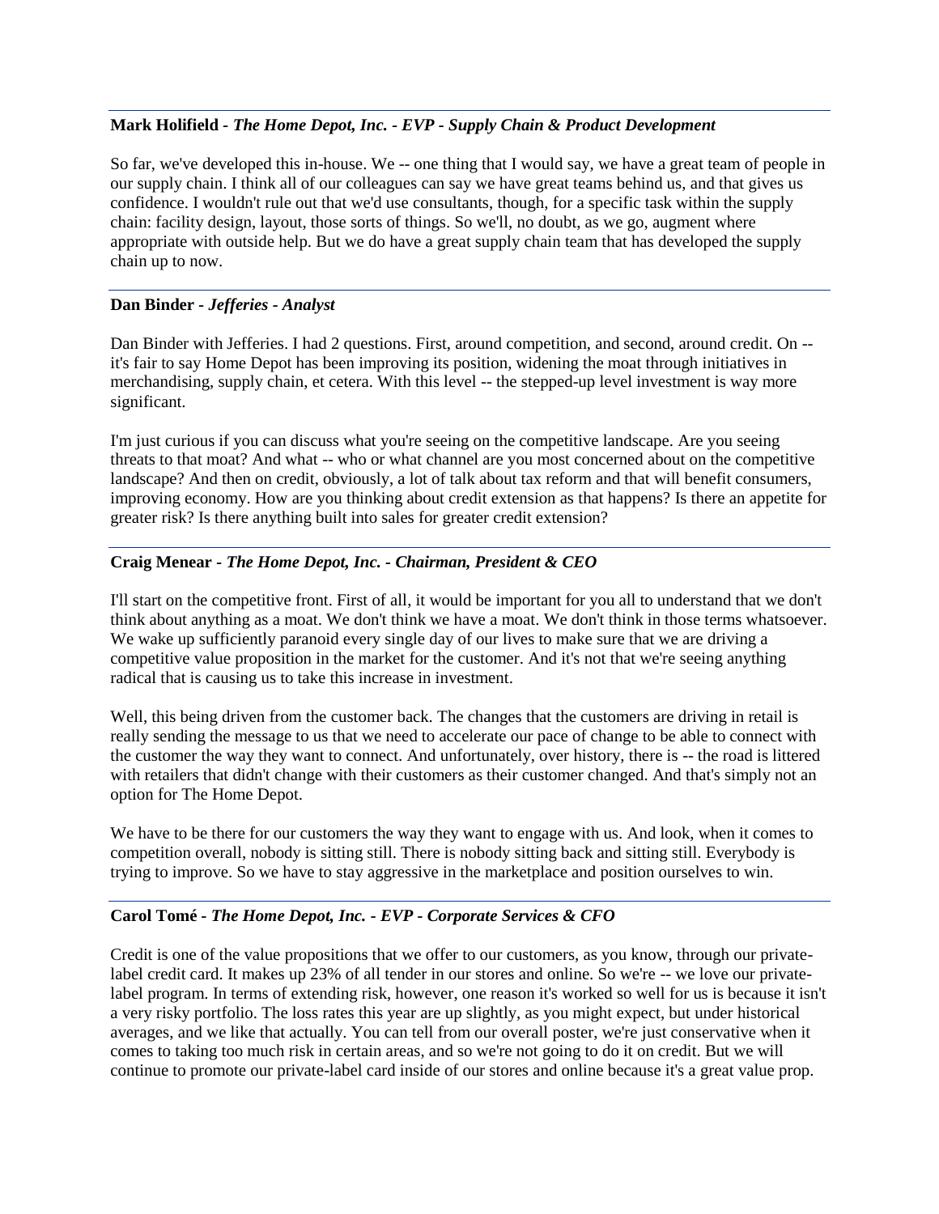**Mark Holifield** - *The Home Depot, Inc. - EVP - Supply Chain & Product Development*

So far, we've developed this in-house. We -- one thing that I would say, we have a great team of people in our supply chain. I think all of our colleagues can say we have great teams behind us, and that gives us confidence. I wouldn't rule out that we'd use consultants, though, for a specific task within the supply chain: facility design, layout, those sorts of things. So we'll, no doubt, as we go, augment where appropriate with outside help. But we do have a great supply chain team that has developed the supply chain up to now.

**Dan Binder** - *Jefferies - Analyst*

Dan Binder with Jefferies. I had 2 questions. First, around competition, and second, around credit. On -- it's fair to say Home Depot has been improving its position, widening the moat through initiatives in merchandising, supply chain, et cetera. With this level -- the stepped-up level investment is way more significant.

I'm just curious if you can discuss what you're seeing on the competitive landscape. Are you seeing threats to that moat? And what -- who or what channel are you most concerned about on the competitive landscape? And then on credit, obviously, a lot of talk about tax reform and that will benefit consumers, improving economy. How are you thinking about credit extension as that happens? Is there an appetite for greater risk? Is there anything built into sales for greater credit extension?

**Craig Menear** - *The Home Depot, Inc. - Chairman, President & CEO*

I'll start on the competitive front. First of all, it would be important for you all to understand that we don't think about anything as a moat. We don't think we have a moat. We don't think in those terms whatsoever. We wake up sufficiently paranoid every single day of our lives to make sure that we are driving a competitive value proposition in the market for the customer. And it's not that we're seeing anything radical that is causing us to take this increase in investment.

Well, this being driven from the customer back. The changes that the customers are driving in retail is really sending the message to us that we need to accelerate our pace of change to be able to connect with the customer the way they want to connect. And unfortunately, over history, there is -- the road is littered with retailers that didn't change with their customers as their customer changed. And that's simply not an option for The Home Depot.

We have to be there for our customers the way they want to engage with us. And look, when it comes to competition overall, nobody is sitting still. There is nobody sitting back and sitting still. Everybody is trying to improve. So we have to stay aggressive in the marketplace and position ourselves to win.

**Carol Tomé** - *The Home Depot, Inc. - EVP - Corporate Services & CFO*

Credit is one of the value propositions that we offer to our customers, as you know, through our private-label credit card. It makes up 23% of all tender in our stores and online. So we're -- we love our private-label program. In terms of extending risk, however, one reason it's worked so well for us is because it isn't a very risky portfolio. The loss rates this year are up slightly, as you might expect, but under historical averages, and we like that actually. You can tell from our overall poster, we're just conservative when it comes to taking too much risk in certain areas, and so we're not going to do it on credit. But we will continue to promote our private-label card inside of our stores and online because it's a great value prop.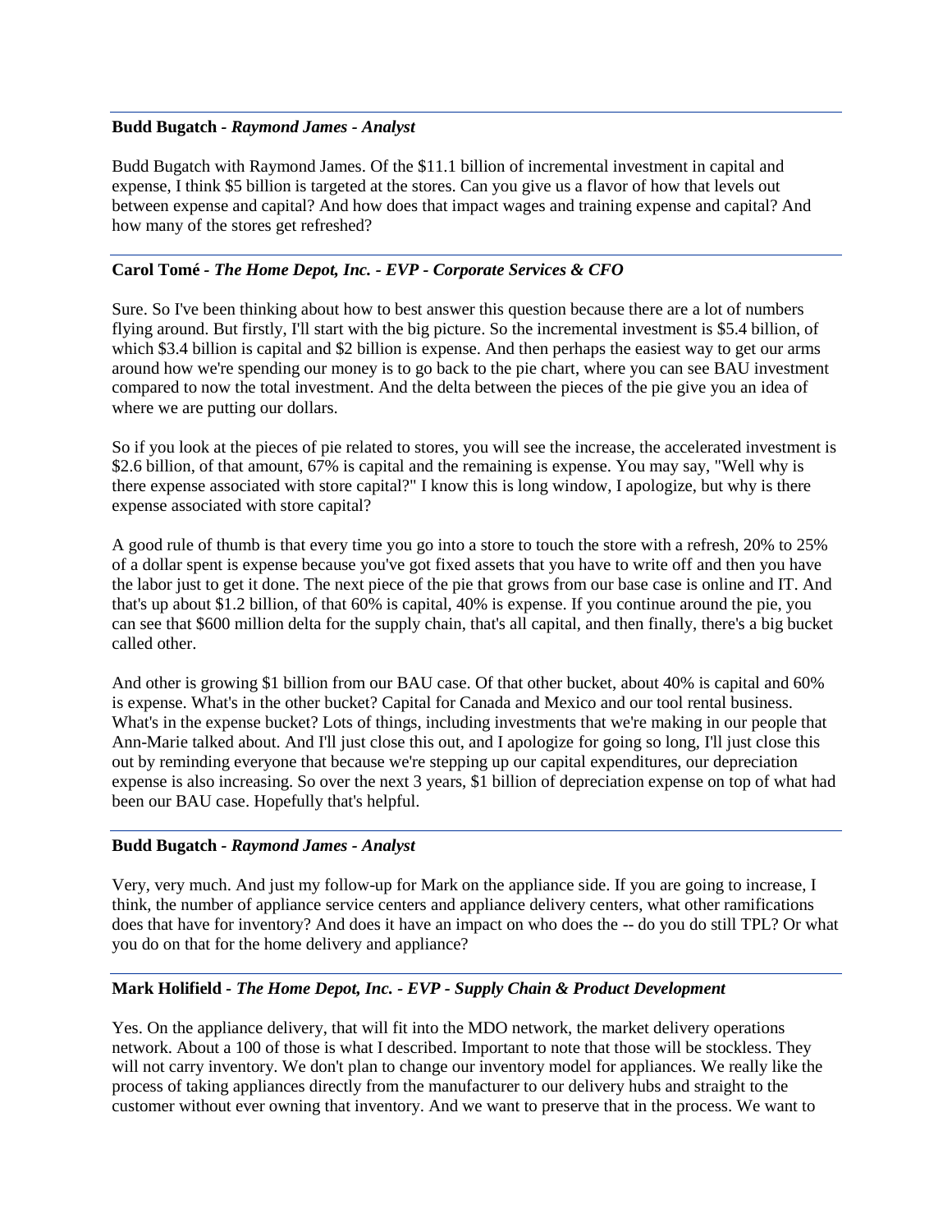**Budd Bugatch** - *Raymond James - Analyst*

Budd Bugatch with Raymond James. Of the $11.1 billion of incremental investment in capital and expense, I think $5 billion is targeted at the stores. Can you give us a flavor of how that levels out between expense and capital? And how does that impact wages and training expense and capital? And how many of the stores get refreshed?

**Carol Tomé** - *The Home Depot, Inc. - EVP - Corporate Services & CFO*

Sure. So I've been thinking about how to best answer this question because there are a lot of numbers flying around. But firstly, I'll start with the big picture. So the incremental investment is $5.4 billion, of which $3.4 billion is capital and $2 billion is expense. And then perhaps the easiest way to get our arms around how we're spending our money is to go back to the pie chart, where you can see BAU investment compared to now the total investment. And the delta between the pieces of the pie give you an idea of where we are putting our dollars.

So if you look at the pieces of pie related to stores, you will see the increase, the accelerated investment is $2.6 billion, of that amount, 67% is capital and the remaining is expense. You may say, "Well why is there expense associated with store capital?" I know this is long window, I apologize, but why is there expense associated with store capital?

A good rule of thumb is that every time you go into a store to touch the store with a refresh, 20% to 25% of a dollar spent is expense because you've got fixed assets that you have to write off and then you have the labor just to get it done. The next piece of the pie that grows from our base case is online and IT. And that's up about $1.2 billion, of that 60% is capital, 40% is expense. If you continue around the pie, you can see that $600 million delta for the supply chain, that's all capital, and then finally, there's a big bucket called other.

And other is growing $1 billion from our BAU case. Of that other bucket, about 40% is capital and 60% is expense. What's in the other bucket? Capital for Canada and Mexico and our tool rental business. What's in the expense bucket? Lots of things, including investments that we're making in our people that Ann-Marie talked about. And I'll just close this out, and I apologize for going so long, I'll just close this out by reminding everyone that because we're stepping up our capital expenditures, our depreciation expense is also increasing. So over the next 3 years, $1 billion of depreciation expense on top of what had been our BAU case. Hopefully that's helpful.

**Budd Bugatch** - *Raymond James - Analyst*

Very, very much. And just my follow-up for Mark on the appliance side. If you are going to increase, I think, the number of appliance service centers and appliance delivery centers, what other ramifications does that have for inventory? And does it have an impact on who does the -- do you do still TPL? Or what you do on that for the home delivery and appliance?

**Mark Holifield** - *The Home Depot, Inc. - EVP - Supply Chain & Product Development*

Yes. On the appliance delivery, that will fit into the MDO network, the market delivery operations network. About a 100 of those is what I described. Important to note that those will be stockless. They will not carry inventory. We don't plan to change our inventory model for appliances. We really like the process of taking appliances directly from the manufacturer to our delivery hubs and straight to the customer without ever owning that inventory. And we want to preserve that in the process. We want to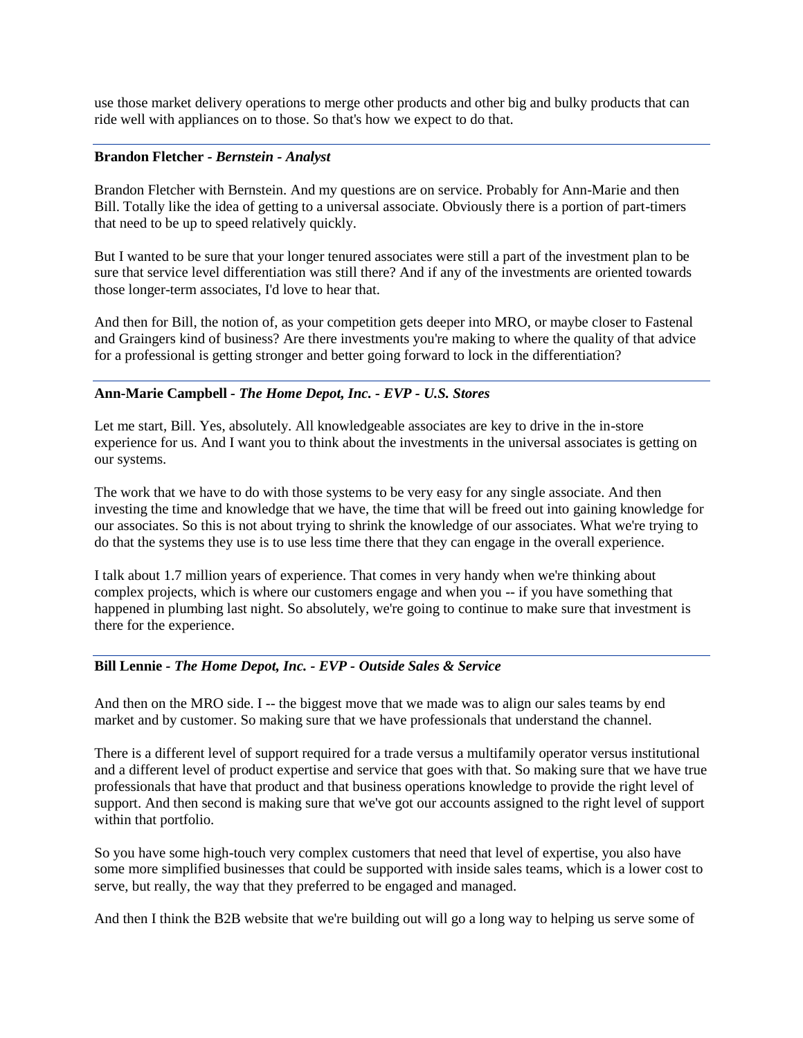use those market delivery operations to merge other products and other big and bulky products that can ride well with appliances on to those. So that's how we expect to do that.

**Brandon Fletcher** - ***Bernstein - Analyst***

Brandon Fletcher with Bernstein. And my questions are on service. Probably for Ann-Marie and then Bill. Totally like the idea of getting to a universal associate. Obviously there is a portion of part-timers that need to be up to speed relatively quickly.

But I wanted to be sure that your longer tenured associates were still a part of the investment plan to be sure that service level differentiation was still there? And if any of the investments are oriented towards those longer-term associates, I'd love to hear that.

And then for Bill, the notion of, as your competition gets deeper into MRO, or maybe closer to Fastenal and Graingers kind of business? Are there investments you're making to where the quality of that advice for a professional is getting stronger and better going forward to lock in the differentiation?

**Ann-Marie Campbell** - ***The Home Depot, Inc. - EVP - U.S. Stores***

Let me start, Bill. Yes, absolutely. All knowledgeable associates are key to drive in the in-store experience for us. And I want you to think about the investments in the universal associates is getting on our systems.

The work that we have to do with those systems to be very easy for any single associate. And then investing the time and knowledge that we have, the time that will be freed out into gaining knowledge for our associates. So this is not about trying to shrink the knowledge of our associates. What we're trying to do that the systems they use is to use less time there that they can engage in the overall experience.

I talk about 1.7 million years of experience. That comes in very handy when we're thinking about complex projects, which is where our customers engage and when you -- if you have something that happened in plumbing last night. So absolutely, we're going to continue to make sure that investment is there for the experience.

**Bill Lennie** - ***The Home Depot, Inc. - EVP - Outside Sales & Service***

And then on the MRO side. I -- the biggest move that we made was to align our sales teams by end market and by customer. So making sure that we have professionals that understand the channel.

There is a different level of support required for a trade versus a multifamily operator versus institutional and a different level of product expertise and service that goes with that. So making sure that we have true professionals that have that product and that business operations knowledge to provide the right level of support. And then second is making sure that we've got our accounts assigned to the right level of support within that portfolio.

So you have some high-touch very complex customers that need that level of expertise, you also have some more simplified businesses that could be supported with inside sales teams, which is a lower cost to serve, but really, the way that they preferred to be engaged and managed.

And then I think the B2B website that we're building out will go a long way to helping us serve some of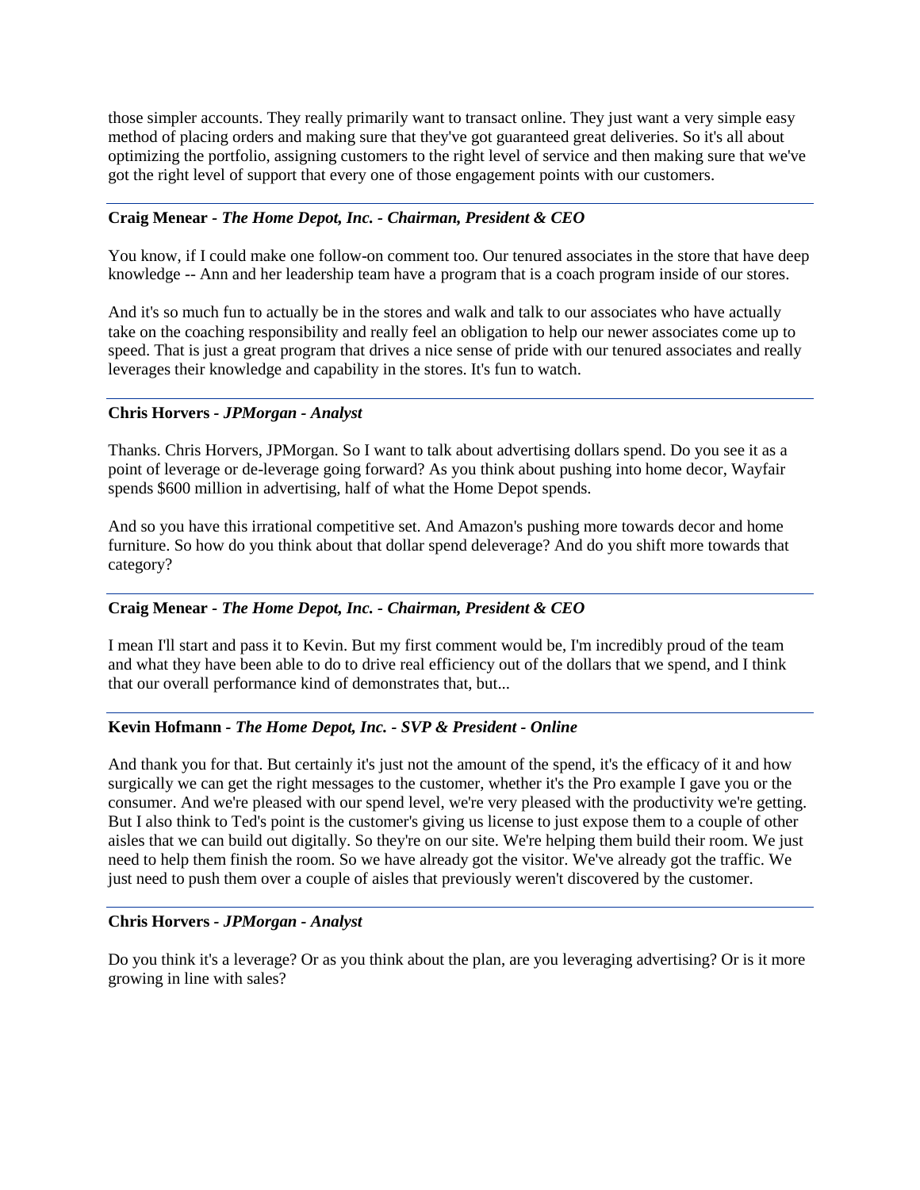those simpler accounts. They really primarily want to transact online. They just want a very simple easy method of placing orders and making sure that they've got guaranteed great deliveries. So it's all about optimizing the portfolio, assigning customers to the right level of service and then making sure that we've got the right level of support that every one of those engagement points with our customers.

---

**Craig Menear** - ***The Home Depot, Inc. - Chairman, President & CEO***

You know, if I could make one follow-on comment too. Our tenured associates in the store that have deep knowledge -- Ann and her leadership team have a program that is a coach program inside of our stores.

And it's so much fun to actually be in the stores and walk and talk to our associates who have actually take on the coaching responsibility and really feel an obligation to help our newer associates come up to speed. That is just a great program that drives a nice sense of pride with our tenured associates and really leverages their knowledge and capability in the stores. It's fun to watch.

---

**Chris Horvers** - ***JPMorgan - Analyst***

Thanks. Chris Horvers, JPMorgan. So I want to talk about advertising dollars spend. Do you see it as a point of leverage or de-leverage going forward? As you think about pushing into home decor, Wayfair spends $600 million in advertising, half of what the Home Depot spends.

And so you have this irrational competitive set. And Amazon's pushing more towards decor and home furniture. So how do you think about that dollar spend deleverage? And do you shift more towards that category?

---

**Craig Menear** - ***The Home Depot, Inc. - Chairman, President & CEO***

I mean I'll start and pass it to Kevin. But my first comment would be, I'm incredibly proud of the team and what they have been able to do to drive real efficiency out of the dollars that we spend, and I think that our overall performance kind of demonstrates that, but...

---

**Kevin Hofmann** - ***The Home Depot, Inc. - SVP & President - Online***

And thank you for that. But certainly it's just not the amount of the spend, it's the efficacy of it and how surgically we can get the right messages to the customer, whether it's the Pro example I gave you or the consumer. And we're pleased with our spend level, we're very pleased with the productivity we're getting. But I also think to Ted's point is the customer's giving us license to just expose them to a couple of other aisles that we can build out digitally. So they're on our site. We're helping them build their room. We just need to help them finish the room. So we have already got the visitor. We've already got the traffic. We just need to push them over a couple of aisles that previously weren't discovered by the customer.

---

**Chris Horvers** - ***JPMorgan - Analyst***

Do you think it's a leverage? Or as you think about the plan, are you leveraging advertising? Or is it more growing in line with sales?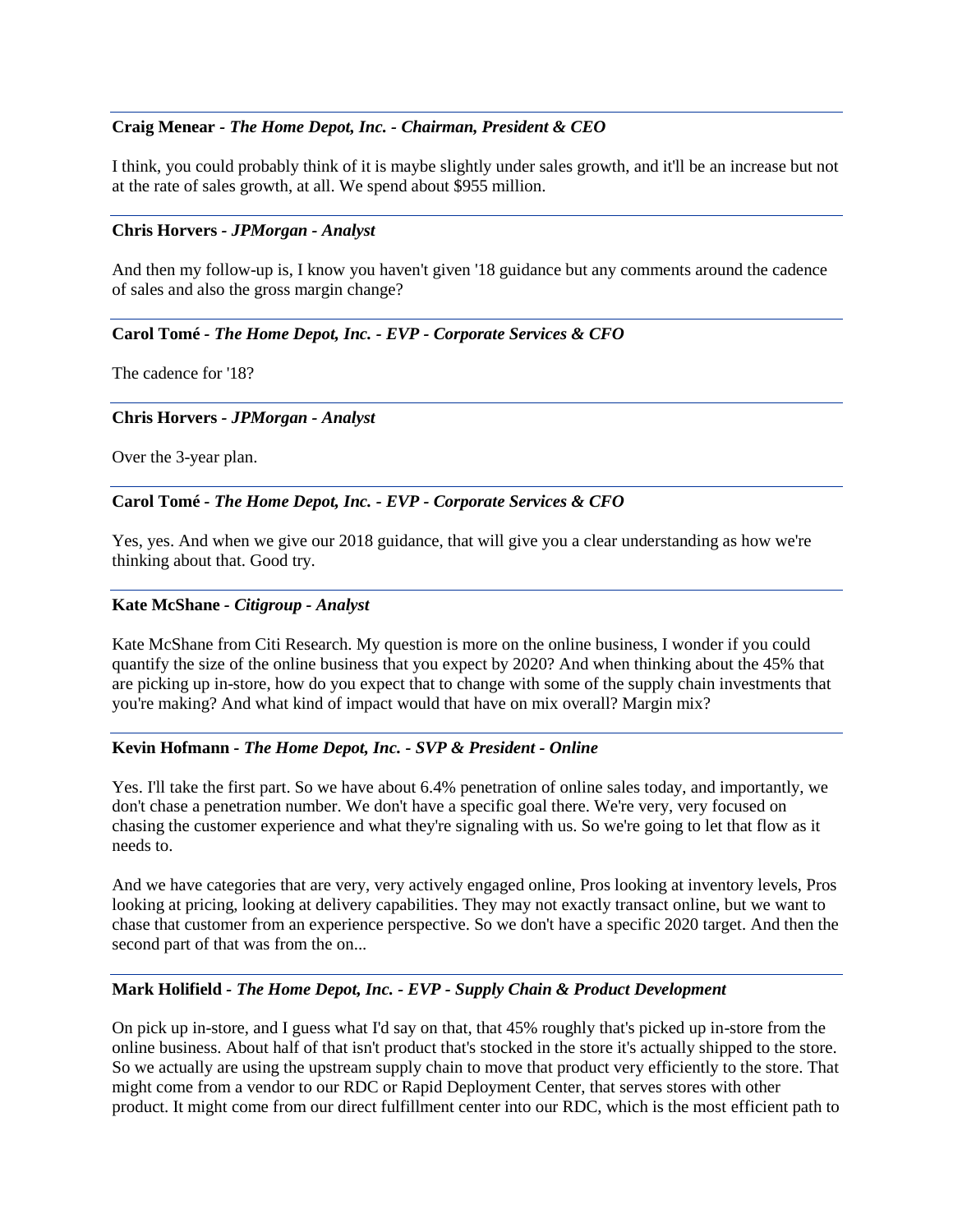**Craig Menear** - *The Home Depot, Inc. - Chairman, President & CEO*

I think, you could probably think of it is maybe slightly under sales growth, and it'll be an increase but not at the rate of sales growth, at all. We spend about $955 million.

---

**Chris Horvers** - *JPMorgan - Analyst*

And then my follow-up is, I know you haven't given '18 guidance but any comments around the cadence of sales and also the gross margin change?

---

**Carol Tomé** - *The Home Depot, Inc. - EVP - Corporate Services & CFO*

The cadence for '18?

---

**Chris Horvers** - *JPMorgan - Analyst*

Over the 3-year plan.

---

**Carol Tomé** - *The Home Depot, Inc. - EVP - Corporate Services & CFO*

Yes, yes. And when we give our 2018 guidance, that will give you a clear understanding as how we're thinking about that. Good try.

---

**Kate McShane** - *Citigroup - Analyst*

Kate McShane from Citi Research. My question is more on the online business, I wonder if you could quantify the size of the online business that you expect by 2020? And when thinking about the 45% that are picking up in-store, how do you expect that to change with some of the supply chain investments that you're making? And what kind of impact would that have on mix overall? Margin mix?

---

**Kevin Hofmann** - *The Home Depot, Inc. - SVP & President - Online*

Yes. I'll take the first part. So we have about 6.4% penetration of online sales today, and importantly, we don't chase a penetration number. We don't have a specific goal there. We're very, very focused on chasing the customer experience and what they're signaling with us. So we're going to let that flow as it needs to.

And we have categories that are very, very actively engaged online, Pros looking at inventory levels, Pros looking at pricing, looking at delivery capabilities. They may not exactly transact online, but we want to chase that customer from an experience perspective. So we don't have a specific 2020 target. And then the second part of that was from the on...

---

**Mark Holifield** - *The Home Depot, Inc. - EVP - Supply Chain & Product Development*

On pick up in-store, and I guess what I'd say on that, that 45% roughly that's picked up in-store from the online business. About half of that isn't product that's stocked in the store it's actually shipped to the store. So we actually are using the upstream supply chain to move that product very efficiently to the store. That might come from a vendor to our RDC or Rapid Deployment Center, that serves stores with other product. It might come from our direct fulfillment center into our RDC, which is the most efficient path to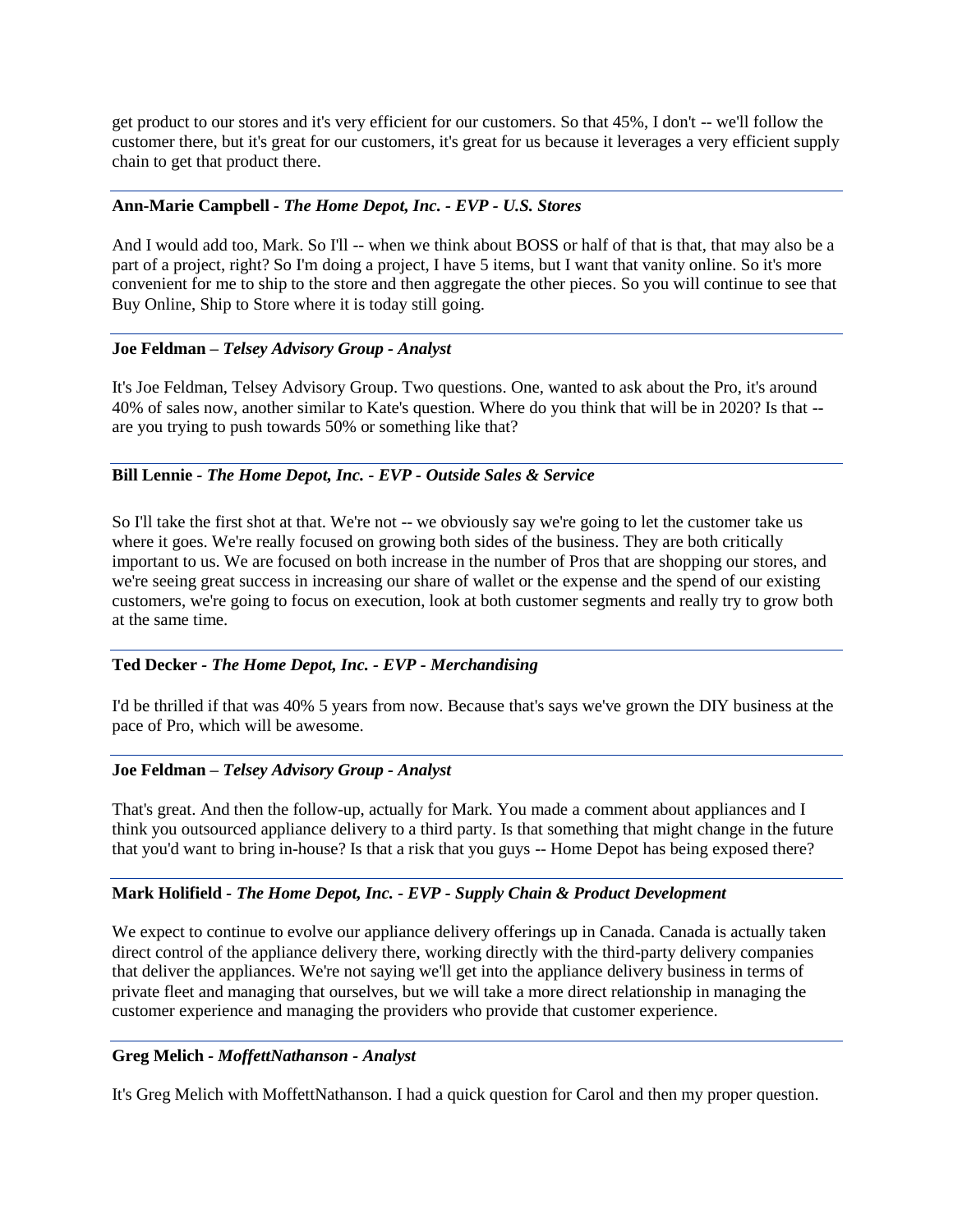get product to our stores and it's very efficient for our customers. So that 45%, I don't -- we'll follow the customer there, but it's great for our customers, it's great for us because it leverages a very efficient supply chain to get that product there.

---

**Ann-Marie Campbell -** ***The Home Depot, Inc. - EVP - U.S. Stores***

And I would add too, Mark. So I'll -- when we think about BOSS or half of that is that, that may also be a part of a project, right? So I'm doing a project, I have 5 items, but I want that vanity online. So it's more convenient for me to ship to the store and then aggregate the other pieces. So you will continue to see that Buy Online, Ship to Store where it is today still going.

---

**Joe Feldman –** ***Telsey Advisory Group - Analyst***

It's Joe Feldman, Telsey Advisory Group. Two questions. One, wanted to ask about the Pro, it's around 40% of sales now, another similar to Kate's question. Where do you think that will be in 2020? Is that -- are you trying to push towards 50% or something like that?

---

**Bill Lennie -** ***The Home Depot, Inc. - EVP - Outside Sales & Service***

So I'll take the first shot at that. We're not -- we obviously say we're going to let the customer take us where it goes. We're really focused on growing both sides of the business. They are both critically important to us. We are focused on both increase in the number of Pros that are shopping our stores, and we're seeing great success in increasing our share of wallet or the expense and the spend of our existing customers, we're going to focus on execution, look at both customer segments and really try to grow both at the same time.

---

**Ted Decker -** ***The Home Depot, Inc. - EVP - Merchandising***

I'd be thrilled if that was 40% 5 years from now. Because that's says we've grown the DIY business at the pace of Pro, which will be awesome.

---

**Joe Feldman –** ***Telsey Advisory Group - Analyst***

That's great. And then the follow-up, actually for Mark. You made a comment about appliances and I think you outsourced appliance delivery to a third party. Is that something that might change in the future that you'd want to bring in-house? Is that a risk that you guys -- Home Depot has being exposed there?

---

**Mark Holifield -** ***The Home Depot, Inc. - EVP - Supply Chain & Product Development***

We expect to continue to evolve our appliance delivery offerings up in Canada. Canada is actually taken direct control of the appliance delivery there, working directly with the third-party delivery companies that deliver the appliances. We're not saying we'll get into the appliance delivery business in terms of private fleet and managing that ourselves, but we will take a more direct relationship in managing the customer experience and managing the providers who provide that customer experience.

---

**Greg Melich -** ***MoffettNathanson - Analyst***

It's Greg Melich with MoffettNathanson. I had a quick question for Carol and then my proper question.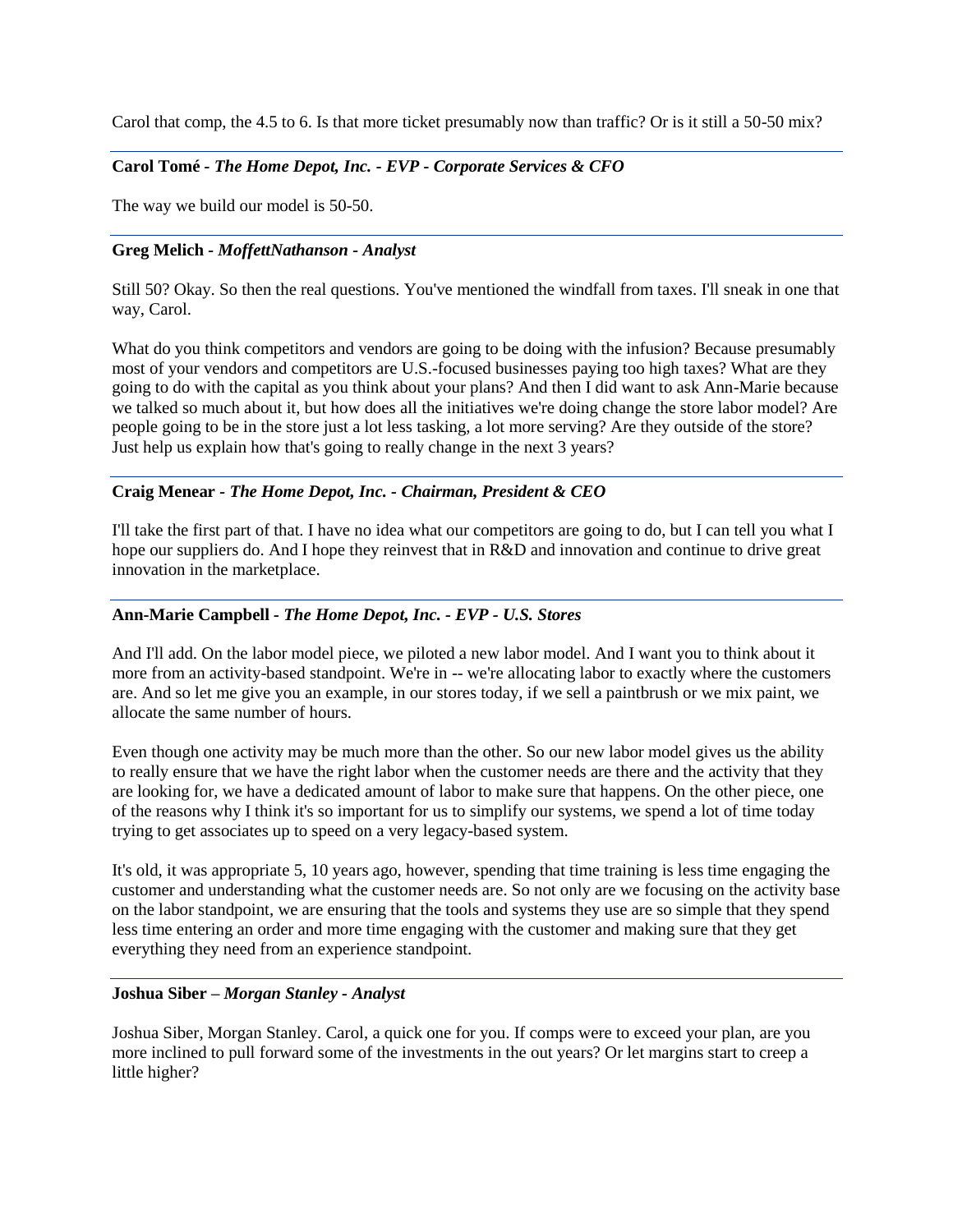Carol that comp, the 4.5 to 6. Is that more ticket presumably now than traffic? Or is it still a 50-50 mix?

**Carol Tomé** - ***The Home Depot, Inc. - EVP - Corporate Services & CFO***

The way we build our model is 50-50.

**Greg Melich** - ***MoffettNathanson - Analyst***

Still 50? Okay. So then the real questions. You've mentioned the windfall from taxes. I'll sneak in one that way, Carol.

What do you think competitors and vendors are going to be doing with the infusion? Because presumably most of your vendors and competitors are U.S.-focused businesses paying too high taxes? What are they going to do with the capital as you think about your plans? And then I did want to ask Ann-Marie because we talked so much about it, but how does all the initiatives we're doing change the store labor model? Are people going to be in the store just a lot less tasking, a lot more serving? Are they outside of the store? Just help us explain how that's going to really change in the next 3 years?

**Craig Menear** - ***The Home Depot, Inc. - Chairman, President & CEO***

I'll take the first part of that. I have no idea what our competitors are going to do, but I can tell you what I hope our suppliers do. And I hope they reinvest that in R&D and innovation and continue to drive great innovation in the marketplace.

**Ann-Marie Campbell** - ***The Home Depot, Inc. - EVP - U.S. Stores***

And I'll add. On the labor model piece, we piloted a new labor model. And I want you to think about it more from an activity-based standpoint. We're in -- we're allocating labor to exactly where the customers are. And so let me give you an example, in our stores today, if we sell a paintbrush or we mix paint, we allocate the same number of hours.

Even though one activity may be much more than the other. So our new labor model gives us the ability to really ensure that we have the right labor when the customer needs are there and the activity that they are looking for, we have a dedicated amount of labor to make sure that happens. On the other piece, one of the reasons why I think it's so important for us to simplify our systems, we spend a lot of time today trying to get associates up to speed on a very legacy-based system.

It's old, it was appropriate 5, 10 years ago, however, spending that time training is less time engaging the customer and understanding what the customer needs are. So not only are we focusing on the activity base on the labor standpoint, we are ensuring that the tools and systems they use are so simple that they spend less time entering an order and more time engaging with the customer and making sure that they get everything they need from an experience standpoint.

**Joshua Siber** – ***Morgan Stanley - Analyst***

Joshua Siber, Morgan Stanley. Carol, a quick one for you. If comps were to exceed your plan, are you more inclined to pull forward some of the investments in the out years? Or let margins start to creep a little higher?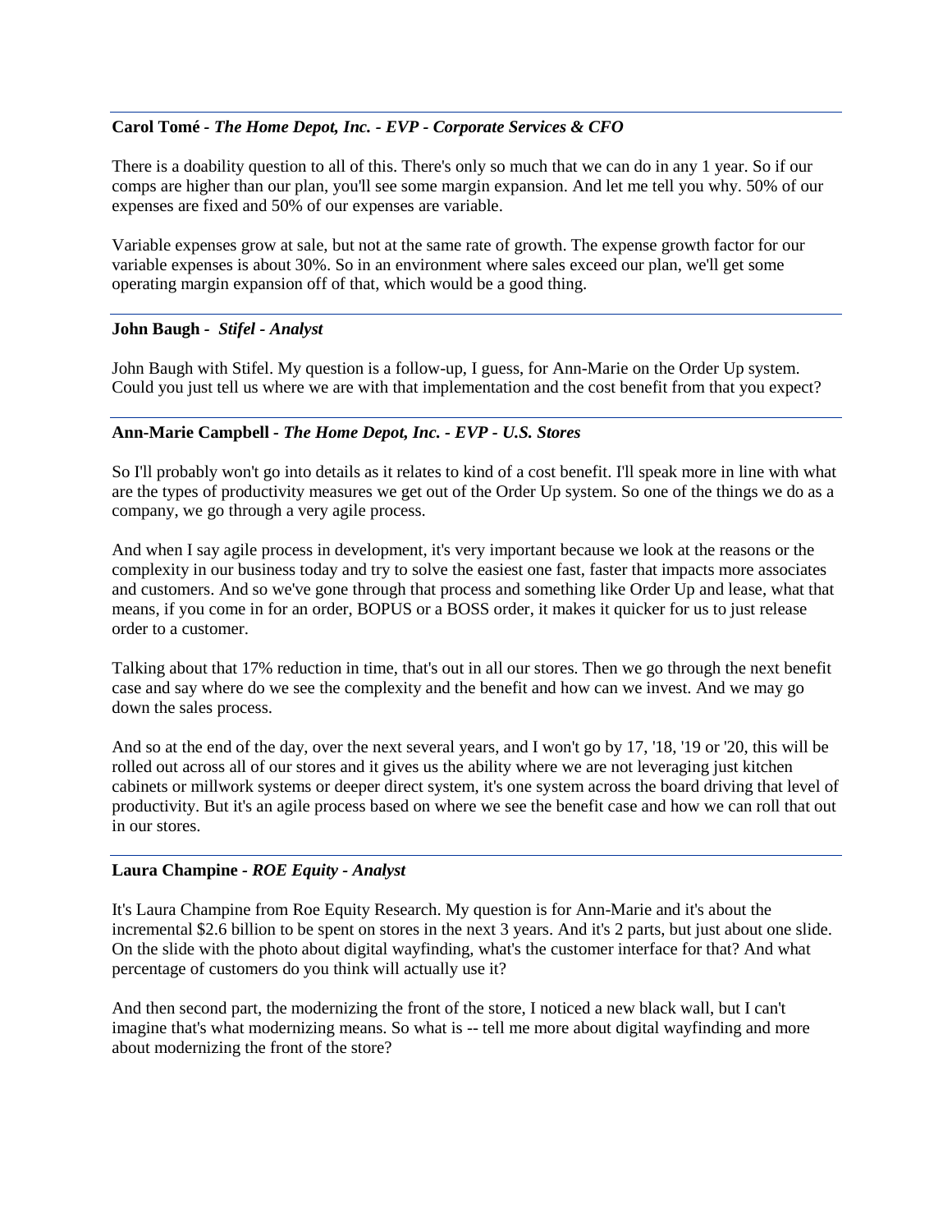**Carol Tomé** - *The Home Depot, Inc. - EVP - Corporate Services & CFO*

There is a doability question to all of this. There's only so much that we can do in any 1 year. So if our comps are higher than our plan, you'll see some margin expansion. And let me tell you why. 50% of our expenses are fixed and 50% of our expenses are variable.

Variable expenses grow at sale, but not at the same rate of growth. The expense growth factor for our variable expenses is about 30%. So in an environment where sales exceed our plan, we'll get some operating margin expansion off of that, which would be a good thing.

---

**John Baugh** - *Stifel - Analyst*

John Baugh with Stifel. My question is a follow-up, I guess, for Ann-Marie on the Order Up system. Could you just tell us where we are with that implementation and the cost benefit from that you expect?

---

**Ann-Marie Campbell** - *The Home Depot, Inc. - EVP - U.S. Stores*

So I'll probably won't go into details as it relates to kind of a cost benefit. I'll speak more in line with what are the types of productivity measures we get out of the Order Up system. So one of the things we do as a company, we go through a very agile process.

And when I say agile process in development, it's very important because we look at the reasons or the complexity in our business today and try to solve the easiest one fast, faster that impacts more associates and customers. And so we've gone through that process and something like Order Up and lease, what that means, if you come in for an order, BOPUS or a BOSS order, it makes it quicker for us to just release order to a customer.

Talking about that 17% reduction in time, that's out in all our stores. Then we go through the next benefit case and say where do we see the complexity and the benefit and how can we invest. And we may go down the sales process.

And so at the end of the day, over the next several years, and I won't go by 17, '18, '19 or '20, this will be rolled out across all of our stores and it gives us the ability where we are not leveraging just kitchen cabinets or millwork systems or deeper direct system, it's one system across the board driving that level of productivity. But it's an agile process based on where we see the benefit case and how we can roll that out in our stores.

---

**Laura Champine** - *ROE Equity - Analyst*

It's Laura Champine from Roe Equity Research. My question is for Ann-Marie and it's about the incremental $2.6 billion to be spent on stores in the next 3 years. And it's 2 parts, but just about one slide. On the slide with the photo about digital wayfinding, what's the customer interface for that? And what percentage of customers do you think will actually use it?

And then second part, the modernizing the front of the store, I noticed a new black wall, but I can't imagine that's what modernizing means. So what is -- tell me more about digital wayfinding and more about modernizing the front of the store?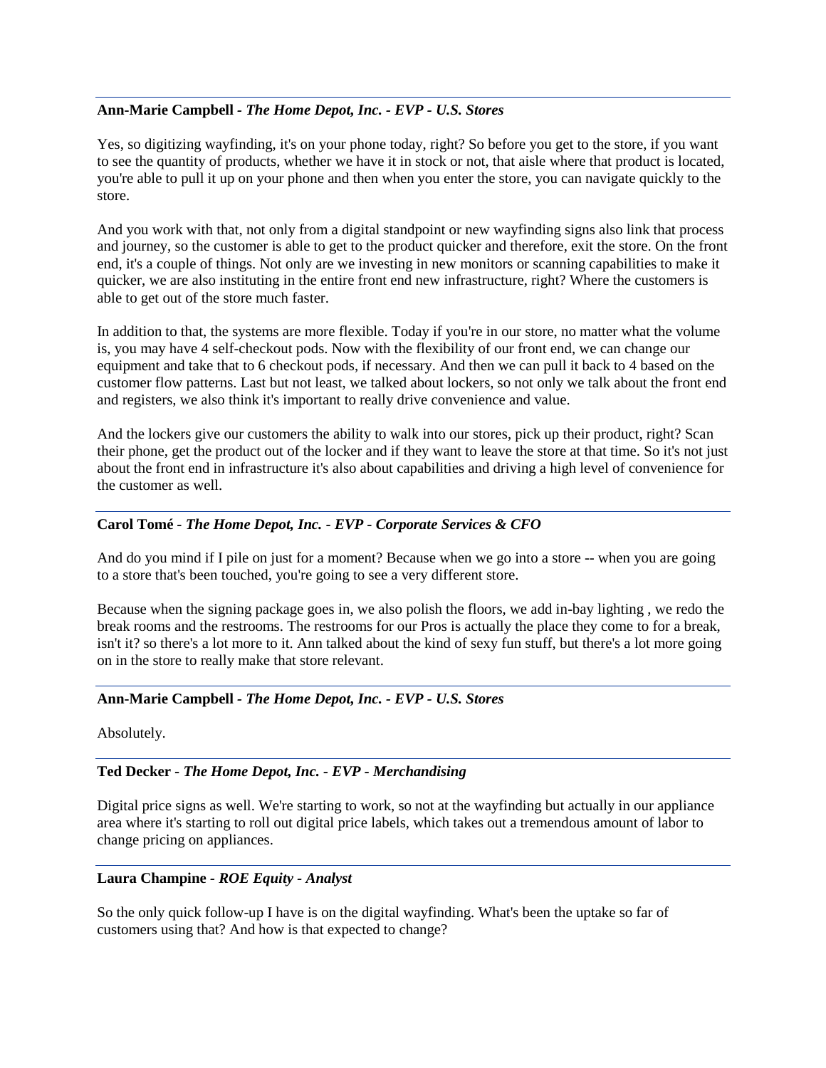**Ann-Marie Campbell** - *The Home Depot, Inc. - EVP - U.S. Stores*

Yes, so digitizing wayfinding, it's on your phone today, right? So before you get to the store, if you want to see the quantity of products, whether we have it in stock or not, that aisle where that product is located, you're able to pull it up on your phone and then when you enter the store, you can navigate quickly to the store.

And you work with that, not only from a digital standpoint or new wayfinding signs also link that process and journey, so the customer is able to get to the product quicker and therefore, exit the store. On the front end, it's a couple of things. Not only are we investing in new monitors or scanning capabilities to make it quicker, we are also instituting in the entire front end new infrastructure, right? Where the customers is able to get out of the store much faster.

In addition to that, the systems are more flexible. Today if you're in our store, no matter what the volume is, you may have 4 self-checkout pods. Now with the flexibility of our front end, we can change our equipment and take that to 6 checkout pods, if necessary. And then we can pull it back to 4 based on the customer flow patterns. Last but not least, we talked about lockers, so not only we talk about the front end and registers, we also think it's important to really drive convenience and value.

And the lockers give our customers the ability to walk into our stores, pick up their product, right? Scan their phone, get the product out of the locker and if they want to leave the store at that time. So it's not just about the front end in infrastructure it's also about capabilities and driving a high level of convenience for the customer as well.

**Carol Tomé** - *The Home Depot, Inc. - EVP - Corporate Services & CFO*

And do you mind if I pile on just for a moment? Because when we go into a store -- when you are going to a store that's been touched, you're going to see a very different store.

Because when the signing package goes in, we also polish the floors, we add in-bay lighting , we redo the break rooms and the restrooms. The restrooms for our Pros is actually the place they come to for a break, isn't it? so there's a lot more to it. Ann talked about the kind of sexy fun stuff, but there's a lot more going on in the store to really make that store relevant.

**Ann-Marie Campbell** - *The Home Depot, Inc. - EVP - U.S. Stores*

Absolutely.

**Ted Decker** - *The Home Depot, Inc. - EVP - Merchandising*

Digital price signs as well. We're starting to work, so not at the wayfinding but actually in our appliance area where it's starting to roll out digital price labels, which takes out a tremendous amount of labor to change pricing on appliances.

**Laura Champine** - *ROE Equity - Analyst*

So the only quick follow-up I have is on the digital wayfinding. What's been the uptake so far of customers using that? And how is that expected to change?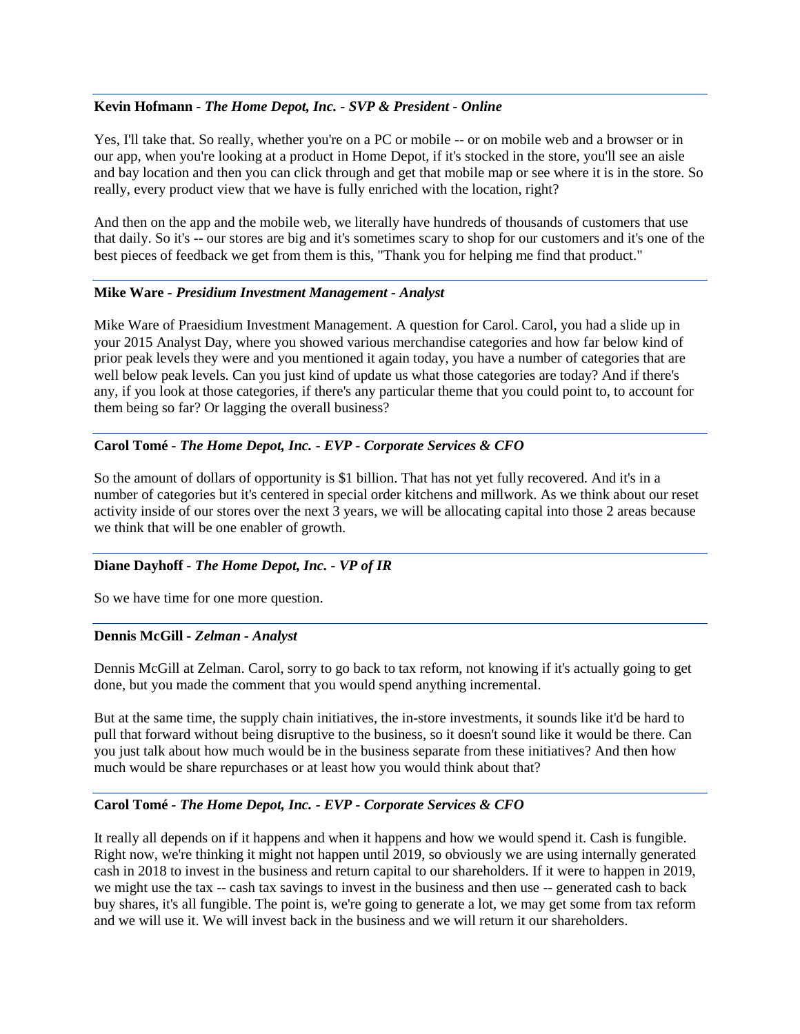**Kevin Hofmann** - ***The Home Depot, Inc. - SVP & President - Online***

Yes, I'll take that. So really, whether you're on a PC or mobile -- or on mobile web and a browser or in our app, when you're looking at a product in Home Depot, if it's stocked in the store, you'll see an aisle and bay location and then you can click through and get that mobile map or see where it is in the store. So really, every product view that we have is fully enriched with the location, right?

And then on the app and the mobile web, we literally have hundreds of thousands of customers that use that daily. So it's -- our stores are big and it's sometimes scary to shop for our customers and it's one of the best pieces of feedback we get from them is this, "Thank you for helping me find that product."

**Mike Ware** - ***Presidium Investment Management - Analyst***

Mike Ware of Praesidium Investment Management. A question for Carol. Carol, you had a slide up in your 2015 Analyst Day, where you showed various merchandise categories and how far below kind of prior peak levels they were and you mentioned it again today, you have a number of categories that are well below peak levels. Can you just kind of update us what those categories are today? And if there's any, if you look at those categories, if there's any particular theme that you could point to, to account for them being so far? Or lagging the overall business?

**Carol Tomé** - ***The Home Depot, Inc. - EVP - Corporate Services & CFO***

So the amount of dollars of opportunity is $1 billion. That has not yet fully recovered. And it's in a number of categories but it's centered in special order kitchens and millwork. As we think about our reset activity inside of our stores over the next 3 years, we will be allocating capital into those 2 areas because we think that will be one enabler of growth.

**Diane Dayhoff** - ***The Home Depot, Inc. - VP of IR***

So we have time for one more question.

**Dennis McGill** - ***Zelman - Analyst***

Dennis McGill at Zelman. Carol, sorry to go back to tax reform, not knowing if it's actually going to get done, but you made the comment that you would spend anything incremental.

But at the same time, the supply chain initiatives, the in-store investments, it sounds like it'd be hard to pull that forward without being disruptive to the business, so it doesn't sound like it would be there. Can you just talk about how much would be in the business separate from these initiatives? And then how much would be share repurchases or at least how you would think about that?

**Carol Tomé** - ***The Home Depot, Inc. - EVP - Corporate Services & CFO***

It really all depends on if it happens and when it happens and how we would spend it. Cash is fungible. Right now, we're thinking it might not happen until 2019, so obviously we are using internally generated cash in 2018 to invest in the business and return capital to our shareholders. If it were to happen in 2019, we might use the tax -- cash tax savings to invest in the business and then use -- generated cash to back buy shares, it's all fungible. The point is, we're going to generate a lot, we may get some from tax reform and we will use it. We will invest back in the business and we will return it our shareholders.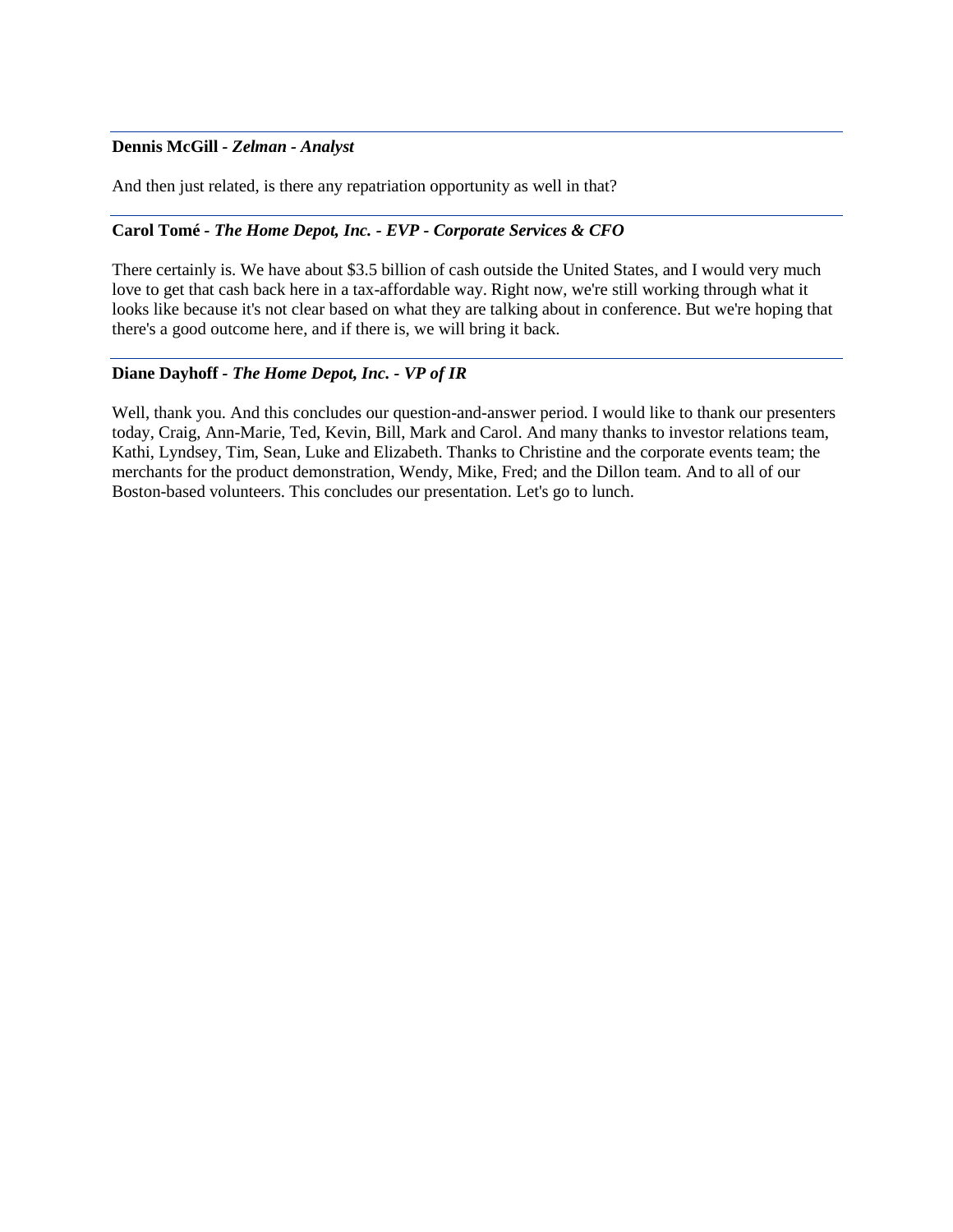**Dennis McGill** - *Zelman - Analyst*

And then just related, is there any repatriation opportunity as well in that?

**Carol Tomé** - ***The Home Depot, Inc. - EVP - Corporate Services & CFO***

There certainly is. We have about $3.5 billion of cash outside the United States, and I would very much love to get that cash back here in a tax-affordable way. Right now, we're still working through what it looks like because it's not clear based on what they are talking about in conference. But we're hoping that there's a good outcome here, and if there is, we will bring it back.

**Diane Dayhoff** - ***The Home Depot, Inc. - VP of IR***

Well, thank you. And this concludes our question-and-answer period. I would like to thank our presenters today, Craig, Ann-Marie, Ted, Kevin, Bill, Mark and Carol. And many thanks to investor relations team, Kathi, Lyndsey, Tim, Sean, Luke and Elizabeth. Thanks to Christine and the corporate events team; the merchants for the product demonstration, Wendy, Mike, Fred; and the Dillon team. And to all of our Boston-based volunteers. This concludes our presentation. Let's go to lunch.